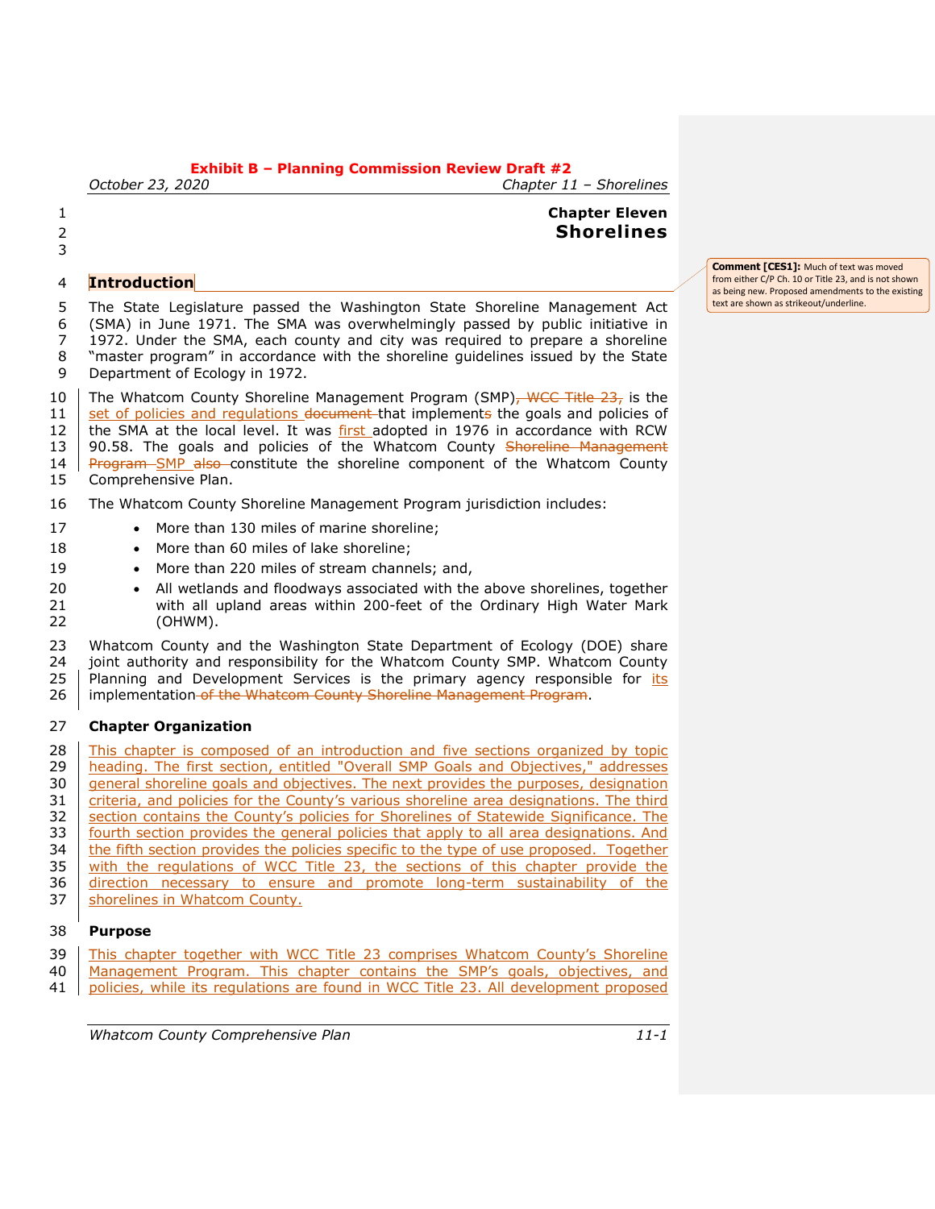# Chapter Eleven
# Shorelines

## Introduction

The State Legislature passed the Washington State Shoreline Management Act (SMA) in June 1971. The SMA was overwhelmingly passed by public initiative in 1972. Under the SMA, each county and city was required to prepare a shoreline "master program" in accordance with the shoreline guidelines issued by the State Department of Ecology in 1972.

The Whatcom County Shoreline Management Program (SMP)~~, WCC Title 23,~~ is the set of policies and regulations ~~document~~ that implement~~s~~ the goals and policies of the SMA at the local level. It was first adopted in 1976 in accordance with RCW 90.58. The goals and policies of the Whatcom County ~~Shoreline Management Program~~ SMP ~~also~~ constitute the shoreline component of the Whatcom County Comprehensive Plan.

The Whatcom County Shoreline Management Program jurisdiction includes:

- More than 130 miles of marine shoreline;
- More than 60 miles of lake shoreline;
- More than 220 miles of stream channels; and,
- All wetlands and floodways associated with the above shorelines, together with all upland areas within 200-feet of the Ordinary High Water Mark (OHWM).

Whatcom County and the Washington State Department of Ecology (DOE) share joint authority and responsibility for the Whatcom County SMP. Whatcom County Planning and Development Services is the primary agency responsible for its implementation ~~of the Whatcom County Shoreline Management Program~~.

Comment [CES1]: Much of text was moved from either C/P Ch. 10 or Title 23, and is not shown as being new. Proposed amendments to the existing text are shown as strikeout/underline.

### Chapter Organization

This chapter is composed of an introduction and five sections organized by topic heading. The first section, entitled "Overall SMP Goals and Objectives," addresses general shoreline goals and objectives. The next provides the purposes, designation criteria, and policies for the County's various shoreline area designations. The third section contains the County's policies for Shorelines of Statewide Significance. The fourth section provides the general policies that apply to all area designations. And the fifth section provides the policies specific to the type of use proposed. Together with the regulations of WCC Title 23, the sections of this chapter provide the direction necessary to ensure and promote long-term sustainability of the shorelines in Whatcom County.

### Purpose

This chapter together with WCC Title 23 comprises Whatcom County's Shoreline Management Program. This chapter contains the SMP's goals, objectives, and policies, while its regulations are found in WCC Title 23. All development proposed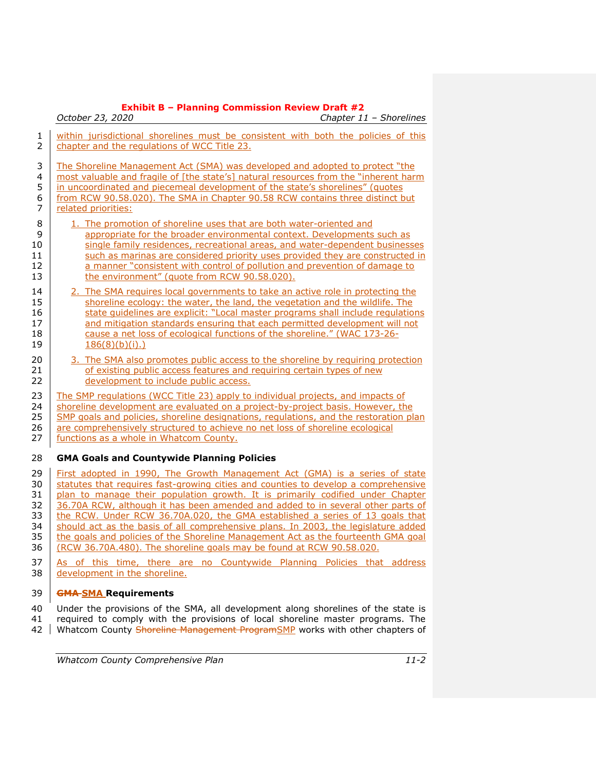within jurisdictional shorelines must be consistent with both the policies of this chapter and the regulations of WCC Title 23.

The Shoreline Management Act (SMA) was developed and adopted to protect "the most valuable and fragile of [the state's] natural resources from the "inherent harm in uncoordinated and piecemeal development of the state's shorelines" (quotes from RCW 90.58.020). The SMA in Chapter 90.58 RCW contains three distinct but related priorities:

1. The promotion of shoreline uses that are both water-oriented and appropriate for the broader environmental context. Developments such as single family residences, recreational areas, and water-dependent businesses such as marinas are considered priority uses provided they are constructed in a manner "consistent with control of pollution and prevention of damage to the environment" (quote from RCW 90.58.020).
2. The SMA requires local governments to take an active role in protecting the shoreline ecology: the water, the land, the vegetation and the wildlife. The state guidelines are explicit: "Local master programs shall include regulations and mitigation standards ensuring that each permitted development will not cause a net loss of ecological functions of the shoreline." (WAC 173-26-186(8)(b)(i).)
3. The SMA also promotes public access to the shoreline by requiring protection of existing public access features and requiring certain types of new development to include public access.

The SMP regulations (WCC Title 23) apply to individual projects, and impacts of shoreline development are evaluated on a project-by-project basis. However, the SMP goals and policies, shoreline designations, regulations, and the restoration plan are comprehensively structured to achieve no net loss of shoreline ecological functions as a whole in Whatcom County.

**GMA Goals and Countywide Planning Policies**

First adopted in 1990, The Growth Management Act (GMA) is a series of state statutes that requires fast-growing cities and counties to develop a comprehensive plan to manage their population growth. It is primarily codified under Chapter 36.70A RCW, although it has been amended and added to in several other parts of the RCW. Under RCW 36.70A.020, the GMA established a series of 13 goals that should act as the basis of all comprehensive plans. In 2003, the legislature added the goals and policies of the Shoreline Management Act as the fourteenth GMA goal (RCW 36.70A.480). The shoreline goals may be found at RCW 90.58.020.

As of this time, there are no Countywide Planning Policies that address development in the shoreline.

**~~GMA~~ SMA Requirements**

Under the provisions of the SMA, all development along shorelines of the state is required to comply with the provisions of local shoreline master programs. The Whatcom County ~~Shoreline Management Program~~SMP works with other chapters of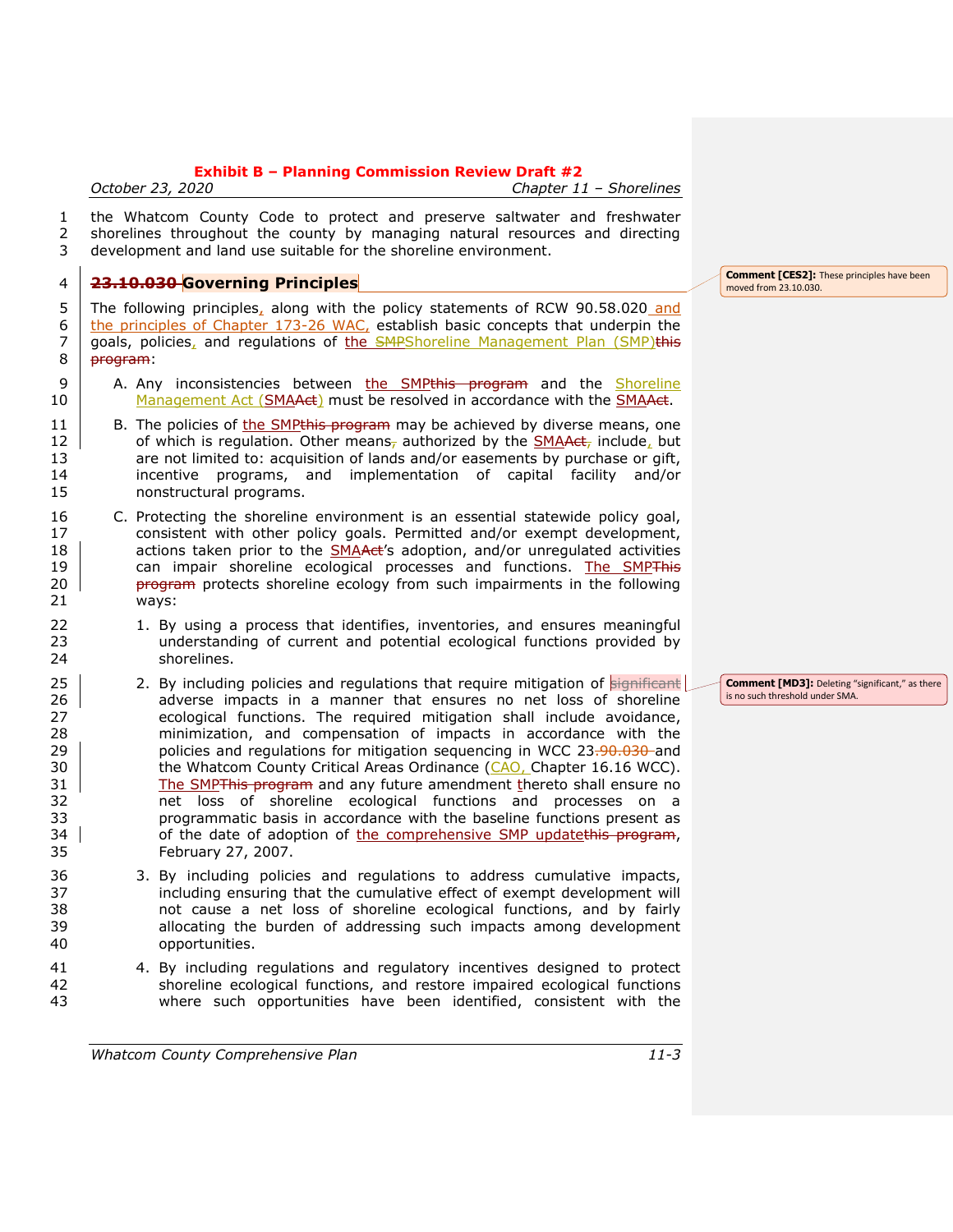the Whatcom County Code to protect and preserve saltwater and freshwater shorelines throughout the county by managing natural resources and directing development and land use suitable for the shoreline environment.

## ~~23.10.030~~ Governing Principles

Comment [CES2]: These principles have been moved from 23.10.030.

The following principles, along with the policy statements of RCW 90.58.020 and the principles of Chapter 173-26 WAC, establish basic concepts that underpin the goals, policies, and regulations of the ~~SMP~~Shoreline Management Plan (SMP)~~this program~~:

A. Any inconsistencies between the SMP~~this program~~ and the Shoreline Management Act (SMA~~Act~~) must be resolved in accordance with the SMA~~Act~~.

B. The policies of the SMP~~this program~~ may be achieved by diverse means, one of which is regulation. Other means~~,~~ authorized by the SMA~~Act,~~ include, but are not limited to: acquisition of lands and/or easements by purchase or gift, incentive programs, and implementation of capital facility and/or nonstructural programs.

C. Protecting the shoreline environment is an essential statewide policy goal, consistent with other policy goals. Permitted and/or exempt development, actions taken prior to the SMA~~Act~~'s adoption, and/or unregulated activities can impair shoreline ecological processes and functions. The SMP~~This program~~ protects shoreline ecology from such impairments in the following ways:

   1. By using a process that identifies, inventories, and ensures meaningful understanding of current and potential ecological functions provided by shorelines.

   2. By including policies and regulations that require mitigation of ~~significant~~ adverse impacts in a manner that ensures no net loss of shoreline ecological functions. The required mitigation shall include avoidance, minimization, and compensation of impacts in accordance with the policies and regulations for mitigation sequencing in WCC 23~~.90.030~~ and the Whatcom County Critical Areas Ordinance (CAO, Chapter 16.16 WCC). The SMP~~This program~~ and any future amendment thereto shall ensure no net loss of shoreline ecological functions and processes on a programmatic basis in accordance with the baseline functions present as of the date of adoption of the comprehensive SMP update~~this program~~, February 27, 2007.

      Comment [MD3]: Deleting "significant," as there is no such threshold under SMA.

   3. By including policies and regulations to address cumulative impacts, including ensuring that the cumulative effect of exempt development will not cause a net loss of shoreline ecological functions, and by fairly allocating the burden of addressing such impacts among development opportunities.

   4. By including regulations and regulatory incentives designed to protect shoreline ecological functions, and restore impaired ecological functions where such opportunities have been identified, consistent with the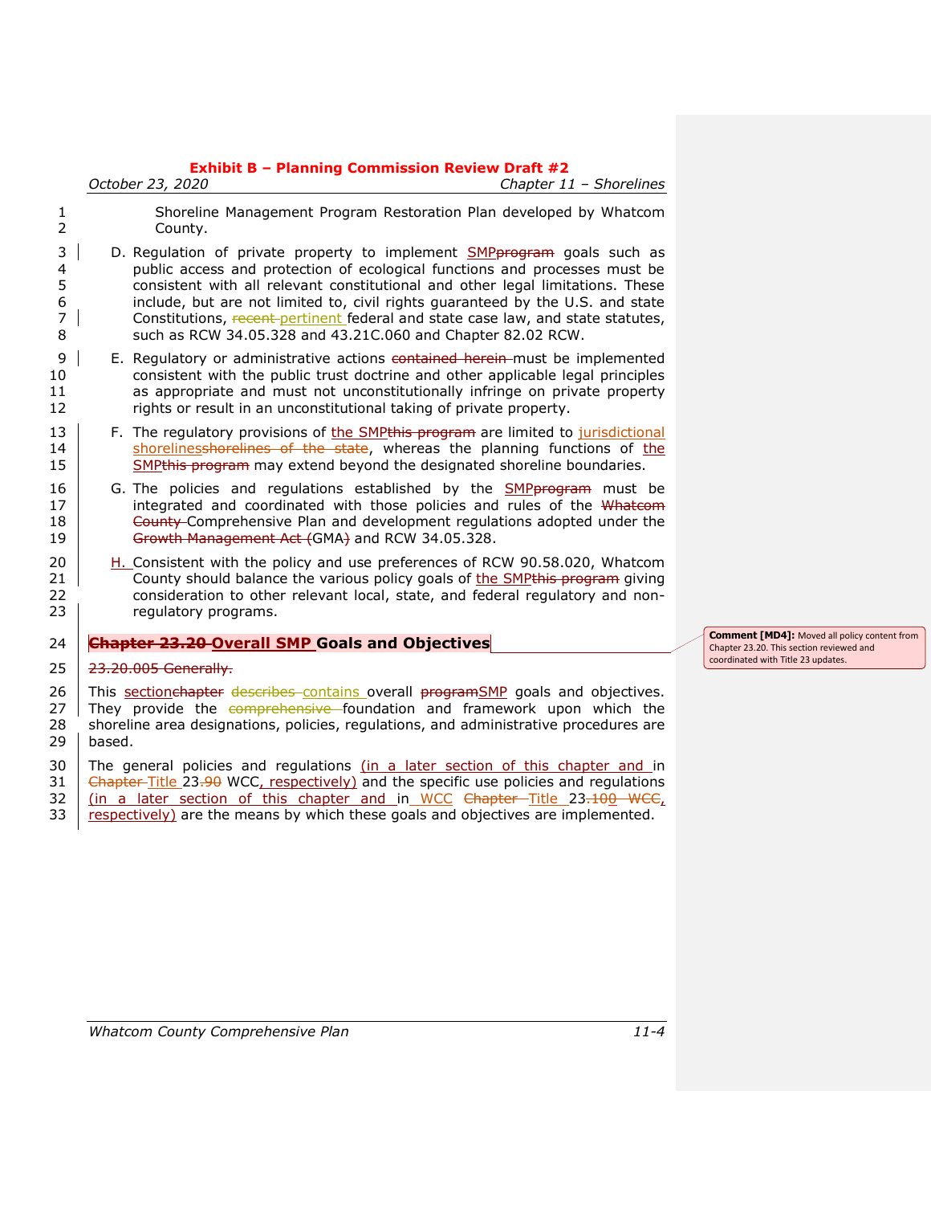Shoreline Management Program Restoration Plan developed by Whatcom County.

D. Regulation of private property to implement SMPprogram goals such as public access and protection of ecological functions and processes must be consistent with all relevant constitutional and other legal limitations. These include, but are not limited to, civil rights guaranteed by the U.S. and state Constitutions, recent pertinent federal and state case law, and state statutes, such as RCW 34.05.328 and 43.21C.060 and Chapter 82.02 RCW.

E. Regulatory or administrative actions contained herein must be implemented consistent with the public trust doctrine and other applicable legal principles as appropriate and must not unconstitutionally infringe on private property rights or result in an unconstitutional taking of private property.

F. The regulatory provisions of the SMPthis program are limited to jurisdictional shorelinesshorelines of the state, whereas the planning functions of the SMPthis program may extend beyond the designated shoreline boundaries.

G. The policies and regulations established by the SMPprogram must be integrated and coordinated with those policies and rules of the Whatcom County Comprehensive Plan and development regulations adopted under the Growth Management Act (GMA) and RCW 34.05.328.

H. Consistent with the policy and use preferences of RCW 90.58.020, Whatcom County should balance the various policy goals of the SMPthis program giving consideration to other relevant local, state, and federal regulatory and non-regulatory programs.

## Chapter 23.20 Overall SMP Goals and Objectives

Comment [MD4]: Moved all policy content from Chapter 23.20. This section reviewed and coordinated with Title 23 updates.

23.20.005 Generally.

This sectionchapter describes contains overall programSMP goals and objectives. They provide the comprehensive foundation and framework upon which the shoreline area designations, policies, regulations, and administrative procedures are based.

The general policies and regulations (in a later section of this chapter and in Chapter Title 23.90 WCC, respectively) and the specific use policies and regulations (in a later section of this chapter and in WCC Chapter Title 23.100 WCC, respectively) are the means by which these goals and objectives are implemented.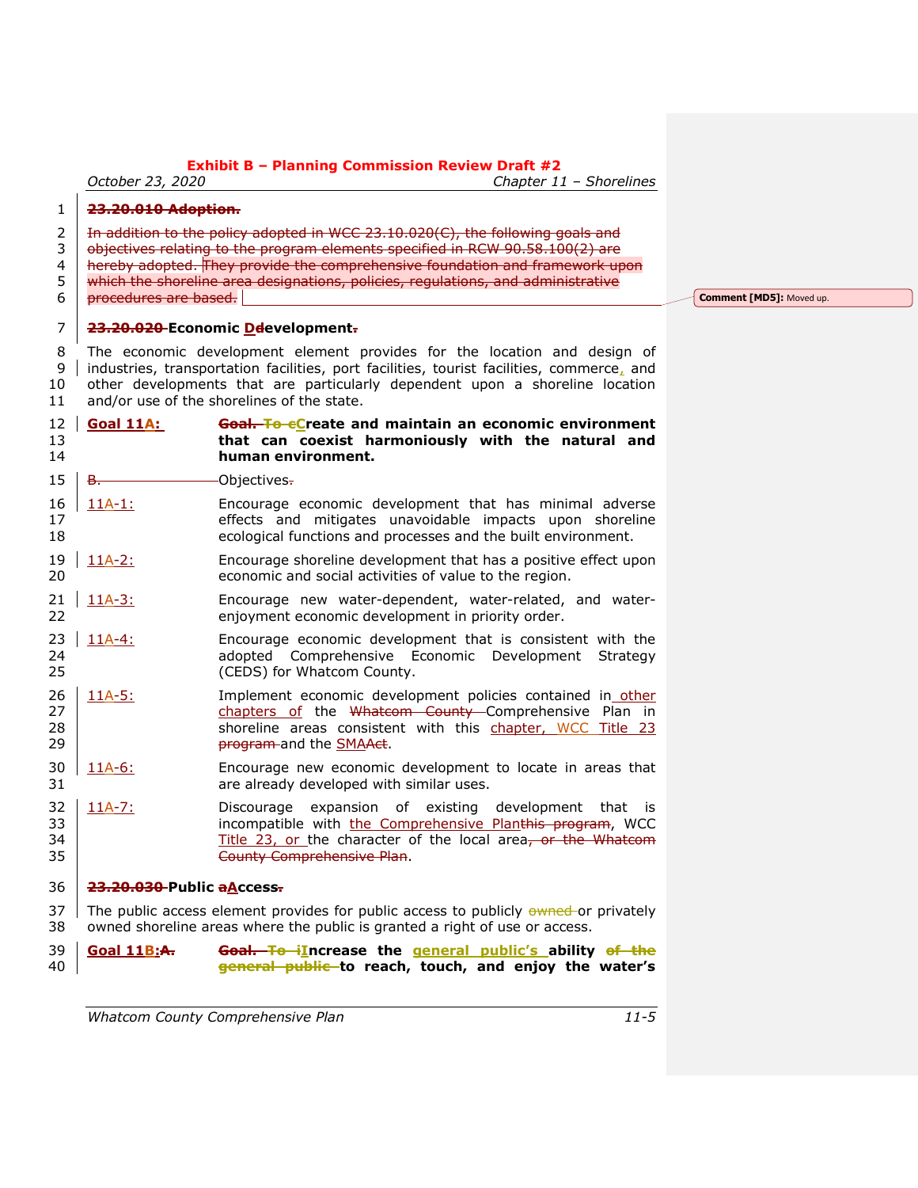~~23.20.010 Adoption.~~

~~In addition to the policy adopted in WCC 23.10.020(C), the following goals and objectives relating to the program elements specified in RCW 90.58.100(2) are hereby adopted. They provide the comprehensive foundation and framework upon which the shoreline area designations, policies, regulations, and administrative procedures are based.~~

Comment [MD5]: Moved up.

## ~~23.20.020~~ Economic Development.

The economic development element provides for the location and design of industries, transportation facilities, port facilities, tourist facilities, commerce, and other developments that are particularly dependent upon a shoreline location and/or use of the shorelines of the state.

**Goal 11A:** **~~Goal. To c~~Create and maintain an economic environment that can coexist harmoniously with the natural and human environment.**

~~B.~~ Objectives~~.~~

11A-1: Encourage economic development that has minimal adverse effects and mitigates unavoidable impacts upon shoreline ecological functions and processes and the built environment.

11A-2: Encourage shoreline development that has a positive effect upon economic and social activities of value to the region.

11A-3: Encourage new water-dependent, water-related, and water-enjoyment economic development in priority order.

11A-4: Encourage economic development that is consistent with the adopted Comprehensive Economic Development Strategy (CEDS) for Whatcom County.

11A-5: Implement economic development policies contained in other chapters of the ~~Whatcom County~~ Comprehensive Plan in shoreline areas consistent with this chapter, WCC Title 23 ~~program~~ and the SMA~~Act~~.

11A-6: Encourage new economic development to locate in areas that are already developed with similar uses.

11A-7: Discourage expansion of existing development that is incompatible with the Comprehensive Plan~~this program~~, WCC Title 23, or the character of the local area~~, or the Whatcom County Comprehensive Plan~~.

## ~~23.20.030~~ Public Access.

The public access element provides for public access to publicly ~~owned~~ or privately owned shoreline areas where the public is granted a right of use or access.

**Goal 11B:~~A.~~** **~~Goal. To i~~Increase the general public's ability ~~of the general public~~ to reach, touch, and enjoy the water's**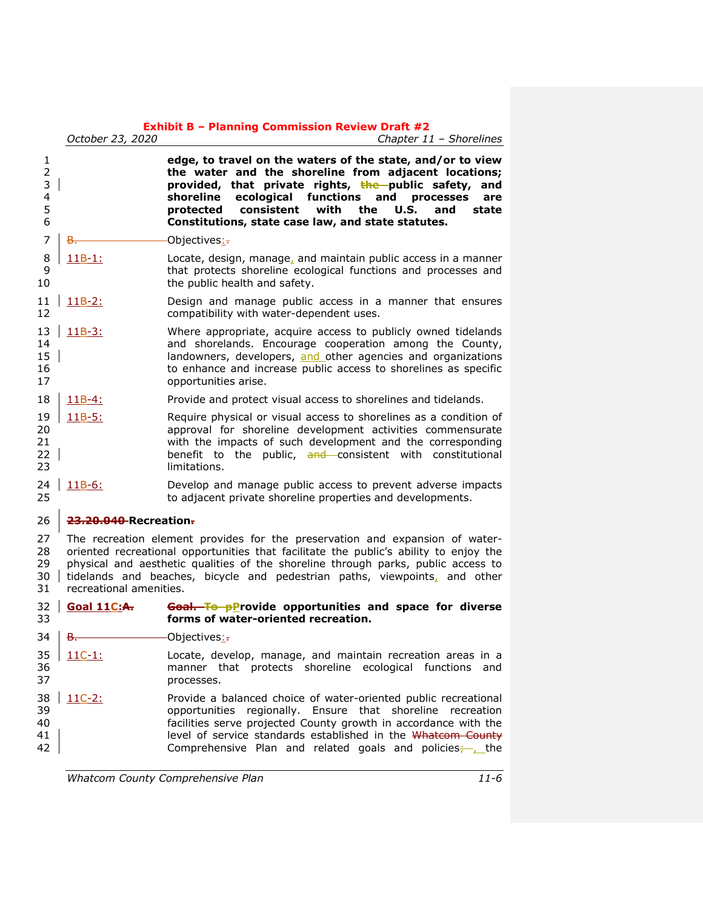**edge, to travel on the waters of the state, and/or to view the water and the shoreline from adjacent locations; provided, that private rights, ~~the~~ public safety, and shoreline ecological functions and processes are protected consistent with the U.S. and state Constitutions, state case law, and state statutes.**

~~B.~~ Objectives:~~.~~

11B-1: Locate, design, manage, and maintain public access in a manner that protects shoreline ecological functions and processes and the public health and safety.

11B-2: Design and manage public access in a manner that ensures compatibility with water-dependent uses.

11B-3: Where appropriate, acquire access to publicly owned tidelands and shorelands. Encourage cooperation among the County, landowners, developers, and other agencies and organizations to enhance and increase public access to shorelines as specific opportunities arise.

11B-4: Provide and protect visual access to shorelines and tidelands.

11B-5: Require physical or visual access to shorelines as a condition of approval for shoreline development activities commensurate with the impacts of such development and the corresponding benefit to the public, ~~and~~ consistent with constitutional limitations.

11B-6: Develop and manage public access to prevent adverse impacts to adjacent private shoreline properties and developments.

## ~~23.20.040~~ Recreation~~.~~

The recreation element provides for the preservation and expansion of water-oriented recreational opportunities that facilitate the public's ability to enjoy the physical and aesthetic qualities of the shoreline through parks, public access to tidelands and beaches, bicycle and pedestrian paths, viewpoints, and other recreational amenities.

**Goal 11C:~~A.~~** **~~Goal. To p~~Provide opportunities and space for diverse forms of water-oriented recreation.**

~~B.~~ Objectives:~~.~~

11C-1: Locate, develop, manage, and maintain recreation areas in a manner that protects shoreline ecological functions and processes.

11C-2: Provide a balanced choice of water-oriented public recreational opportunities regionally. Ensure that shoreline recreation facilities serve projected County growth in accordance with the level of service standards established in the ~~Whatcom County~~ Comprehensive Plan and related goals and policies~~;~~, the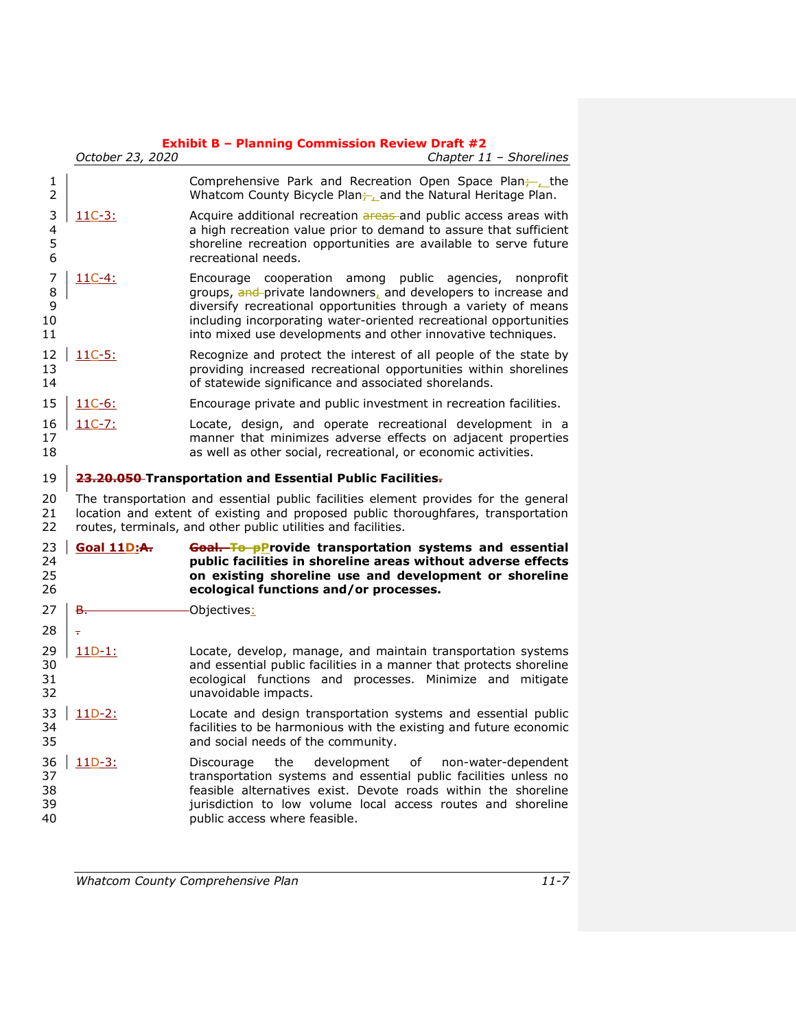Comprehensive Park and Recreation Open Space Plan, the Whatcom County Bicycle Plan, and the Natural Heritage Plan.

| | |
|---|---|
| 11C-3: | Acquire additional recreation and public access areas with a high recreation value prior to demand to assure that sufficient shoreline recreation opportunities are available to serve future recreational needs. |
| 11C-4: | Encourage cooperation among public agencies, nonprofit groups, private landowners, and developers to increase and diversify recreational opportunities through a variety of means including incorporating water-oriented recreational opportunities into mixed use developments and other innovative techniques. |
| 11C-5: | Recognize and protect the interest of all people of the state by providing increased recreational opportunities within shorelines of statewide significance and associated shorelands. |
| 11C-6: | Encourage private and public investment in recreation facilities. |
| 11C-7: | Locate, design, and operate recreational development in a manner that minimizes adverse effects on adjacent properties as well as other social, recreational, or economic activities. |

## Transportation and Essential Public Facilities

The transportation and essential public facilities element provides for the general location and extent of existing and proposed public thoroughfares, transportation routes, terminals, and other public utilities and facilities.

| | |
|---|---|
| **Goal 11D:** | **Provide transportation systems and essential public facilities in shoreline areas without adverse effects on existing shoreline use and development or shoreline ecological functions and/or processes.** |

Objectives:

| | |
|---|---|
| 11D-1: | Locate, develop, manage, and maintain transportation systems and essential public facilities in a manner that protects shoreline ecological functions and processes. Minimize and mitigate unavoidable impacts. |
| 11D-2: | Locate and design transportation systems and essential public facilities to be harmonious with the existing and future economic and social needs of the community. |
| 11D-3: | Discourage the development of non-water-dependent transportation systems and essential public facilities unless no feasible alternatives exist. Devote roads within the shoreline jurisdiction to low volume local access routes and shoreline public access where feasible. |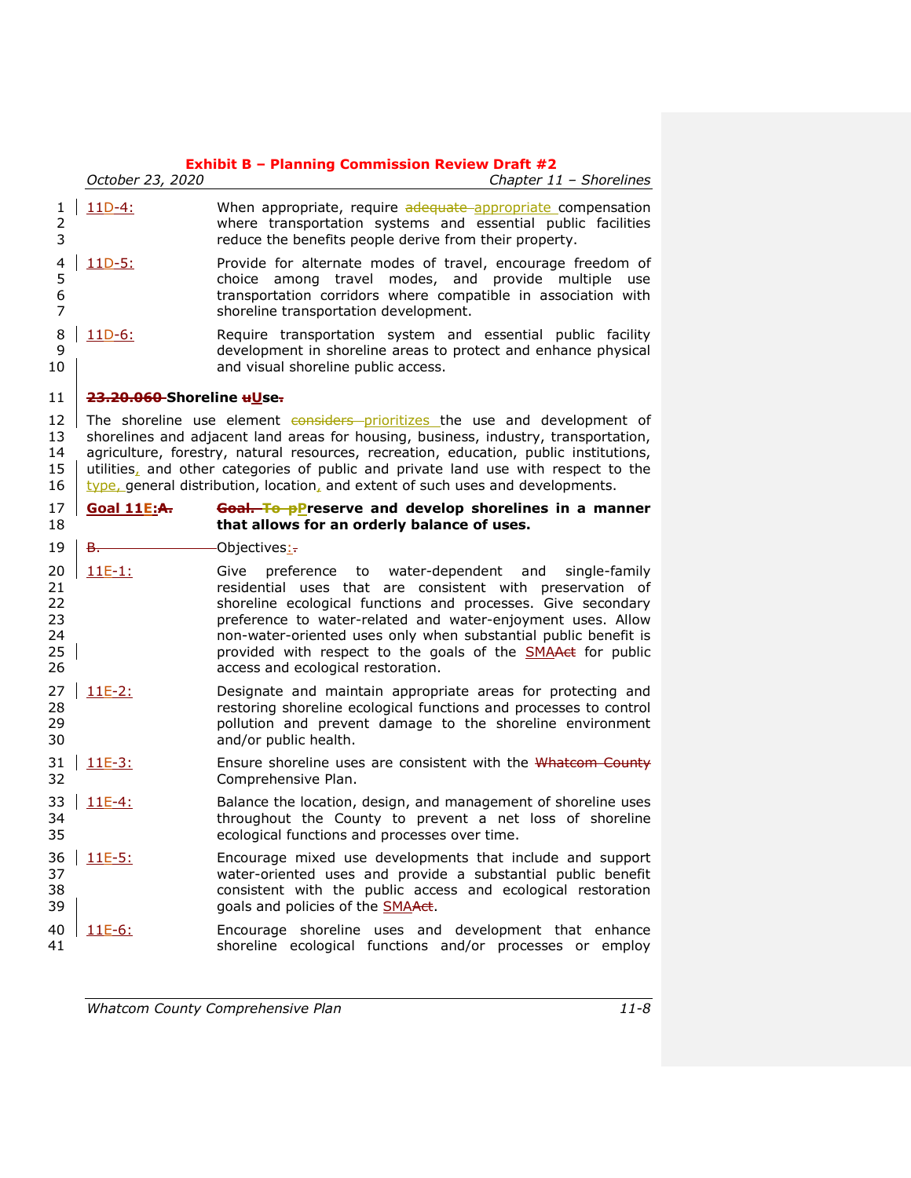11D-4: When appropriate, require ~~adequate~~ appropriate compensation where transportation systems and essential public facilities reduce the benefits people derive from their property.

11D-5: Provide for alternate modes of travel, encourage freedom of choice among travel modes, and provide multiple use transportation corridors where compatible in association with shoreline transportation development.

11D-6: Require transportation system and essential public facility development in shoreline areas to protect and enhance physical and visual shoreline public access.

### ~~23.20.060~~ Shoreline ~~u~~Use~~.~~

The shoreline use element ~~considers~~ prioritizes the use and development of shorelines and adjacent land areas for housing, business, industry, transportation, agriculture, forestry, natural resources, recreation, education, public institutions, utilities, and other categories of public and private land use with respect to the type, general distribution, location, and extent of such uses and developments.

**Goal 11E:~~A.~~ ~~Goal. To p~~Preserve and develop shorelines in a manner that allows for an orderly balance of uses.**

~~B.~~ Objectives:~~.~~

11E-1: Give preference to water-dependent and single-family residential uses that are consistent with preservation of shoreline ecological functions and processes. Give secondary preference to water-related and water-enjoyment uses. Allow non-water-oriented uses only when substantial public benefit is provided with respect to the goals of the SMA~~Act~~ for public access and ecological restoration.

11E-2: Designate and maintain appropriate areas for protecting and restoring shoreline ecological functions and processes to control pollution and prevent damage to the shoreline environment and/or public health.

11E-3: Ensure shoreline uses are consistent with the ~~Whatcom County~~ Comprehensive Plan.

11E-4: Balance the location, design, and management of shoreline uses throughout the County to prevent a net loss of shoreline ecological functions and processes over time.

11E-5: Encourage mixed use developments that include and support water-oriented uses and provide a substantial public benefit consistent with the public access and ecological restoration goals and policies of the SMA~~Act~~.

11E-6: Encourage shoreline uses and development that enhance shoreline ecological functions and/or processes or employ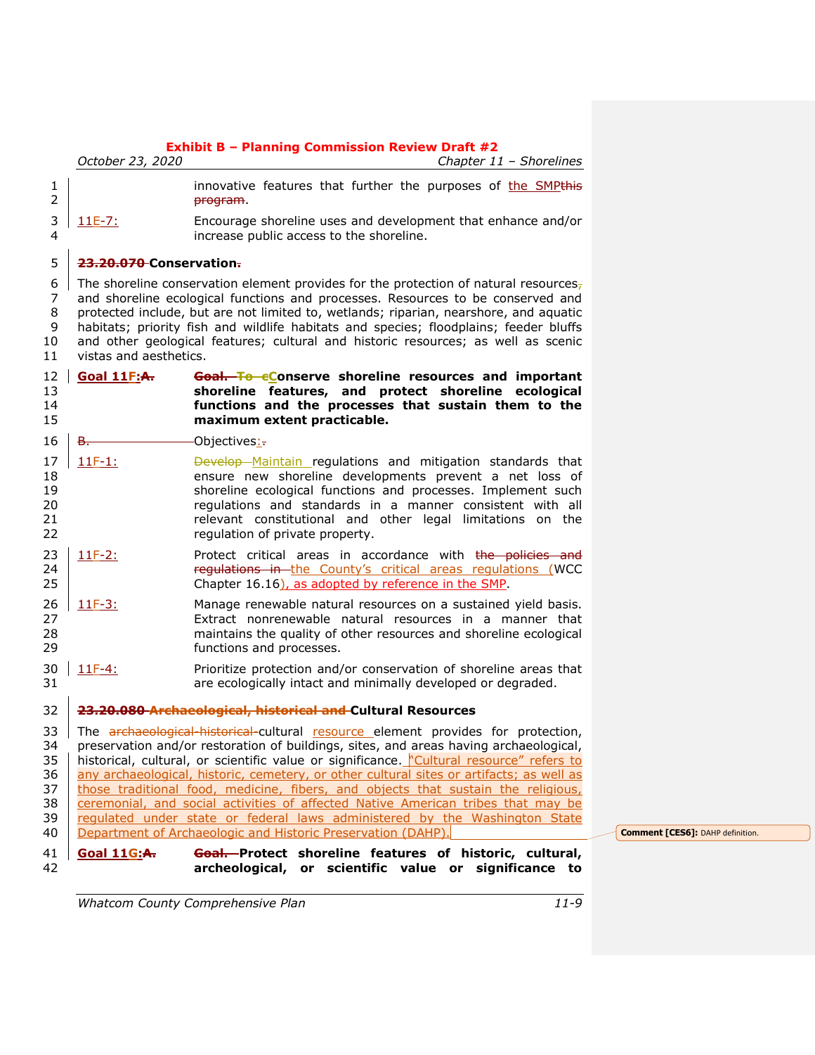innovative features that further the purposes of the SMPthis program.

11E-7: Encourage shoreline uses and development that enhance and/or increase public access to the shoreline.

## 23.20.070 Conservation.

The shoreline conservation element provides for the protection of natural resources, and shoreline ecological functions and processes. Resources to be conserved and protected include, but are not limited to, wetlands; riparian, nearshore, and aquatic habitats; priority fish and wildlife habitats and species; floodplains; feeder bluffs and other geological features; cultural and historic resources; as well as scenic vistas and aesthetics.

**Goal 11F:A.** **Goal. To cConserve shoreline resources and important shoreline features, and protect shoreline ecological functions and the processes that sustain them to the maximum extent practicable.**

B. Objectives:.

11F-1: Develop Maintain regulations and mitigation standards that ensure new shoreline developments prevent a net loss of shoreline ecological functions and processes. Implement such regulations and standards in a manner consistent with all relevant constitutional and other legal limitations on the regulation of private property.

11F-2: Protect critical areas in accordance with the policies and regulations in the County's critical areas regulations (WCC Chapter 16.16), as adopted by reference in the SMP.

11F-3: Manage renewable natural resources on a sustained yield basis. Extract nonrenewable natural resources in a manner that maintains the quality of other resources and shoreline ecological functions and processes.

11F-4: Prioritize protection and/or conservation of shoreline areas that are ecologically intact and minimally developed or degraded.

## 23.20.080 Archaeological, historical and Cultural Resources

The archaeological-historical-cultural resource element provides for protection, preservation and/or restoration of buildings, sites, and areas having archaeological, historical, cultural, or scientific value or significance. "Cultural resource" refers to any archaeological, historic, cemetery, or other cultural sites or artifacts; as well as those traditional food, medicine, fibers, and objects that sustain the religious, ceremonial, and social activities of affected Native American tribes that may be regulated under state or federal laws administered by the Washington State Department of Archaeologic and Historic Preservation (DAHP).

Comment [CES6]: DAHP definition.

**Goal 11G:A.** **Goal. Protect shoreline features of historic, cultural, archeological, or scientific value or significance to**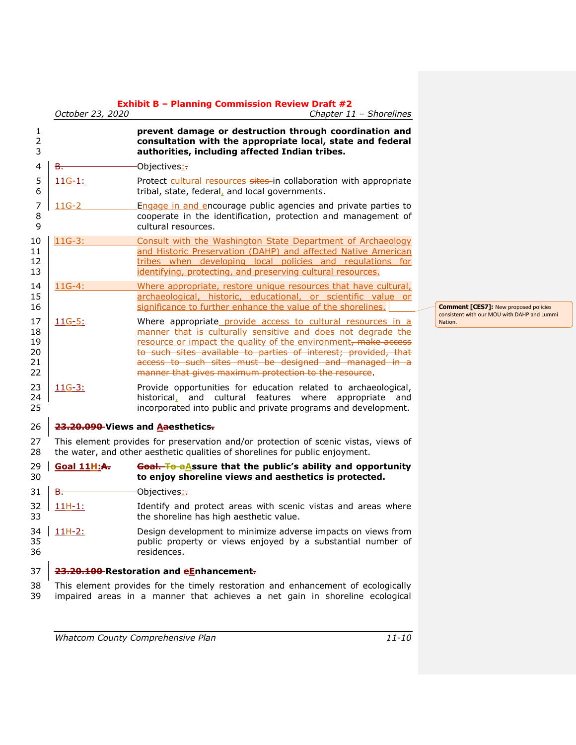**prevent damage or destruction through coordination and consultation with the appropriate local, state and federal authorities, including affected Indian tribes.**

~~B.~~ Objectives:~~.~~

11G-1: Protect cultural resources ~~sites~~ in collaboration with appropriate tribal, state, federal, and local governments.

11G-2 Engage in and encourage public agencies and private parties to cooperate in the identification, protection and management of cultural resources.

11G-3: Consult with the Washington State Department of Archaeology and Historic Preservation (DAHP) and affected Native American tribes when developing local policies and regulations for identifying, protecting, and preserving cultural resources.

11G-4: Where appropriate, restore unique resources that have cultural, archaeological, historic, educational, or scientific value or significance to further enhance the value of the shorelines.

Comment [CES7]: New proposed policies consistent with our MOU with DAHP and Lummi Nation.

11G-5: Where appropriate provide access to cultural resources in a manner that is culturally sensitive and does not degrade the resource or impact the quality of the environment~~, make access to such sites available to parties of interest; provided, that access to such sites must be designed and managed in a manner that gives maximum protection to the resource~~.

11G-3: Provide opportunities for education related to archaeological, historical, and cultural features where appropriate and incorporated into public and private programs and development.

## ~~23.20.090~~ Views and ~~a~~Aesthetics~~.~~

This element provides for preservation and/or protection of scenic vistas, views of the water, and other aesthetic qualities of shorelines for public enjoyment.

**Goal 11H:~~A.~~** **~~Goal. To a~~Assure that the public's ability and opportunity to enjoy shoreline views and aesthetics is protected.**

~~B.~~ Objectives:~~.~~

11H-1: Identify and protect areas with scenic vistas and areas where the shoreline has high aesthetic value.

11H-2: Design development to minimize adverse impacts on views from public property or views enjoyed by a substantial number of residences.

## ~~23.20.100~~ Restoration and ~~e~~Enhancement~~.~~

This element provides for the timely restoration and enhancement of ecologically impaired areas in a manner that achieves a net gain in shoreline ecological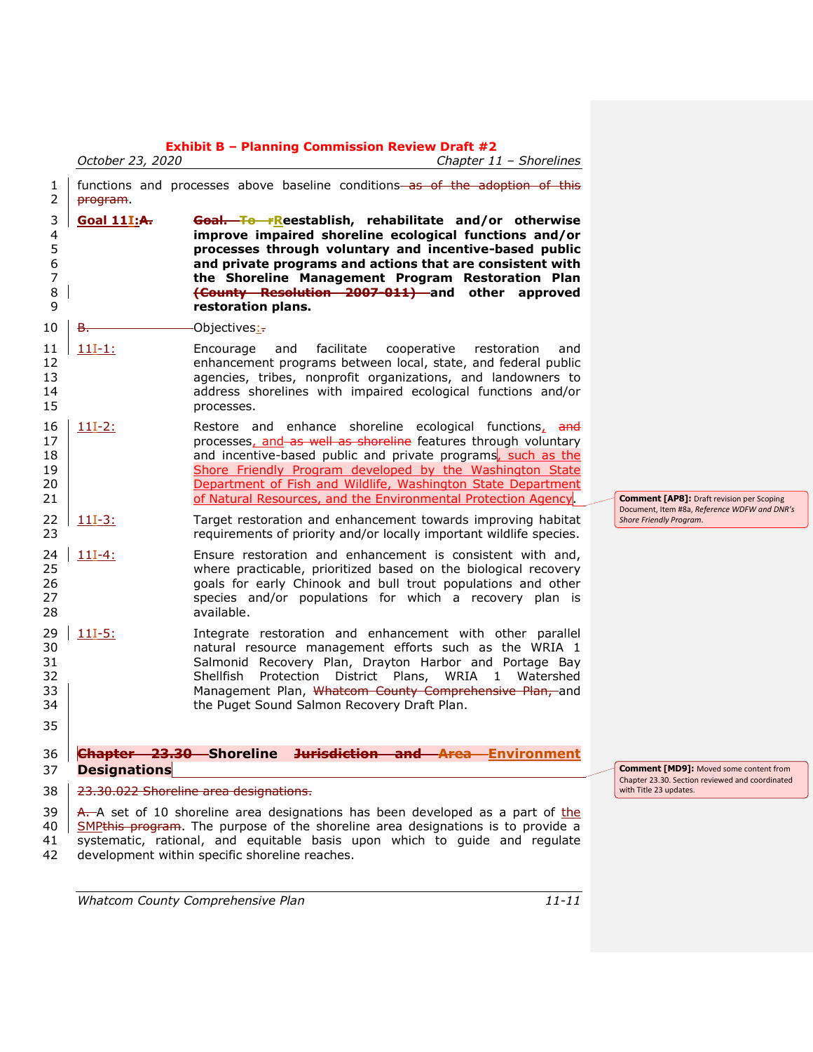functions and processes above baseline conditions as of the adoption of this program.

**Goal 11I:A.** **Goal. To rReestablish, rehabilitate and/or otherwise improve impaired shoreline ecological functions and/or processes through voluntary and incentive-based public and private programs and actions that are consistent with the Shoreline Management Program Restoration Plan (County Resolution 2007-011) and other approved restoration plans.**

B. Objectives:.

11I-1: Encourage and facilitate cooperative restoration and enhancement programs between local, state, and federal public agencies, tribes, nonprofit organizations, and landowners to address shorelines with impaired ecological functions and/or processes.

11I-2: Restore and enhance shoreline ecological functions, and processes, and as well as shoreline features through voluntary and incentive-based public and private programs, such as the Shore Friendly Program developed by the Washington State Department of Fish and Wildlife, Washington State Department of Natural Resources, and the Environmental Protection Agency.

11I-3: Target restoration and enhancement towards improving habitat requirements of priority and/or locally important wildlife species.

11I-4: Ensure restoration and enhancement is consistent with and, where practicable, prioritized based on the biological recovery goals for early Chinook and bull trout populations and other species and/or populations for which a recovery plan is available.

11I-5: Integrate restoration and enhancement with other parallel natural resource management efforts such as the WRIA 1 Salmonid Recovery Plan, Drayton Harbor and Portage Bay Shellfish Protection District Plans, WRIA 1 Watershed Management Plan, Whatcom County Comprehensive Plan, and the Puget Sound Salmon Recovery Draft Plan.

> Comment [AP8]: Draft revision per Scoping Document, Item #8a, *Reference WDFW and DNR's Shore Friendly Program.*

## Chapter 23.30 Shoreline Jurisdiction and Area Environment Designations

> Comment [MD9]: Moved some content from Chapter 23.30. Section reviewed and coordinated with Title 23 updates.

23.30.022 Shoreline area designations.

A. A set of 10 shoreline area designations has been developed as a part of the SMPthis program. The purpose of the shoreline area designations is to provide a systematic, rational, and equitable basis upon which to guide and regulate development within specific shoreline reaches.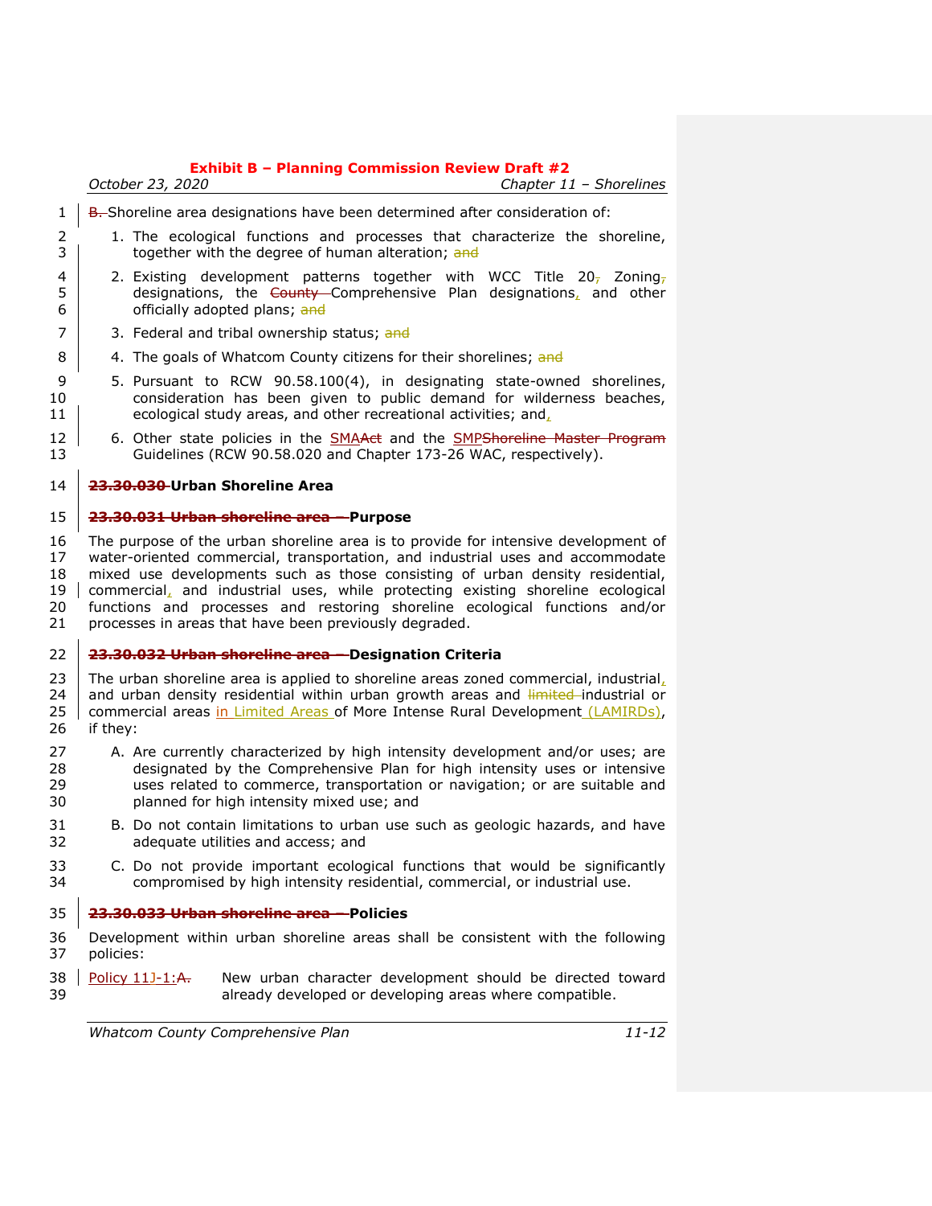B. Shoreline area designations have been determined after consideration of:

1. The ecological functions and processes that characterize the shoreline, together with the degree of human alteration; and
2. Existing development patterns together with WCC Title 20, Zoning, designations, the County Comprehensive Plan designations, and other officially adopted plans; and
3. Federal and tribal ownership status; and
4. The goals of Whatcom County citizens for their shorelines; and
5. Pursuant to RCW 90.58.100(4), in designating state-owned shorelines, consideration has been given to public demand for wilderness beaches, ecological study areas, and other recreational activities; and,
6. Other state policies in the SMAAct and the SMPShoreline Master Program Guidelines (RCW 90.58.020 and Chapter 173-26 WAC, respectively).

## 23.30.030 Urban Shoreline Area

### 23.30.031 Urban shoreline area – Purpose

The purpose of the urban shoreline area is to provide for intensive development of water-oriented commercial, transportation, and industrial uses and accommodate mixed use developments such as those consisting of urban density residential, commercial, and industrial uses, while protecting existing shoreline ecological functions and processes and restoring shoreline ecological functions and/or processes in areas that have been previously degraded.

### 23.30.032 Urban shoreline area – Designation Criteria

The urban shoreline area is applied to shoreline areas zoned commercial, industrial, and urban density residential within urban growth areas and limited industrial or commercial areas in Limited Areas of More Intense Rural Development (LAMIRDs), if they:

A. Are currently characterized by high intensity development and/or uses; are designated by the Comprehensive Plan for high intensity uses or intensive uses related to commerce, transportation or navigation; or are suitable and planned for high intensity mixed use; and

B. Do not contain limitations to urban use such as geologic hazards, and have adequate utilities and access; and

C. Do not provide important ecological functions that would be significantly compromised by high intensity residential, commercial, or industrial use.

### 23.30.033 Urban shoreline area – Policies

Development within urban shoreline areas shall be consistent with the following policies:

Policy 11J-1:A. New urban character development should be directed toward already developed or developing areas where compatible.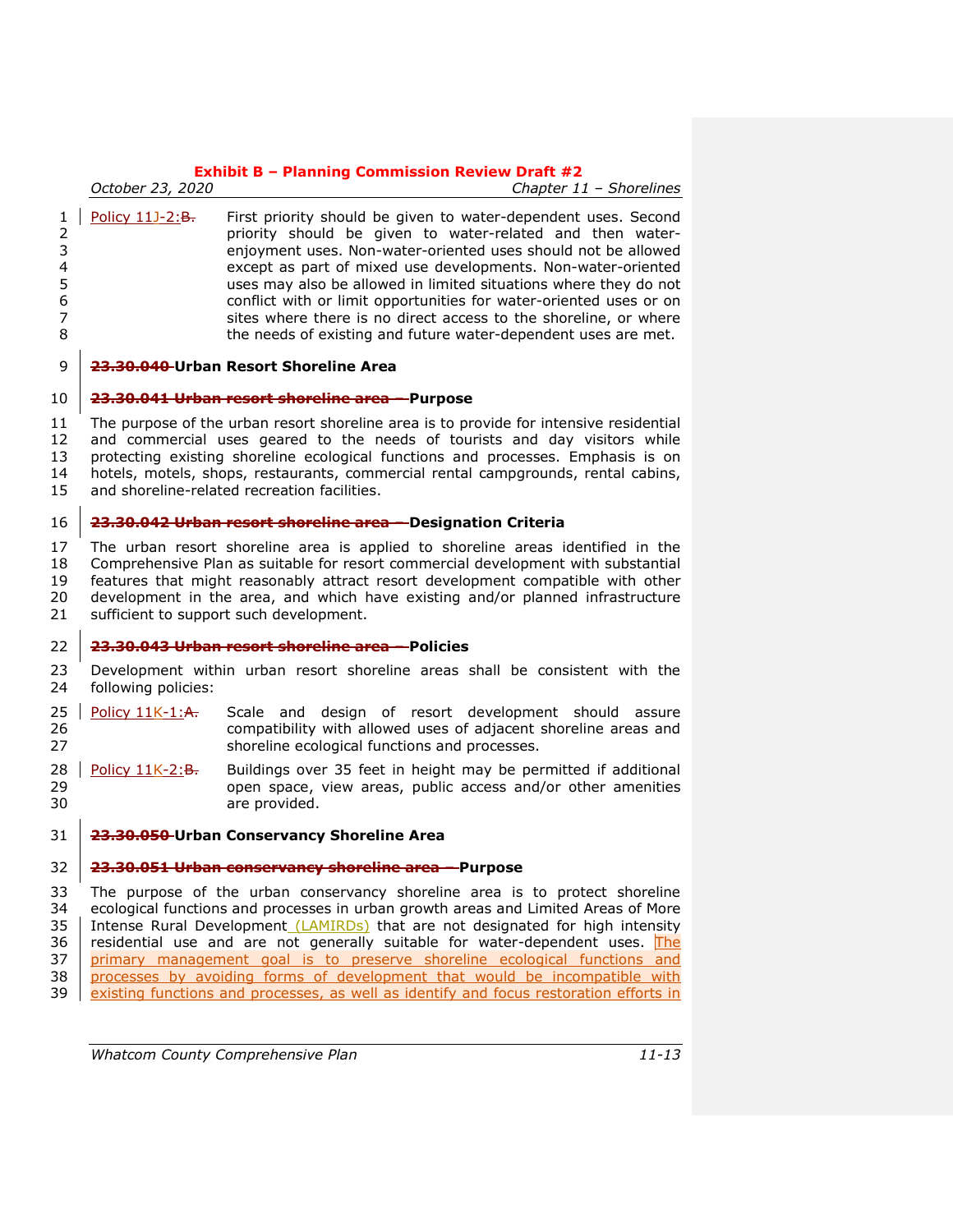Policy 11J-2:B. First priority should be given to water-dependent uses. Second priority should be given to water-related and then water-enjoyment uses. Non-water-oriented uses should not be allowed except as part of mixed use developments. Non-water-oriented uses may also be allowed in limited situations where they do not conflict with or limit opportunities for water-oriented uses or on sites where there is no direct access to the shoreline, or where the needs of existing and future water-dependent uses are met.

## 23.30.040 Urban Resort Shoreline Area

### 23.30.041 Urban resort shoreline area – Purpose

The purpose of the urban resort shoreline area is to provide for intensive residential and commercial uses geared to the needs of tourists and day visitors while protecting existing shoreline ecological functions and processes. Emphasis is on hotels, motels, shops, restaurants, commercial rental campgrounds, rental cabins, and shoreline-related recreation facilities.

### 23.30.042 Urban resort shoreline area – Designation Criteria

The urban resort shoreline area is applied to shoreline areas identified in the Comprehensive Plan as suitable for resort commercial development with substantial features that might reasonably attract resort development compatible with other development in the area, and which have existing and/or planned infrastructure sufficient to support such development.

### 23.30.043 Urban resort shoreline area – Policies

Development within urban resort shoreline areas shall be consistent with the following policies:

Policy 11K-1:A. Scale and design of resort development should assure compatibility with allowed uses of adjacent shoreline areas and shoreline ecological functions and processes.

Policy 11K-2:B. Buildings over 35 feet in height may be permitted if additional open space, view areas, public access and/or other amenities are provided.

## 23.30.050 Urban Conservancy Shoreline Area

### 23.30.051 Urban conservancy shoreline area – Purpose

The purpose of the urban conservancy shoreline area is to protect shoreline ecological functions and processes in urban growth areas and Limited Areas of More Intense Rural Development (LAMIRDs) that are not designated for high intensity residential use and are not generally suitable for water-dependent uses. The primary management goal is to preserve shoreline ecological functions and processes by avoiding forms of development that would be incompatible with existing functions and processes, as well as identify and focus restoration efforts in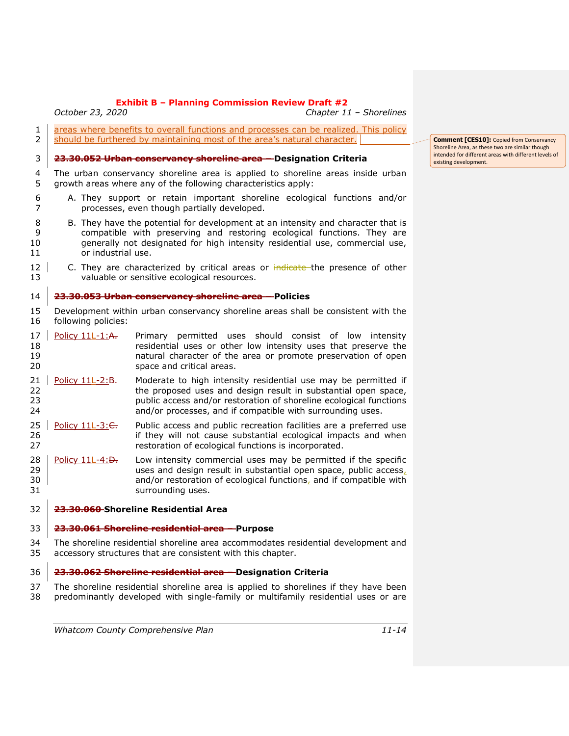areas where benefits to overall functions and processes can be realized. This policy should be furthered by maintaining most of the area's natural character.

Comment [CES10]: Copied from Conservancy Shoreline Area, as these two are similar though intended for different areas with different levels of existing development.

### ~~23.30.052 Urban conservancy shoreline area —~~ Designation Criteria

The urban conservancy shoreline area is applied to shoreline areas inside urban growth areas where any of the following characteristics apply:

A. They support or retain important shoreline ecological functions and/or processes, even though partially developed.

B. They have the potential for development at an intensity and character that is compatible with preserving and restoring ecological functions. They are generally not designated for high intensity residential use, commercial use, or industrial use.

C. They are characterized by critical areas or ~~indicate~~ the presence of other valuable or sensitive ecological resources.

### ~~23.30.053 Urban conservancy shoreline area —~~ Policies

Development within urban conservancy shoreline areas shall be consistent with the following policies:

Policy 11L-1: ~~A.~~ Primary permitted uses should consist of low intensity residential uses or other low intensity uses that preserve the natural character of the area or promote preservation of open space and critical areas.

Policy 11L-2: ~~B.~~ Moderate to high intensity residential use may be permitted if the proposed uses and design result in substantial open space, public access and/or restoration of shoreline ecological functions and/or processes, and if compatible with surrounding uses.

Policy 11L-3: ~~C.~~ Public access and public recreation facilities are a preferred use if they will not cause substantial ecological impacts and when restoration of ecological functions is incorporated.

Policy 11L-4: ~~D.~~ Low intensity commercial uses may be permitted if the specific uses and design result in substantial open space, public access, and/or restoration of ecological functions, and if compatible with surrounding uses.

## ~~23.30.060~~ Shoreline Residential Area

### ~~23.30.061 Shoreline residential area —~~ Purpose

The shoreline residential shoreline area accommodates residential development and accessory structures that are consistent with this chapter.

### ~~23.30.062 Shoreline residential area —~~ Designation Criteria

The shoreline residential shoreline area is applied to shorelines if they have been predominantly developed with single-family or multifamily residential uses or are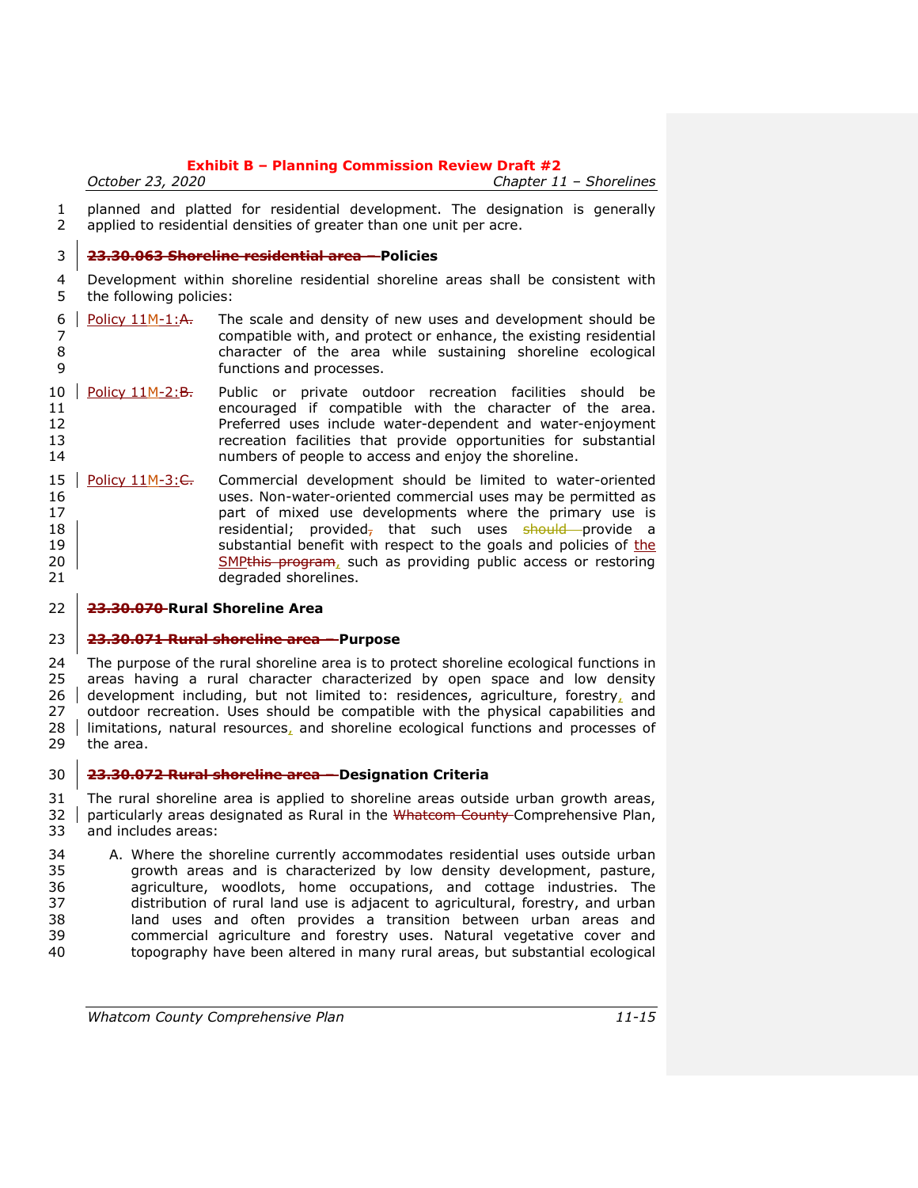planned and platted for residential development. The designation is generally applied to residential densities of greater than one unit per acre.

### ~~23.30.063 Shoreline residential area –~~ Policies

Development within shoreline residential shoreline areas shall be consistent with the following policies:

Policy 11M-1:~~A.~~ The scale and density of new uses and development should be compatible with, and protect or enhance, the existing residential character of the area while sustaining shoreline ecological functions and processes.

Policy 11M-2:~~B.~~ Public or private outdoor recreation facilities should be encouraged if compatible with the character of the area. Preferred uses include water-dependent and water-enjoyment recreation facilities that provide opportunities for substantial numbers of people to access and enjoy the shoreline.

Policy 11M-3:~~C.~~ Commercial development should be limited to water-oriented uses. Non-water-oriented commercial uses may be permitted as part of mixed use developments where the primary use is residential; provided~~,~~ that such uses ~~should~~ provide a substantial benefit with respect to the goals and policies of the SMP~~this program~~, such as providing public access or restoring degraded shorelines.

## ~~23.30.070~~ Rural Shoreline Area

### ~~23.30.071 Rural shoreline area –~~ Purpose

The purpose of the rural shoreline area is to protect shoreline ecological functions in areas having a rural character characterized by open space and low density development including, but not limited to: residences, agriculture, forestry, and outdoor recreation. Uses should be compatible with the physical capabilities and limitations, natural resources, and shoreline ecological functions and processes of the area.

### ~~23.30.072 Rural shoreline area –~~ Designation Criteria

The rural shoreline area is applied to shoreline areas outside urban growth areas, particularly areas designated as Rural in the ~~Whatcom County~~ Comprehensive Plan, and includes areas:

A. Where the shoreline currently accommodates residential uses outside urban growth areas and is characterized by low density development, pasture, agriculture, woodlots, home occupations, and cottage industries. The distribution of rural land use is adjacent to agricultural, forestry, and urban land uses and often provides a transition between urban areas and commercial agriculture and forestry uses. Natural vegetative cover and topography have been altered in many rural areas, but substantial ecological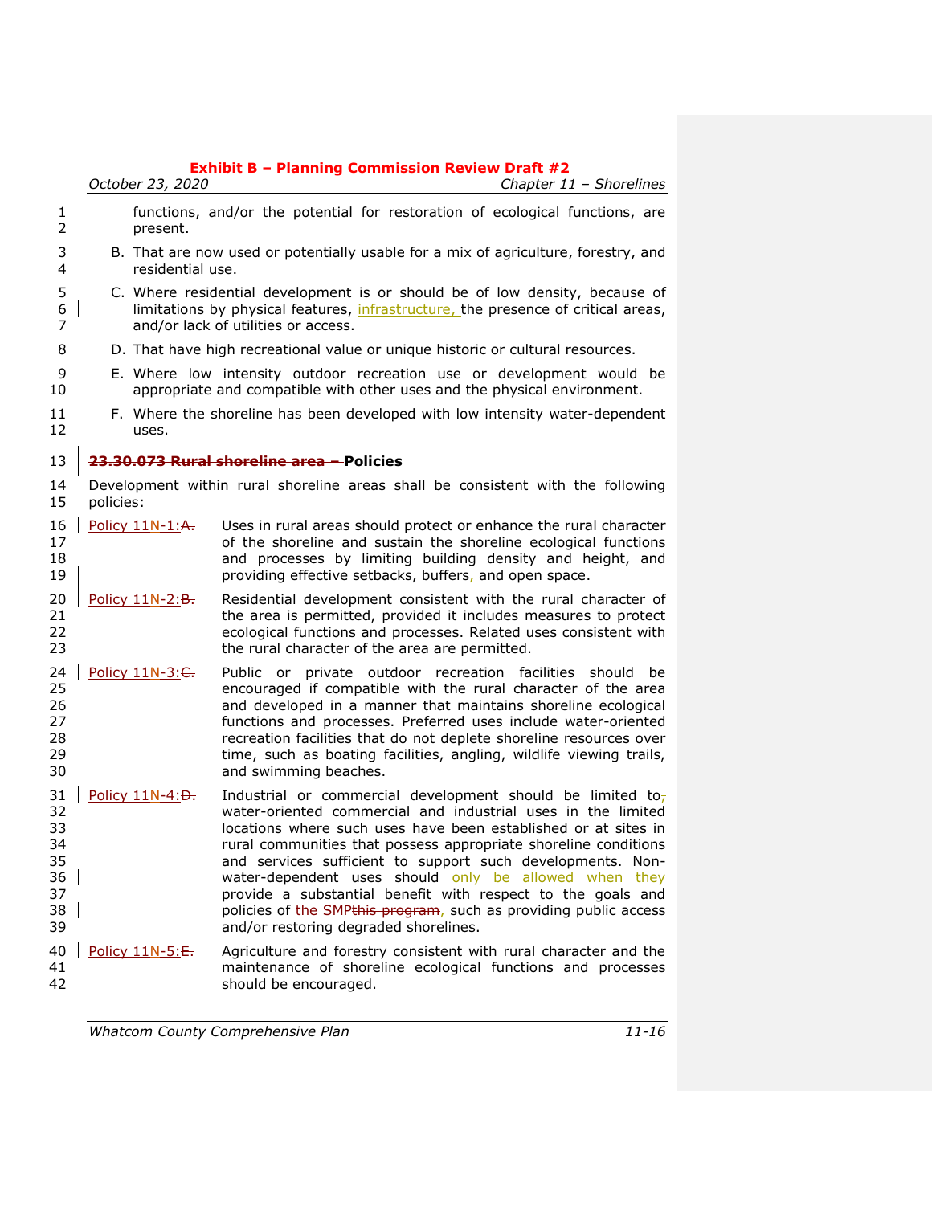functions, and/or the potential for restoration of ecological functions, are present.

B. That are now used or potentially usable for a mix of agriculture, forestry, and residential use.

C. Where residential development is or should be of low density, because of limitations by physical features, infrastructure, the presence of critical areas, and/or lack of utilities or access.

D. That have high recreational value or unique historic or cultural resources.

E. Where low intensity outdoor recreation use or development would be appropriate and compatible with other uses and the physical environment.

F. Where the shoreline has been developed with low intensity water-dependent uses.

**~~23.30.073 Rural shoreline area –~~ Policies**

Development within rural shoreline areas shall be consistent with the following policies:

Policy 11N-1:~~A.~~ Uses in rural areas should protect or enhance the rural character of the shoreline and sustain the shoreline ecological functions and processes by limiting building density and height, and providing effective setbacks, buffers, and open space.

Policy 11N-2:~~B.~~ Residential development consistent with the rural character of the area is permitted, provided it includes measures to protect ecological functions and processes. Related uses consistent with the rural character of the area are permitted.

Policy 11N-3:~~C.~~ Public or private outdoor recreation facilities should be encouraged if compatible with the rural character of the area and developed in a manner that maintains shoreline ecological functions and processes. Preferred uses include water-oriented recreation facilities that do not deplete shoreline resources over time, such as boating facilities, angling, wildlife viewing trails, and swimming beaches.

Policy 11N-4:~~D.~~ Industrial or commercial development should be limited to~~,~~ water-oriented commercial and industrial uses in the limited locations where such uses have been established or at sites in rural communities that possess appropriate shoreline conditions and services sufficient to support such developments. Non-water-dependent uses should only be allowed when they provide a substantial benefit with respect to the goals and policies of the SMP~~this program~~, such as providing public access and/or restoring degraded shorelines.

Policy 11N-5:~~E.~~ Agriculture and forestry consistent with rural character and the maintenance of shoreline ecological functions and processes should be encouraged.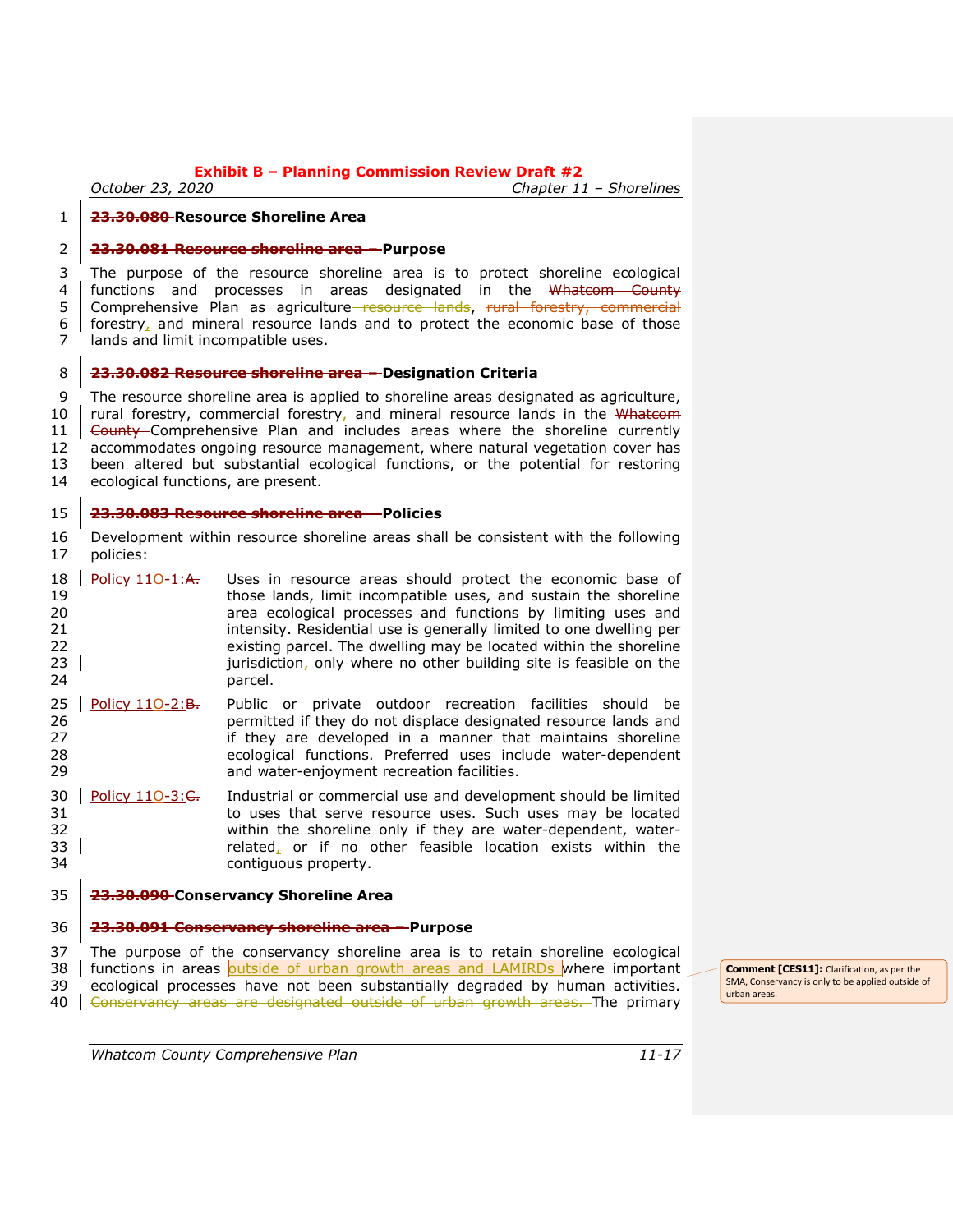## ~~23.30.080~~ Resource Shoreline Area

### ~~23.30.081 Resource shoreline area –~~ Purpose

The purpose of the resource shoreline area is to protect shoreline ecological functions and processes in areas designated in the ~~Whatcom County~~ Comprehensive Plan as agriculture~~ resource lands~~, ~~rural forestry, commercial~~ forestry, and mineral resource lands and to protect the economic base of those lands and limit incompatible uses.

### ~~23.30.082 Resource shoreline area –~~ Designation Criteria

The resource shoreline area is applied to shoreline areas designated as agriculture, rural forestry, commercial forestry, and mineral resource lands in the ~~Whatcom County~~ Comprehensive Plan and includes areas where the shoreline currently accommodates ongoing resource management, where natural vegetation cover has been altered but substantial ecological functions, or the potential for restoring ecological functions, are present.

### ~~23.30.083 Resource shoreline area –~~ Policies

Development within resource shoreline areas shall be consistent with the following policies:

Policy 11O-1:~~A.~~ Uses in resource areas should protect the economic base of those lands, limit incompatible uses, and sustain the shoreline area ecological processes and functions by limiting uses and intensity. Residential use is generally limited to one dwelling per existing parcel. The dwelling may be located within the shoreline jurisdiction~~,~~ only where no other building site is feasible on the parcel.

Policy 11O-2:~~B.~~ Public or private outdoor recreation facilities should be permitted if they do not displace designated resource lands and if they are developed in a manner that maintains shoreline ecological functions. Preferred uses include water-dependent and water-enjoyment recreation facilities.

Policy 11O-3:~~C.~~ Industrial or commercial use and development should be limited to uses that serve resource uses. Such uses may be located within the shoreline only if they are water-dependent, water-related, or if no other feasible location exists within the contiguous property.

## ~~23.30.090~~ Conservancy Shoreline Area

### ~~23.30.091 Conservancy shoreline area –~~ Purpose

The purpose of the conservancy shoreline area is to retain shoreline ecological functions in areas outside of urban growth areas and LAMIRDs where important ecological processes have not been substantially degraded by human activities. ~~Conservancy areas are designated outside of urban growth areas.~~ The primary

Comment [CES11]: Clarification, as per the SMA, Conservancy is only to be applied outside of urban areas.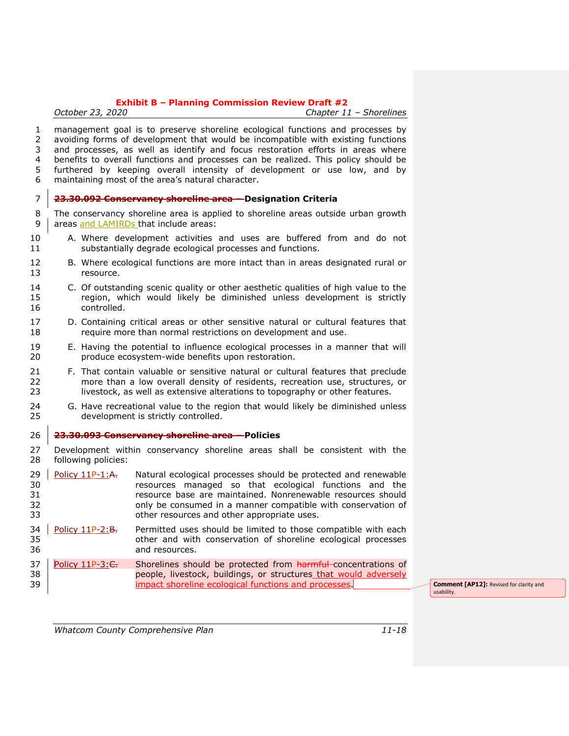management goal is to preserve shoreline ecological functions and processes by avoiding forms of development that would be incompatible with existing functions and processes, as well as identify and focus restoration efforts in areas where benefits to overall functions and processes can be realized. This policy should be furthered by keeping overall intensity of development or use low, and by maintaining most of the area's natural character.

### ~~23.30.092 Conservancy shoreline area –~~ Designation Criteria

The conservancy shoreline area is applied to shoreline areas outside urban growth areas and LAMIRDs that include areas:

A. Where development activities and uses are buffered from and do not substantially degrade ecological processes and functions.

B. Where ecological functions are more intact than in areas designated rural or resource.

C. Of outstanding scenic quality or other aesthetic qualities of high value to the region, which would likely be diminished unless development is strictly controlled.

D. Containing critical areas or other sensitive natural or cultural features that require more than normal restrictions on development and use.

E. Having the potential to influence ecological processes in a manner that will produce ecosystem-wide benefits upon restoration.

F. That contain valuable or sensitive natural or cultural features that preclude more than a low overall density of residents, recreation use, structures, or livestock, as well as extensive alterations to topography or other features.

G. Have recreational value to the region that would likely be diminished unless development is strictly controlled.

### ~~23.30.093 Conservancy shoreline area –~~ Policies

Development within conservancy shoreline areas shall be consistent with the following policies:

Policy 11P-1:~~A.~~ Natural ecological processes should be protected and renewable resources managed so that ecological functions and the resource base are maintained. Nonrenewable resources should only be consumed in a manner compatible with conservation of other resources and other appropriate uses.

Policy 11P-2:~~B.~~ Permitted uses should be limited to those compatible with each other and with conservation of shoreline ecological processes and resources.

Policy 11P-3:~~C.~~ Shorelines should be protected from ~~harmful~~ concentrations of people, livestock, buildings, or structures that would adversely impact shoreline ecological functions and processes.

Comment [AP12]: Revised for clarity and usability.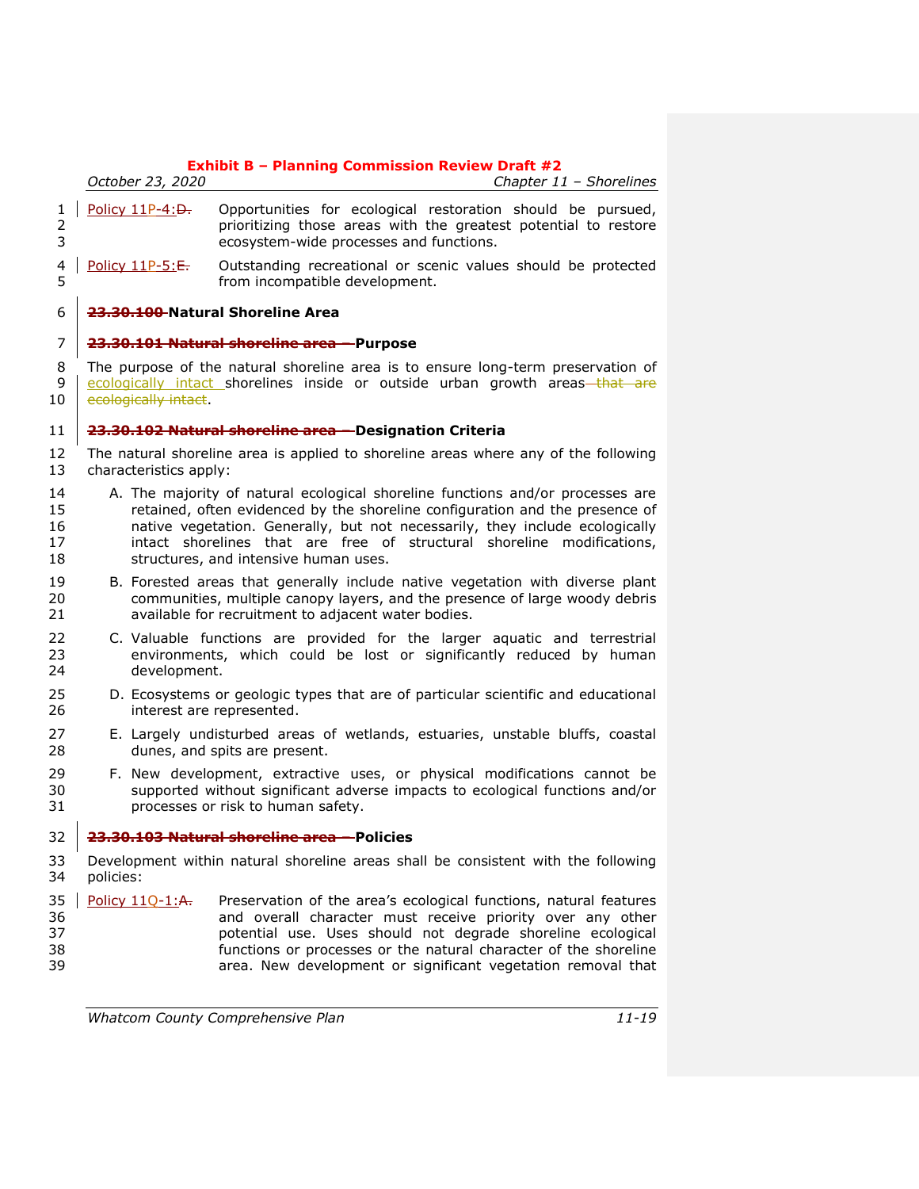Policy 11P-4: Opportunities for ecological restoration should be pursued, prioritizing those areas with the greatest potential to restore ecosystem-wide processes and functions.

Policy 11P-5: Outstanding recreational or scenic values should be protected from incompatible development.

## Natural Shoreline Area

### Purpose

The purpose of the natural shoreline area is to ensure long-term preservation of ecologically intact shorelines inside or outside urban growth areas.

### Designation Criteria

The natural shoreline area is applied to shoreline areas where any of the following characteristics apply:

A. The majority of natural ecological shoreline functions and/or processes are retained, often evidenced by the shoreline configuration and the presence of native vegetation. Generally, but not necessarily, they include ecologically intact shorelines that are free of structural shoreline modifications, structures, and intensive human uses.

B. Forested areas that generally include native vegetation with diverse plant communities, multiple canopy layers, and the presence of large woody debris available for recruitment to adjacent water bodies.

C. Valuable functions are provided for the larger aquatic and terrestrial environments, which could be lost or significantly reduced by human development.

D. Ecosystems or geologic types that are of particular scientific and educational interest are represented.

E. Largely undisturbed areas of wetlands, estuaries, unstable bluffs, coastal dunes, and spits are present.

F. New development, extractive uses, or physical modifications cannot be supported without significant adverse impacts to ecological functions and/or processes or risk to human safety.

### Policies

Development within natural shoreline areas shall be consistent with the following policies:

Policy 11Q-1: Preservation of the area's ecological functions, natural features and overall character must receive priority over any other potential use. Uses should not degrade shoreline ecological functions or processes or the natural character of the shoreline area. New development or significant vegetation removal that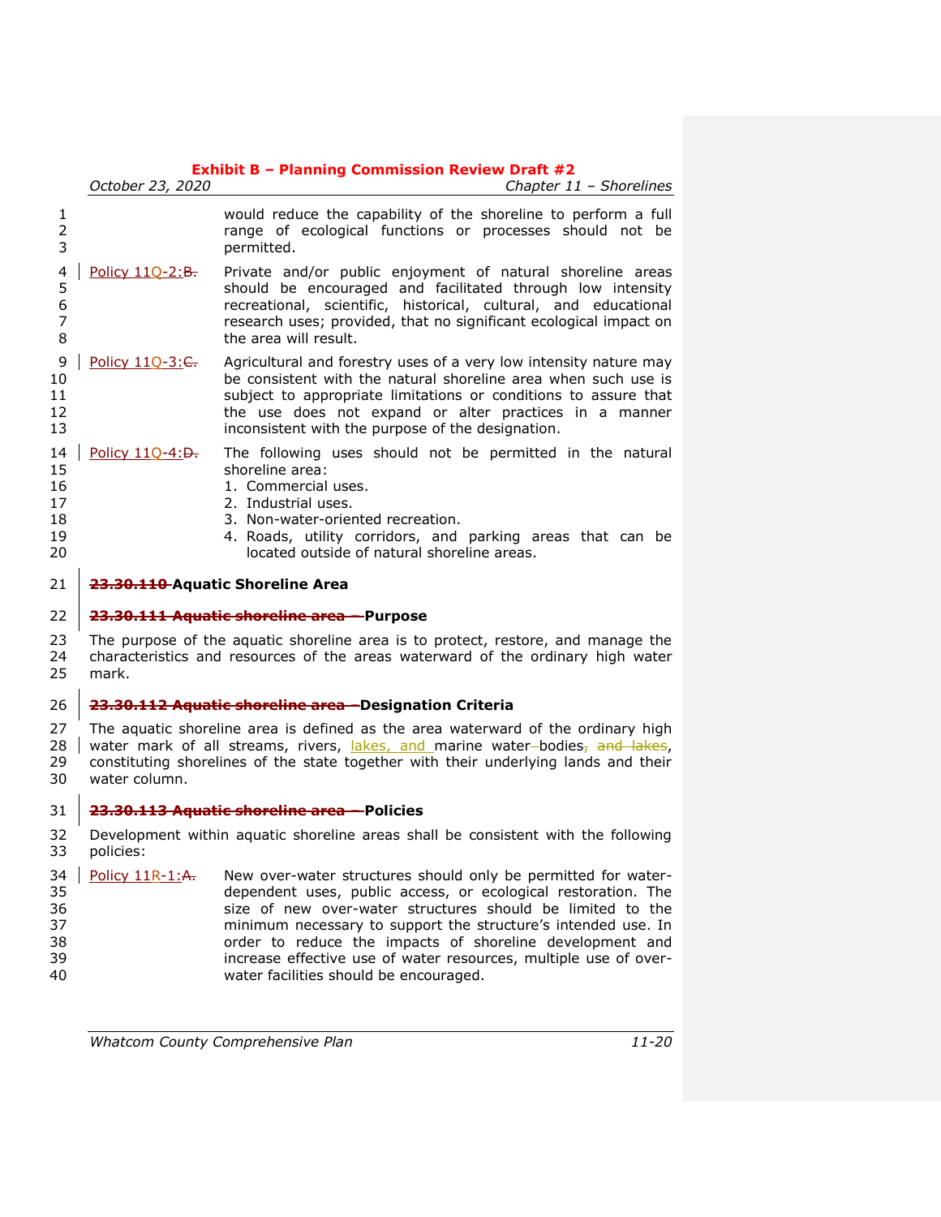would reduce the capability of the shoreline to perform a full range of ecological functions or processes should not be permitted.

Policy 11Q-2:B. Private and/or public enjoyment of natural shoreline areas should be encouraged and facilitated through low intensity recreational, scientific, historical, cultural, and educational research uses; provided, that no significant ecological impact on the area will result.

Policy 11Q-3:C. Agricultural and forestry uses of a very low intensity nature may be consistent with the natural shoreline area when such use is subject to appropriate limitations or conditions to assure that the use does not expand or alter practices in a manner inconsistent with the purpose of the designation.

Policy 11Q-4:D. The following uses should not be permitted in the natural shoreline area:

1. Commercial uses.
2. Industrial uses.
3. Non-water-oriented recreation.
4. Roads, utility corridors, and parking areas that can be located outside of natural shoreline areas.

## 23.30.110 Aquatic Shoreline Area

### 23.30.111 Aquatic shoreline area – Purpose

The purpose of the aquatic shoreline area is to protect, restore, and manage the characteristics and resources of the areas waterward of the ordinary high water mark.

### 23.30.112 Aquatic shoreline area – Designation Criteria

The aquatic shoreline area is defined as the area waterward of the ordinary high water mark of all streams, rivers, lakes, and marine water–bodies, and lakes, constituting shorelines of the state together with their underlying lands and their water column.

### 23.30.113 Aquatic shoreline area – Policies

Development within aquatic shoreline areas shall be consistent with the following policies:

Policy 11R-1:A. New over-water structures should only be permitted for water-dependent uses, public access, or ecological restoration. The size of new over-water structures should be limited to the minimum necessary to support the structure's intended use. In order to reduce the impacts of shoreline development and increase effective use of water resources, multiple use of over-water facilities should be encouraged.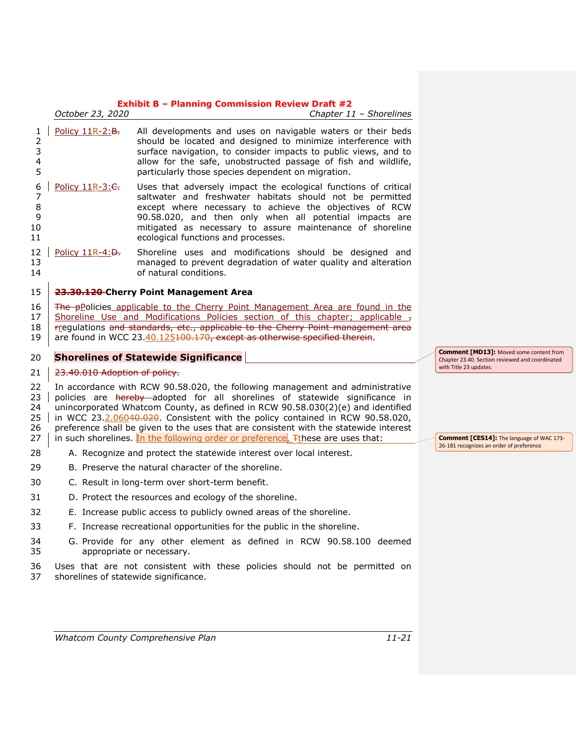Policy 11R-2:B. All developments and uses on navigable waters or their beds should be located and designed to minimize interference with surface navigation, to consider impacts to public views, and to allow for the safe, unobstructed passage of fish and wildlife, particularly those species dependent on migration.

Policy 11R-3:C. Uses that adversely impact the ecological functions of critical saltwater and freshwater habitats should not be permitted except where necessary to achieve the objectives of RCW 90.58.020, and then only when all potential impacts are mitigated as necessary to assure maintenance of shoreline ecological functions and processes.

Policy 11R-4:D. Shoreline uses and modifications should be designed and managed to prevent degradation of water quality and alteration of natural conditions.

**~~23.30.120~~ Cherry Point Management Area**

~~The p~~Policies applicable to the Cherry Point Management Area are found in the Shoreline Use and Modifications Policies section of this chapter; applicable ~~,~~ ~~r~~regulations ~~and standards, etc., applicable to the Cherry Point management area~~ are found in WCC 23.40.125~~100.170~~~~, except as otherwise specified therein~~.

## Shorelines of Statewide Significance

Comment [MD13]: Moved some content from Chapter 23.40. Section reviewed and coordinated with Title 23 updates.

~~23.40.010 Adoption of policy.~~

In accordance with RCW 90.58.020, the following management and administrative policies are ~~hereby~~ adopted for all shorelines of statewide significance in unincorporated Whatcom County, as defined in RCW 90.58.030(2)(e) and identified in WCC 23.2.060~~40.020~~. Consistent with the policy contained in RCW 90.58.020, preference shall be given to the uses that are consistent with the statewide interest in such shorelines. In the following order or preference, ~~T~~these are uses that:

Comment [CES14]: The language of WAC 173-26-181 recognizes an order of preference

A. Recognize and protect the statewide interest over local interest.

B. Preserve the natural character of the shoreline.

C. Result in long-term over short-term benefit.

D. Protect the resources and ecology of the shoreline.

E. Increase public access to publicly owned areas of the shoreline.

F. Increase recreational opportunities for the public in the shoreline.

G. Provide for any other element as defined in RCW 90.58.100 deemed appropriate or necessary.

Uses that are not consistent with these policies should not be permitted on shorelines of statewide significance.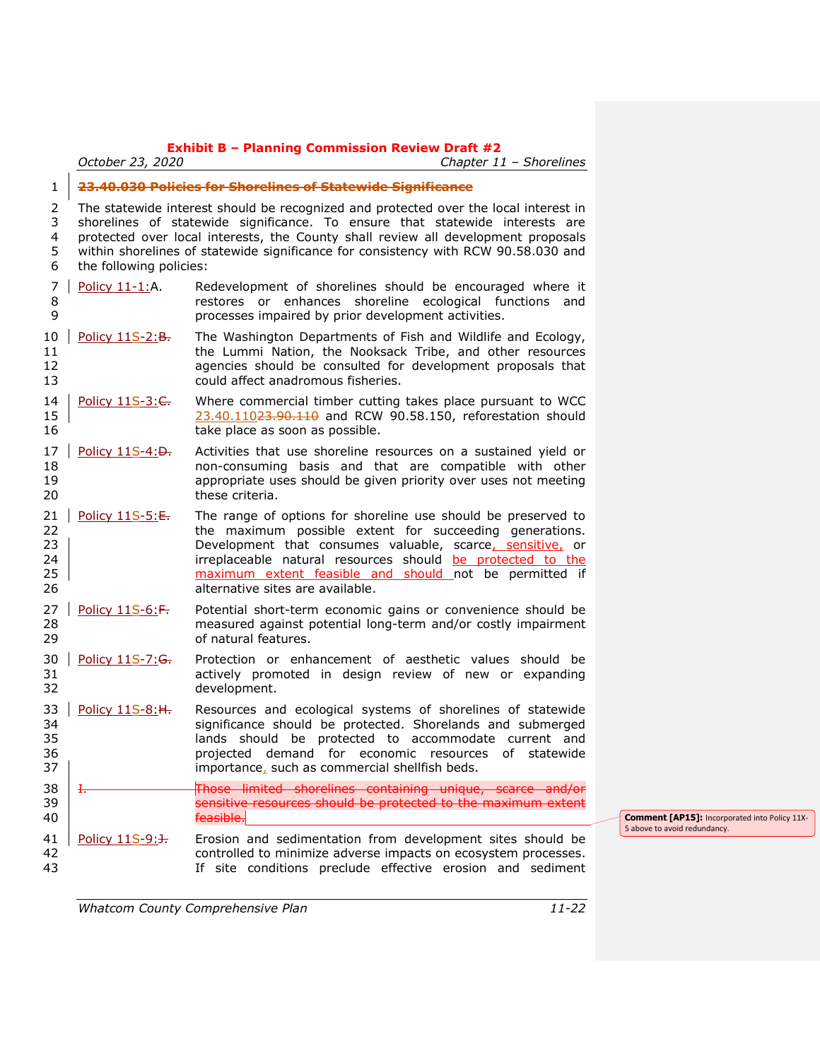~~23.40.030 Policies for Shorelines of Statewide Significance~~

The statewide interest should be recognized and protected over the local interest in shorelines of statewide significance. To ensure that statewide interests are protected over local interests, the County shall review all development proposals within shorelines of statewide significance for consistency with RCW 90.58.030 and the following policies:

Policy 11-1:A. Redevelopment of shorelines should be encouraged where it restores or enhances shoreline ecological functions and processes impaired by prior development activities.

Policy 11S-2:~~B.~~ The Washington Departments of Fish and Wildlife and Ecology, the Lummi Nation, the Nooksack Tribe, and other resources agencies should be consulted for development proposals that could affect anadromous fisheries.

Policy 11S-3:~~C.~~ Where commercial timber cutting takes place pursuant to WCC 23.40.110~~23.90.110~~ and RCW 90.58.150, reforestation should take place as soon as possible.

Policy 11S-4:~~D.~~ Activities that use shoreline resources on a sustained yield or non-consuming basis and that are compatible with other appropriate uses should be given priority over uses not meeting these criteria.

Policy 11S-5:~~E.~~ The range of options for shoreline use should be preserved to the maximum possible extent for succeeding generations. Development that consumes valuable, scarce, sensitive, or irreplaceable natural resources should be protected to the maximum extent feasible and should not be permitted if alternative sites are available.

Policy 11S-6:~~F.~~ Potential short-term economic gains or convenience should be measured against potential long-term and/or costly impairment of natural features.

Policy 11S-7:~~G.~~ Protection or enhancement of aesthetic values should be actively promoted in design review of new or expanding development.

Policy 11S-8:~~H.~~ Resources and ecological systems of shorelines of statewide significance should be protected. Shorelands and submerged lands should be protected to accommodate current and projected demand for economic resources of statewide importance, such as commercial shellfish beds.

~~I. Those limited shorelines containing unique, scarce and/or sensitive resources should be protected to the maximum extent feasible.~~

Comment [AP15]: Incorporated into Policy 11X-5 above to avoid redundancy.

Policy 11S-9:~~J.~~ Erosion and sedimentation from development sites should be controlled to minimize adverse impacts on ecosystem processes. If site conditions preclude effective erosion and sediment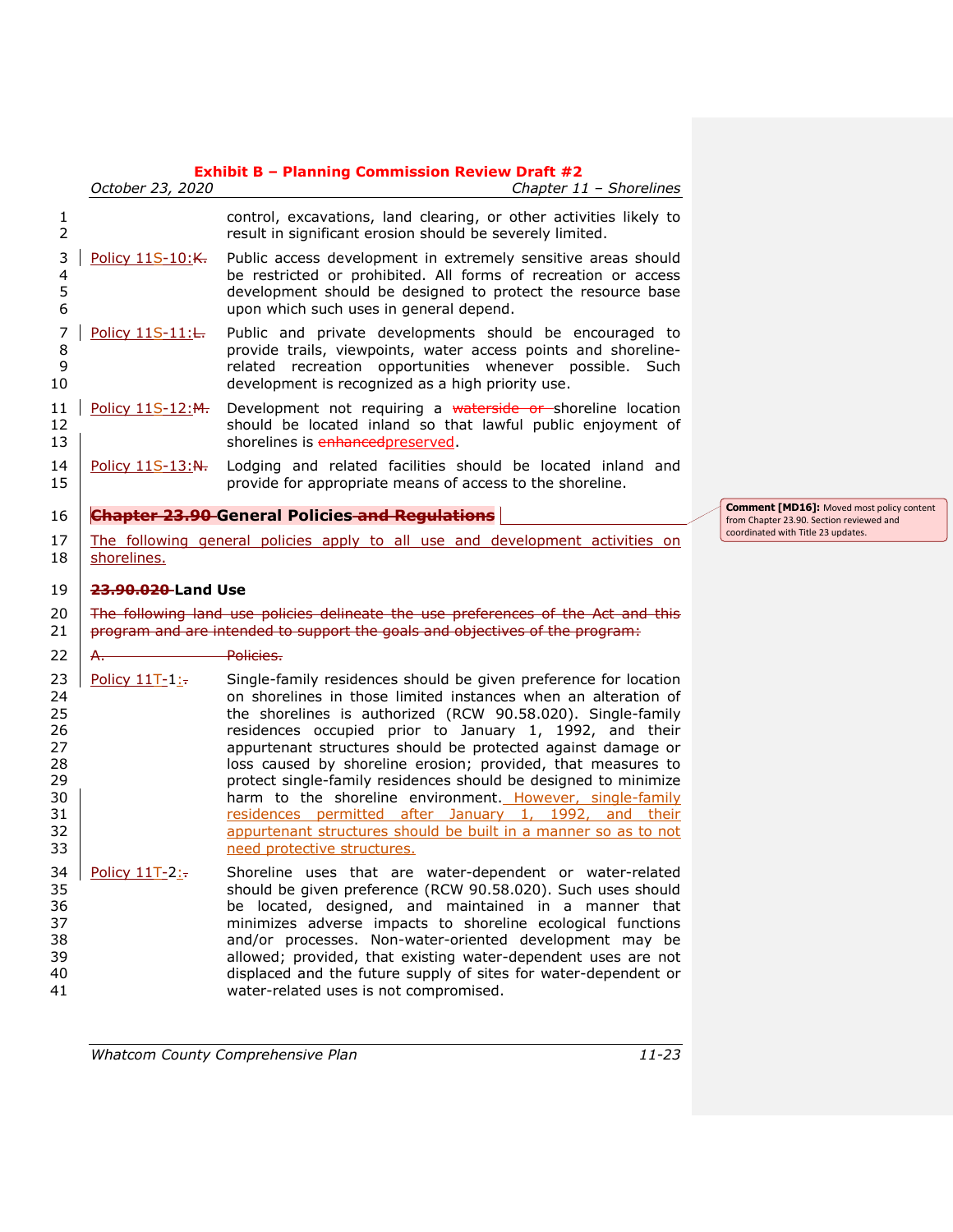control, excavations, land clearing, or other activities likely to result in significant erosion should be severely limited.

Policy 11S-10:K. Public access development in extremely sensitive areas should be restricted or prohibited. All forms of recreation or access development should be designed to protect the resource base upon which such uses in general depend.

Policy 11S-11:L. Public and private developments should be encouraged to provide trails, viewpoints, water access points and shoreline-related recreation opportunities whenever possible. Such development is recognized as a high priority use.

Policy 11S-12:M. Development not requiring a waterside or shoreline location should be located inland so that lawful public enjoyment of shorelines is enhancedpreserved.

Policy 11S-13:N. Lodging and related facilities should be located inland and provide for appropriate means of access to the shoreline.

## Chapter 23.90 General Policies and Regulations

Comment [MD16]: Moved most policy content from Chapter 23.90. Section reviewed and coordinated with Title 23 updates.

The following general policies apply to all use and development activities on shorelines.

### 23.90.020 Land Use

The following land use policies delineate the use preferences of the Act and this program and are intended to support the goals and objectives of the program:

A. Policies.

Policy 11T-1:. Single-family residences should be given preference for location on shorelines in those limited instances when an alteration of the shorelines is authorized (RCW 90.58.020). Single-family residences occupied prior to January 1, 1992, and their appurtenant structures should be protected against damage or loss caused by shoreline erosion; provided, that measures to protect single-family residences should be designed to minimize harm to the shoreline environment. However, single-family residences permitted after January 1, 1992, and their appurtenant structures should be built in a manner so as to not need protective structures.

Policy 11T-2:. Shoreline uses that are water-dependent or water-related should be given preference (RCW 90.58.020). Such uses should be located, designed, and maintained in a manner that minimizes adverse impacts to shoreline ecological functions and/or processes. Non-water-oriented development may be allowed; provided, that existing water-dependent uses are not displaced and the future supply of sites for water-dependent or water-related uses is not compromised.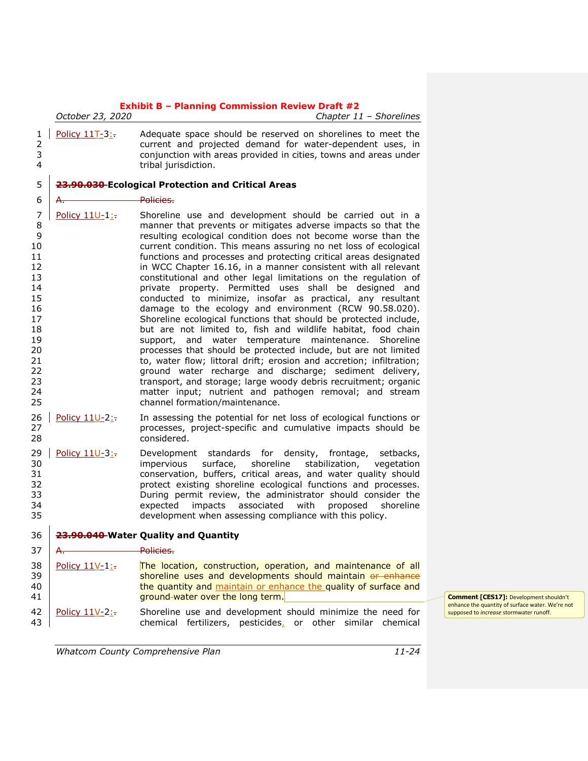Policy 11T-3: Adequate space should be reserved on shorelines to meet the current and projected demand for water-dependent uses, in conjunction with areas provided in cities, towns and areas under tribal jurisdiction.

### 23.90.030 Ecological Protection and Critical Areas

A. Policies.

Policy 11U-1: Shoreline use and development should be carried out in a manner that prevents or mitigates adverse impacts so that the resulting ecological condition does not become worse than the current condition. This means assuring no net loss of ecological functions and processes and protecting critical areas designated in WCC Chapter 16.16, in a manner consistent with all relevant constitutional and other legal limitations on the regulation of private property. Permitted uses shall be designed and conducted to minimize, insofar as practical, any resultant damage to the ecology and environment (RCW 90.58.020). Shoreline ecological functions that should be protected include, but are not limited to, fish and wildlife habitat, food chain support, and water temperature maintenance. Shoreline processes that should be protected include, but are not limited to, water flow; littoral drift; erosion and accretion; infiltration; ground water recharge and discharge; sediment delivery, transport, and storage; large woody debris recruitment; organic matter input; nutrient and pathogen removal; and stream channel formation/maintenance.

Policy 11U-2: In assessing the potential for net loss of ecological functions or processes, project-specific and cumulative impacts should be considered.

Policy 11U-3: Development standards for density, frontage, setbacks, impervious surface, shoreline stabilization, vegetation conservation, buffers, critical areas, and water quality should protect existing shoreline ecological functions and processes. During permit review, the administrator should consider the expected impacts associated with proposed shoreline development when assessing compliance with this policy.

### 23.90.040 Water Quality and Quantity

A. Policies.

Policy 11V-1: The location, construction, operation, and maintenance of all shoreline uses and developments should maintain or enhance the quantity and maintain or enhance the quality of surface and ground-water over the long term.

**Comment [CES17]:** Development shouldn't enhance the quantity of surface water. We're not supposed to *increase* stormwater runoff.

Policy 11V-2: Shoreline use and development should minimize the need for chemical fertilizers, pesticides, or other similar chemical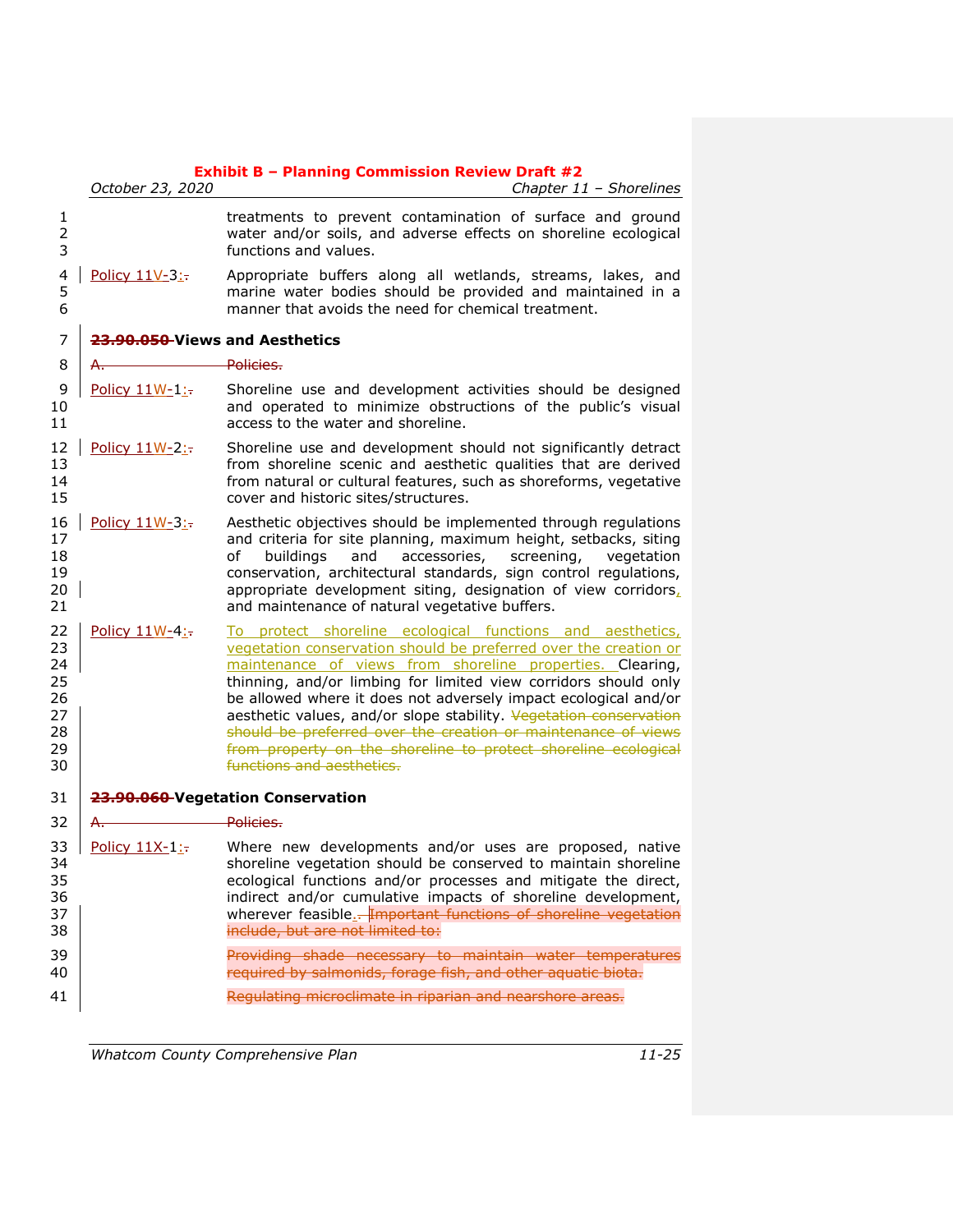treatments to prevent contamination of surface and ground water and/or soils, and adverse effects on shoreline ecological functions and values.

Policy 11V-3: Appropriate buffers along all wetlands, streams, lakes, and marine water bodies should be provided and maintained in a manner that avoids the need for chemical treatment.

### ~~23.90.050~~ Views and Aesthetics

~~A. Policies.~~

Policy 11W-1: Shoreline use and development activities should be designed and operated to minimize obstructions of the public's visual access to the water and shoreline.

Policy 11W-2: Shoreline use and development should not significantly detract from shoreline scenic and aesthetic qualities that are derived from natural or cultural features, such as shoreforms, vegetative cover and historic sites/structures.

Policy 11W-3: Aesthetic objectives should be implemented through regulations and criteria for site planning, maximum height, setbacks, siting of buildings and accessories, screening, vegetation conservation, architectural standards, sign control regulations, appropriate development siting, designation of view corridors, and maintenance of natural vegetative buffers.

Policy 11W-4: To protect shoreline ecological functions and aesthetics, vegetation conservation should be preferred over the creation or maintenance of views from shoreline properties. Clearing, thinning, and/or limbing for limited view corridors should only be allowed where it does not adversely impact ecological and/or aesthetic values, and/or slope stability. ~~Vegetation conservation should be preferred over the creation or maintenance of views from property on the shoreline to protect shoreline ecological functions and aesthetics.~~

### ~~23.90.060~~ Vegetation Conservation

~~A. Policies.~~

Policy 11X-1: Where new developments and/or uses are proposed, native shoreline vegetation should be conserved to maintain shoreline ecological functions and/or processes and mitigate the direct, indirect and/or cumulative impacts of shoreline development, wherever feasible. ~~Important functions of shoreline vegetation include, but are not limited to:~~

~~Providing shade necessary to maintain water temperatures required by salmonids, forage fish, and other aquatic biota.~~

~~Regulating microclimate in riparian and nearshore areas.~~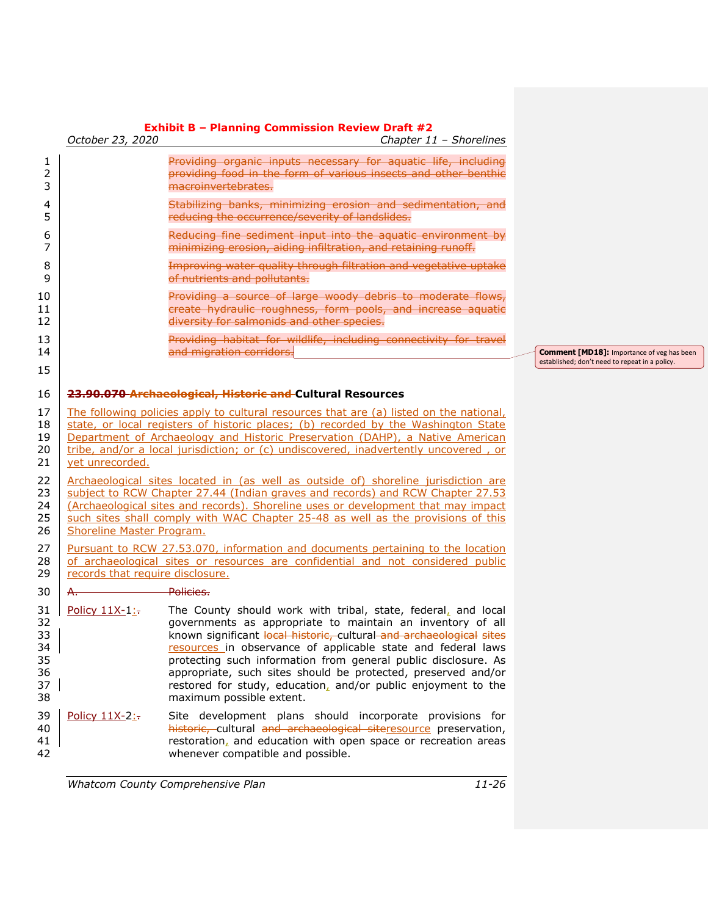~~Providing organic inputs necessary for aquatic life, including providing food in the form of various insects and other benthic macroinvertebrates.~~

~~Stabilizing banks, minimizing erosion and sedimentation, and reducing the occurrence/severity of landslides.~~

~~Reducing fine sediment input into the aquatic environment by minimizing erosion, aiding infiltration, and retaining runoff.~~

~~Improving water quality through filtration and vegetative uptake of nutrients and pollutants.~~

~~Providing a source of large woody debris to moderate flows, create hydraulic roughness, form pools, and increase aquatic diversity for salmonids and other species.~~

~~Providing habitat for wildlife, including connectivity for travel and migration corridors.~~

**Comment [MD18]:** Importance of veg has been established; don't need to repeat in a policy.

## ~~23.90.070 Archaeological, Historic and~~ Cultural Resources

The following policies apply to cultural resources that are (a) listed on the national, state, or local registers of historic places; (b) recorded by the Washington State Department of Archaeology and Historic Preservation (DAHP), a Native American tribe, and/or a local jurisdiction; or (c) undiscovered, inadvertently uncovered , or yet unrecorded.

Archaeological sites located in (as well as outside of) shoreline jurisdiction are subject to RCW Chapter 27.44 (Indian graves and records) and RCW Chapter 27.53 (Archaeological sites and records). Shoreline uses or development that may impact such sites shall comply with WAC Chapter 25-48 as well as the provisions of this Shoreline Master Program.

Pursuant to RCW 27.53.070, information and documents pertaining to the location of archaeological sites or resources are confidential and not considered public records that require disclosure.

~~A. Policies.~~

Policy 11X-1: The County should work with tribal, state, federal, and local governments as appropriate to maintain an inventory of all known significant ~~local historic,~~ cultural ~~and archaeological sites~~ resources in observance of applicable state and federal laws protecting such information from general public disclosure. As appropriate, such sites should be protected, preserved and/or restored for study, education, and/or public enjoyment to the maximum possible extent.

Policy 11X-2: Site development plans should incorporate provisions for ~~historic,~~ cultural ~~and archaeological site~~resource preservation, restoration, and education with open space or recreation areas whenever compatible and possible.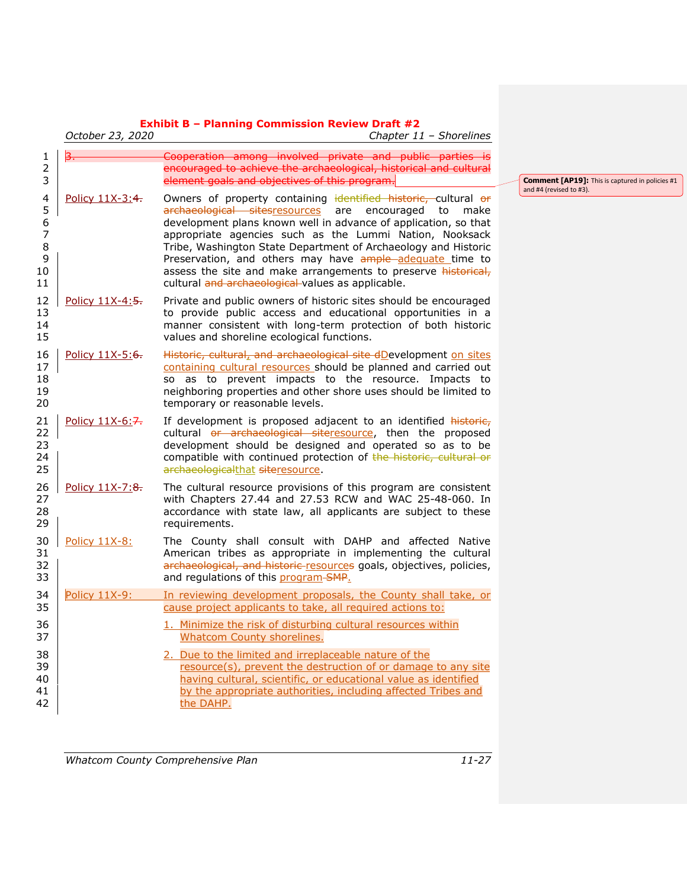3. ~~Cooperation among involved private and public parties is encouraged to achieve the archaeological, historical and cultural element goals and objectives of this program.~~

**Comment [AP19]:** This is captured in policies #1 and #4 (revised to #3).

Policy 11X-3:~~4.~~ Owners of property containing ~~identified historic,~~ cultural ~~or archaeological sites~~resources are encouraged to make development plans known well in advance of application, so that appropriate agencies such as the Lummi Nation, Nooksack Tribe, Washington State Department of Archaeology and Historic Preservation, and others may have ~~ample~~ adequate time to assess the site and make arrangements to preserve ~~historical,~~ cultural ~~and archaeological~~ values as applicable.

Policy 11X-4:~~5.~~ Private and public owners of historic sites should be encouraged to provide public access and educational opportunities in a manner consistent with long-term protection of both historic values and shoreline ecological functions.

Policy 11X-5:~~6.~~ ~~Historic, cultural, and archaeological site d~~Development on sites containing cultural resources should be planned and carried out so as to prevent impacts to the resource. Impacts to neighboring properties and other shore uses should be limited to temporary or reasonable levels.

Policy 11X-6:~~7.~~ If development is proposed adjacent to an identified ~~historic,~~ cultural ~~or archaeological site~~resource, then the proposed development should be designed and operated so as to be compatible with continued protection of ~~the historic, cultural or archaeological~~that ~~site~~resource.

Policy 11X-7:~~8.~~ The cultural resource provisions of this program are consistent with Chapters 27.44 and 27.53 RCW and WAC 25-48-060. In accordance with state law, all applicants are subject to these requirements.

Policy 11X-8: The County shall consult with DAHP and affected Native American tribes as appropriate in implementing the cultural ~~archaeological, and historic~~ resources goals, objectives, policies, and regulations of this program ~~SMP~~.

Policy 11X-9: In reviewing development proposals, the County shall take, or cause project applicants to take, all required actions to:

1. Minimize the risk of disturbing cultural resources within Whatcom County shorelines.
2. Due to the limited and irreplaceable nature of the resource(s), prevent the destruction of or damage to any site having cultural, scientific, or educational value as identified by the appropriate authorities, including affected Tribes and the DAHP.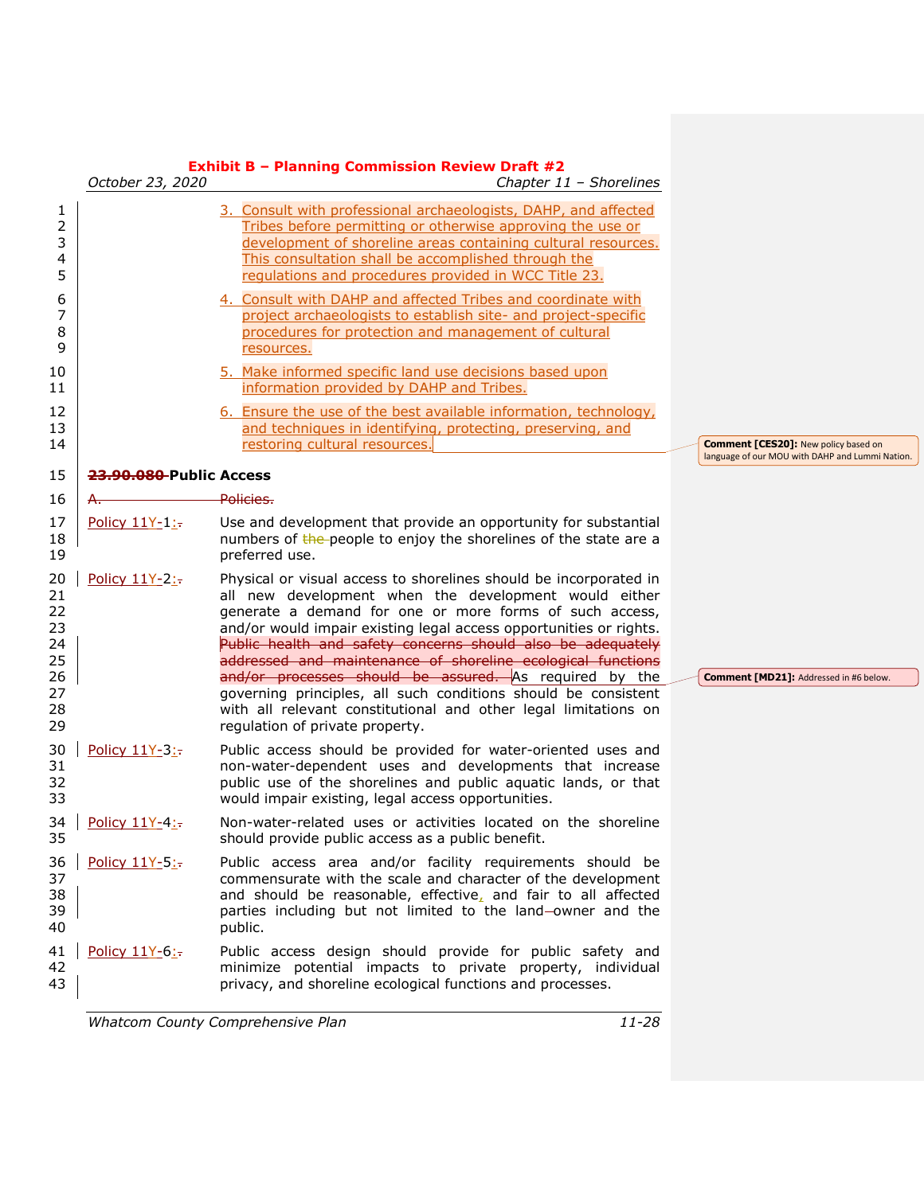3. Consult with professional archaeologists, DAHP, and affected Tribes before permitting or otherwise approving the use or development of shoreline areas containing cultural resources. This consultation shall be accomplished through the regulations and procedures provided in WCC Title 23.

4. Consult with DAHP and affected Tribes and coordinate with project archaeologists to establish site- and project-specific procedures for protection and management of cultural resources.

5. Make informed specific land use decisions based upon information provided by DAHP and Tribes.

6. Ensure the use of the best available information, technology, and techniques in identifying, protecting, preserving, and restoring cultural resources.

Comment [CES20]: New policy based on language of our MOU with DAHP and Lummi Nation.

**~~23.90.080~~ Public Access**

~~A. Policies.~~

Policy 11Y-1: Use and development that provide an opportunity for substantial numbers of ~~the~~ people to enjoy the shorelines of the state are a preferred use.

Policy 11Y-2: Physical or visual access to shorelines should be incorporated in all new development when the development would either generate a demand for one or more forms of such access, and/or would impair existing legal access opportunities or rights. ~~Public health and safety concerns should also be adequately addressed and maintenance of shoreline ecological functions and/or processes should be assured.~~ As required by the governing principles, all such conditions should be consistent with all relevant constitutional and other legal limitations on regulation of private property.

Comment [MD21]: Addressed in #6 below.

Policy 11Y-3: Public access should be provided for water-oriented uses and non-water-dependent uses and developments that increase public use of the shorelines and public aquatic lands, or that would impair existing, legal access opportunities.

Policy 11Y-4: Non-water-related uses or activities located on the shoreline should provide public access as a public benefit.

Policy 11Y-5: Public access area and/or facility requirements should be commensurate with the scale and character of the development and should be reasonable, effective, and fair to all affected parties including but not limited to the land owner and the public.

Policy 11Y-6: Public access design should provide for public safety and minimize potential impacts to private property, individual privacy, and shoreline ecological functions and processes.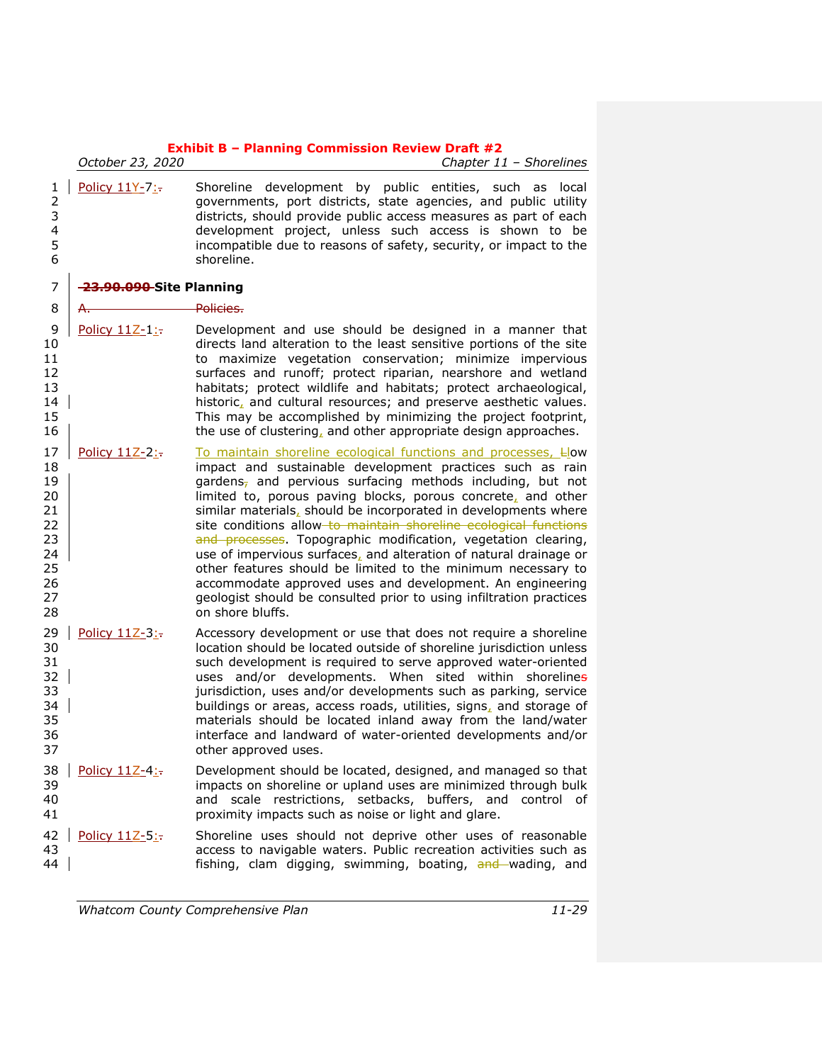Policy 11Y-7: Shoreline development by public entities, such as local governments, port districts, state agencies, and public utility districts, should provide public access measures as part of each development project, unless such access is shown to be incompatible due to reasons of safety, security, or impact to the shoreline.

### ~~23.90.090~~ Site Planning

~~A. Policies.~~

Policy 11Z-1: Development and use should be designed in a manner that directs land alteration to the least sensitive portions of the site to maximize vegetation conservation; minimize impervious surfaces and runoff; protect riparian, nearshore and wetland habitats; protect wildlife and habitats; protect archaeological, historic, and cultural resources; and preserve aesthetic values. This may be accomplished by minimizing the project footprint, the use of clustering, and other appropriate design approaches.

Policy 11Z-2: To maintain shoreline ecological functions and processes, Low impact and sustainable development practices such as rain gardens~~,~~ and pervious surfacing methods including, but not limited to, porous paving blocks, porous concrete, and other similar materials, should be incorporated in developments where site conditions allow ~~to maintain shoreline ecological functions and processes~~. Topographic modification, vegetation clearing, use of impervious surfaces, and alteration of natural drainage or other features should be limited to the minimum necessary to accommodate approved uses and development. An engineering geologist should be consulted prior to using infiltration practices on shore bluffs.

Policy 11Z-3: Accessory development or use that does not require a shoreline location should be located outside of shoreline jurisdiction unless such development is required to serve approved water-oriented uses and/or developments. When sited within shoreline~~s~~ jurisdiction, uses and/or developments such as parking, service buildings or areas, access roads, utilities, signs, and storage of materials should be located inland away from the land/water interface and landward of water-oriented developments and/or other approved uses.

Policy 11Z-4: Development should be located, designed, and managed so that impacts on shoreline or upland uses are minimized through bulk and scale restrictions, setbacks, buffers, and control of proximity impacts such as noise or light and glare.

Policy 11Z-5: Shoreline uses should not deprive other uses of reasonable access to navigable waters. Public recreation activities such as fishing, clam digging, swimming, boating, ~~and~~ wading, and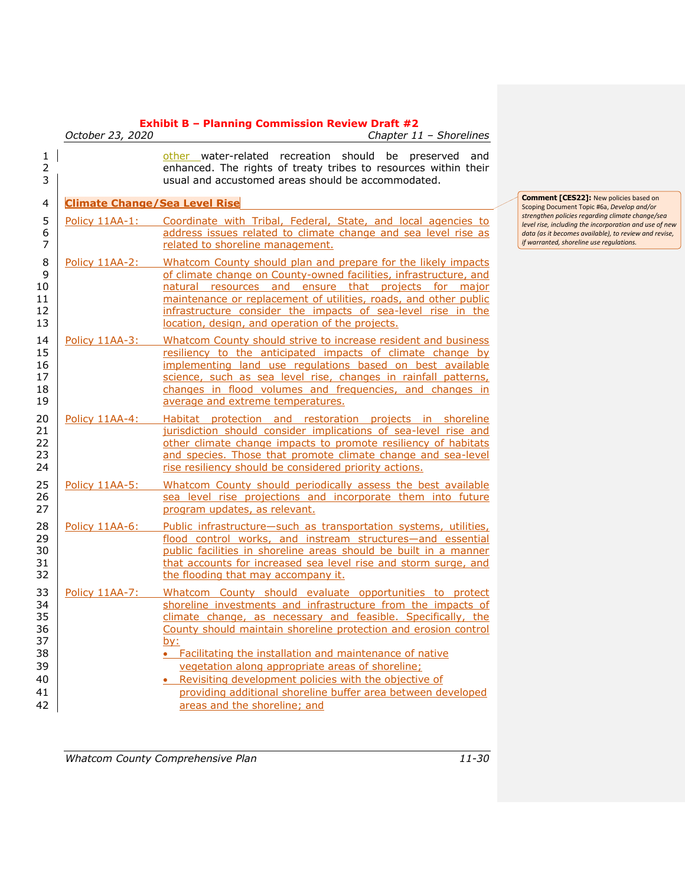other water-related recreation should be preserved and enhanced. The rights of treaty tribes to resources within their usual and accustomed areas should be accommodated.

## Climate Change/Sea Level Rise

Comment [CES22]: New policies based on Scoping Document Topic #6a, *Develop and/or strengthen policies regarding climate change/sea level rise, including the incorporation and use of new data (as it becomes available), to review and revise, if warranted, shoreline use regulations.*

Policy 11AA-1: Coordinate with Tribal, Federal, State, and local agencies to address issues related to climate change and sea level rise as related to shoreline management.

Policy 11AA-2: Whatcom County should plan and prepare for the likely impacts of climate change on County-owned facilities, infrastructure, and natural resources and ensure that projects for major maintenance or replacement of utilities, roads, and other public infrastructure consider the impacts of sea-level rise in the location, design, and operation of the projects.

Policy 11AA-3: Whatcom County should strive to increase resident and business resiliency to the anticipated impacts of climate change by implementing land use regulations based on best available science, such as sea level rise, changes in rainfall patterns, changes in flood volumes and frequencies, and changes in average and extreme temperatures.

Policy 11AA-4: Habitat protection and restoration projects in shoreline jurisdiction should consider implications of sea-level rise and other climate change impacts to promote resiliency of habitats and species. Those that promote climate change and sea-level rise resiliency should be considered priority actions.

Policy 11AA-5: Whatcom County should periodically assess the best available sea level rise projections and incorporate them into future program updates, as relevant.

Policy 11AA-6: Public infrastructure—such as transportation systems, utilities, flood control works, and instream structures—and essential public facilities in shoreline areas should be built in a manner that accounts for increased sea level rise and storm surge, and the flooding that may accompany it.

Policy 11AA-7: Whatcom County should evaluate opportunities to protect shoreline investments and infrastructure from the impacts of climate change, as necessary and feasible. Specifically, the County should maintain shoreline protection and erosion control by:

- Facilitating the installation and maintenance of native vegetation along appropriate areas of shoreline;
- Revisiting development policies with the objective of providing additional shoreline buffer area between developed areas and the shoreline; and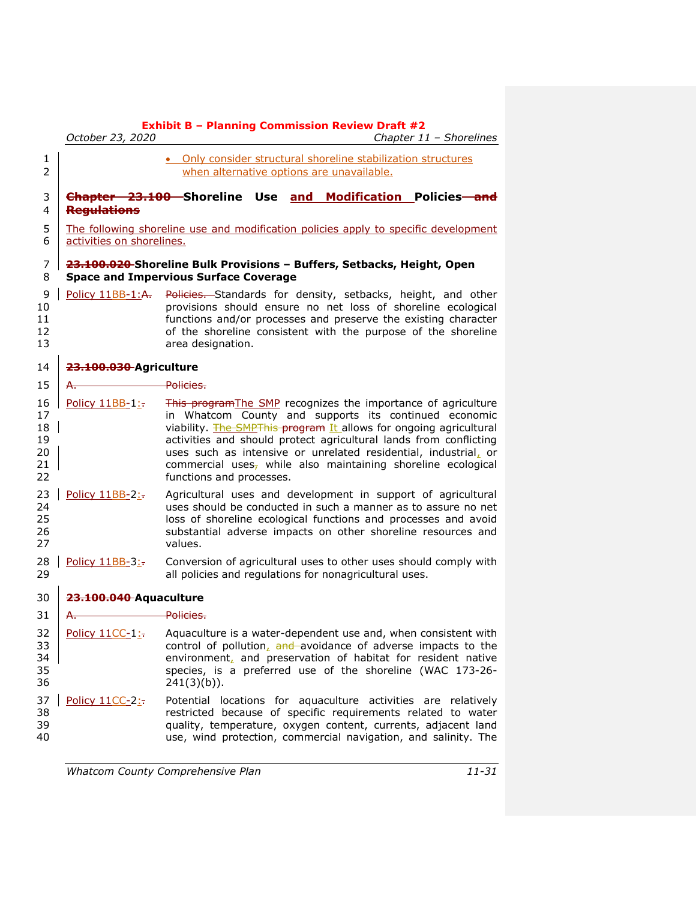- Only consider structural shoreline stabilization structures when alternative options are unavailable.

## ~~Chapter 23.100~~ Shoreline Use and Modification Policies ~~and Regulations~~

The following shoreline use and modification policies apply to specific development activities on shorelines.

### ~~23.100.020~~ Shoreline Bulk Provisions – Buffers, Setbacks, Height, Open Space and Impervious Surface Coverage

Policy 11BB-1:~~A.~~ ~~Policies.~~ Standards for density, setbacks, height, and other provisions should ensure no net loss of shoreline ecological functions and/or processes and preserve the existing character of the shoreline consistent with the purpose of the shoreline area designation.

### ~~23.100.030~~ Agriculture

~~A. Policies.~~

Policy 11BB-1:~~.~~ ~~This program~~The SMP recognizes the importance of agriculture in Whatcom County and supports its continued economic viability. ~~The SMP~~~~This program~~ It allows for ongoing agricultural activities and should protect agricultural lands from conflicting uses such as intensive or unrelated residential, industrial, or commercial uses~~,~~ while also maintaining shoreline ecological functions and processes.

Policy 11BB-2:~~.~~ Agricultural uses and development in support of agricultural uses should be conducted in such a manner as to assure no net loss of shoreline ecological functions and processes and avoid substantial adverse impacts on other shoreline resources and values.

Policy 11BB-3:~~.~~ Conversion of agricultural uses to other uses should comply with all policies and regulations for nonagricultural uses.

### ~~23.100.040~~ Aquaculture

~~A. Policies.~~

Policy 11CC-1:~~.~~ Aquaculture is a water-dependent use and, when consistent with control of pollution, ~~and~~ avoidance of adverse impacts to the environment, and preservation of habitat for resident native species, is a preferred use of the shoreline (WAC 173-26-241(3)(b)).

Policy 11CC-2:~~.~~ Potential locations for aquaculture activities are relatively restricted because of specific requirements related to water quality, temperature, oxygen content, currents, adjacent land use, wind protection, commercial navigation, and salinity. The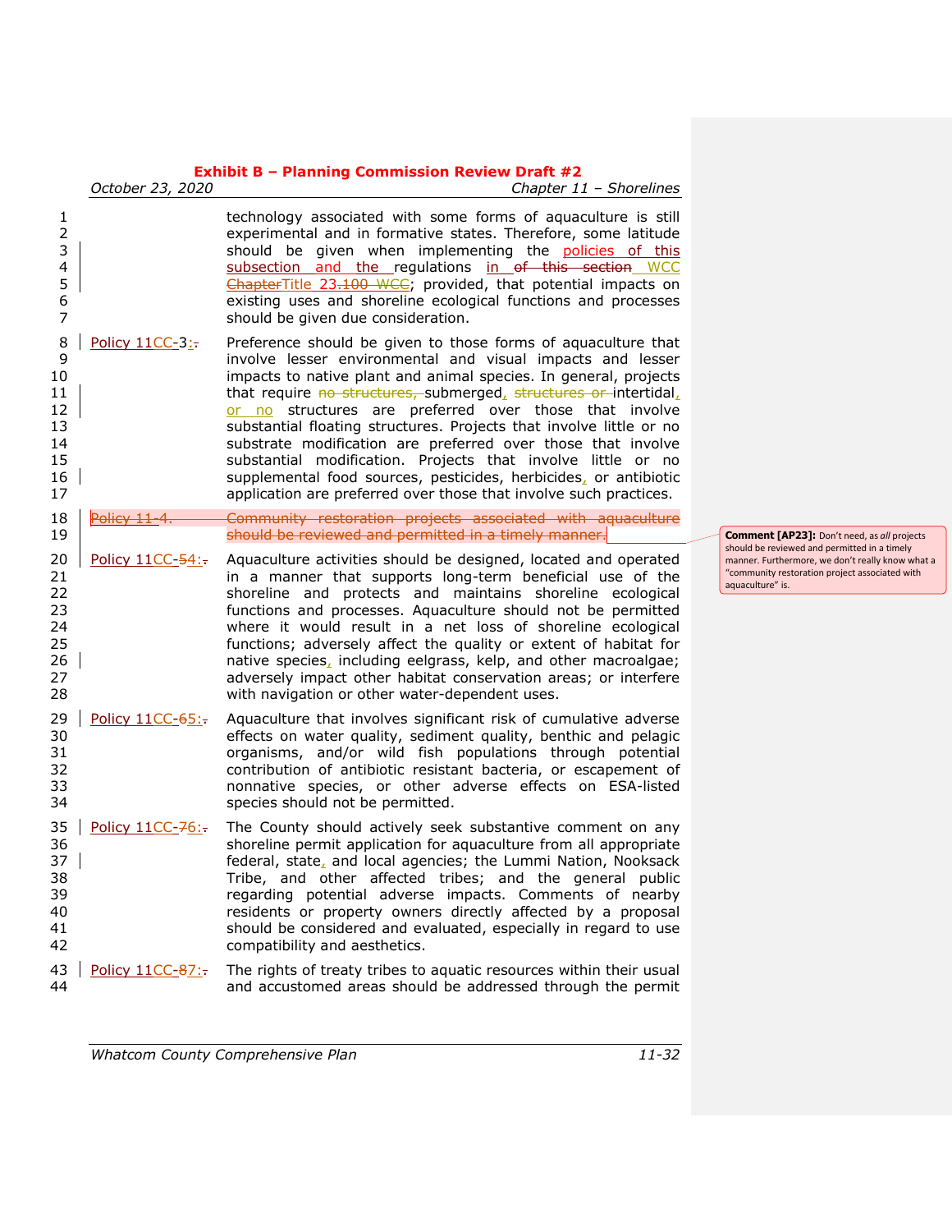technology associated with some forms of aquaculture is still experimental and in formative states. Therefore, some latitude should be given when implementing the ~~policies of this subsection and the~~ regulations in ~~of this section~~ WCC ~~Chapter~~Title 23~~.100 WCC~~; provided, that potential impacts on existing uses and shoreline ecological functions and processes should be given due consideration.

Policy 11CC-3:~~.~~ Preference should be given to those forms of aquaculture that involve lesser environmental and visual impacts and lesser impacts to native plant and animal species. In general, projects that require ~~no structures,~~ submerged, ~~structures or~~ intertidal, or no structures are preferred over those that involve substantial floating structures. Projects that involve little or no substrate modification are preferred over those that involve substantial modification. Projects that involve little or no supplemental food sources, pesticides, herbicides, or antibiotic application are preferred over those that involve such practices.

~~Policy 11-4. Community restoration projects associated with aquaculture should be reviewed and permitted in a timely manner.~~

Policy 11CC-~~5~~4:~~.~~ Aquaculture activities should be designed, located and operated in a manner that supports long-term beneficial use of the shoreline and protects and maintains shoreline ecological functions and processes. Aquaculture should not be permitted where it would result in a net loss of shoreline ecological functions; adversely affect the quality or extent of habitat for native species, including eelgrass, kelp, and other macroalgae; adversely impact other habitat conservation areas; or interfere with navigation or other water-dependent uses.

Policy 11CC-~~6~~5:~~.~~ Aquaculture that involves significant risk of cumulative adverse effects on water quality, sediment quality, benthic and pelagic organisms, and/or wild fish populations through potential contribution of antibiotic resistant bacteria, or escapement of nonnative species, or other adverse effects on ESA-listed species should not be permitted.

Policy 11CC-~~7~~6:~~.~~ The County should actively seek substantive comment on any shoreline permit application for aquaculture from all appropriate federal, state, and local agencies; the Lummi Nation, Nooksack Tribe, and other affected tribes; and the general public regarding potential adverse impacts. Comments of nearby residents or property owners directly affected by a proposal should be considered and evaluated, especially in regard to use compatibility and aesthetics.

Policy 11CC-~~8~~7:~~.~~ The rights of treaty tribes to aquatic resources within their usual and accustomed areas should be addressed through the permit

**Comment [AP23]:** Don't need, as *all* projects should be reviewed and permitted in a timely manner. Furthermore, we don't really know what a "community restoration project associated with aquaculture" is.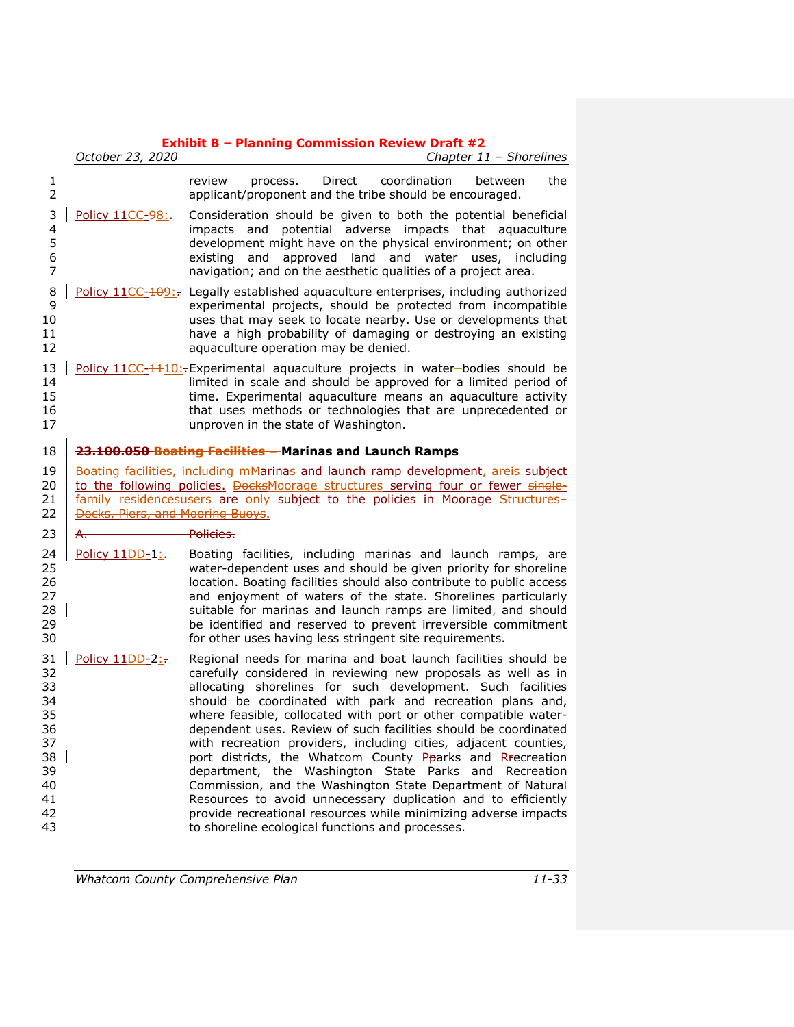review process. Direct coordination between the applicant/proponent and the tribe should be encouraged.

Policy 11CC-98:. Consideration should be given to both the potential beneficial impacts and potential adverse impacts that aquaculture development might have on the physical environment; on other existing and approved land and water uses, including navigation; and on the aesthetic qualities of a project area.

Policy 11CC-109:. Legally established aquaculture enterprises, including authorized experimental projects, should be protected from incompatible uses that may seek to locate nearby. Use or developments that have a high probability of damaging or destroying an existing aquaculture operation may be denied.

Policy 11CC-1110:. Experimental aquaculture projects in water-bodies should be limited in scale and should be approved for a limited period of time. Experimental aquaculture means an aquaculture activity that uses methods or technologies that are unprecedented or unproven in the state of Washington.

### 23.100.050 Boating Facilities – Marinas and Launch Ramps

Boating facilities, including mMarinas and launch ramp development, areis subject to the following policies. DocksMoorage structures serving four or fewer single-family residencesusers are only subject to the policies in Moorage Structures–Docks, Piers, and Mooring Buoys.

A. Policies.

Policy 11DD-1:. Boating facilities, including marinas and launch ramps, are water-dependent uses and should be given priority for shoreline location. Boating facilities should also contribute to public access and enjoyment of waters of the state. Shorelines particularly suitable for marinas and launch ramps are limited, and should be identified and reserved to prevent irreversible commitment for other uses having less stringent site requirements.

Policy 11DD-2:. Regional needs for marina and boat launch facilities should be carefully considered in reviewing new proposals as well as in allocating shorelines for such development. Such facilities should be coordinated with park and recreation plans and, where feasible, collocated with port or other compatible water-dependent uses. Review of such facilities should be coordinated with recreation providers, including cities, adjacent counties, port districts, the Whatcom County Pparks and Rrecreation department, the Washington State Parks and Recreation Commission, and the Washington State Department of Natural Resources to avoid unnecessary duplication and to efficiently provide recreational resources while minimizing adverse impacts to shoreline ecological functions and processes.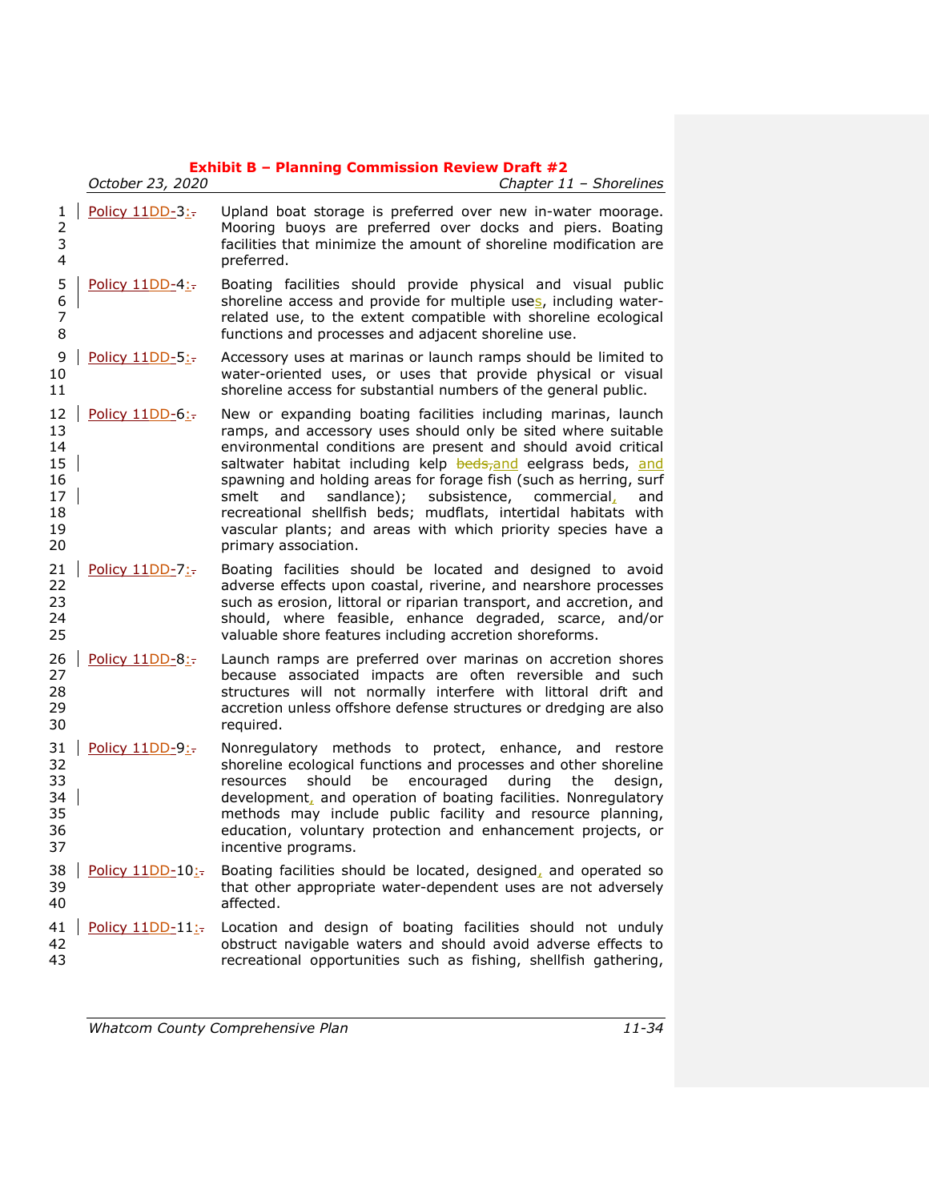Policy 11DD-3: Upland boat storage is preferred over new in-water moorage. Mooring buoys are preferred over docks and piers. Boating facilities that minimize the amount of shoreline modification are preferred.

Policy 11DD-4: Boating facilities should provide physical and visual public shoreline access and provide for multiple uses, including water-related use, to the extent compatible with shoreline ecological functions and processes and adjacent shoreline use.

Policy 11DD-5: Accessory uses at marinas or launch ramps should be limited to water-oriented uses, or uses that provide physical or visual shoreline access for substantial numbers of the general public.

Policy 11DD-6: New or expanding boating facilities including marinas, launch ramps, and accessory uses should only be sited where suitable environmental conditions are present and should avoid critical saltwater habitat including kelp and eelgrass beds, and spawning and holding areas for forage fish (such as herring, surf smelt and sandlance); subsistence, commercial, and recreational shellfish beds; mudflats, intertidal habitats with vascular plants; and areas with which priority species have a primary association.

Policy 11DD-7: Boating facilities should be located and designed to avoid adverse effects upon coastal, riverine, and nearshore processes such as erosion, littoral or riparian transport, and accretion, and should, where feasible, enhance degraded, scarce, and/or valuable shore features including accretion shoreforms.

Policy 11DD-8: Launch ramps are preferred over marinas on accretion shores because associated impacts are often reversible and such structures will not normally interfere with littoral drift and accretion unless offshore defense structures or dredging are also required.

Policy 11DD-9: Nonregulatory methods to protect, enhance, and restore shoreline ecological functions and processes and other shoreline resources should be encouraged during the design, development, and operation of boating facilities. Nonregulatory methods may include public facility and resource planning, education, voluntary protection and enhancement projects, or incentive programs.

Policy 11DD-10: Boating facilities should be located, designed, and operated so that other appropriate water-dependent uses are not adversely affected.

Policy 11DD-11: Location and design of boating facilities should not unduly obstruct navigable waters and should avoid adverse effects to recreational opportunities such as fishing, shellfish gathering,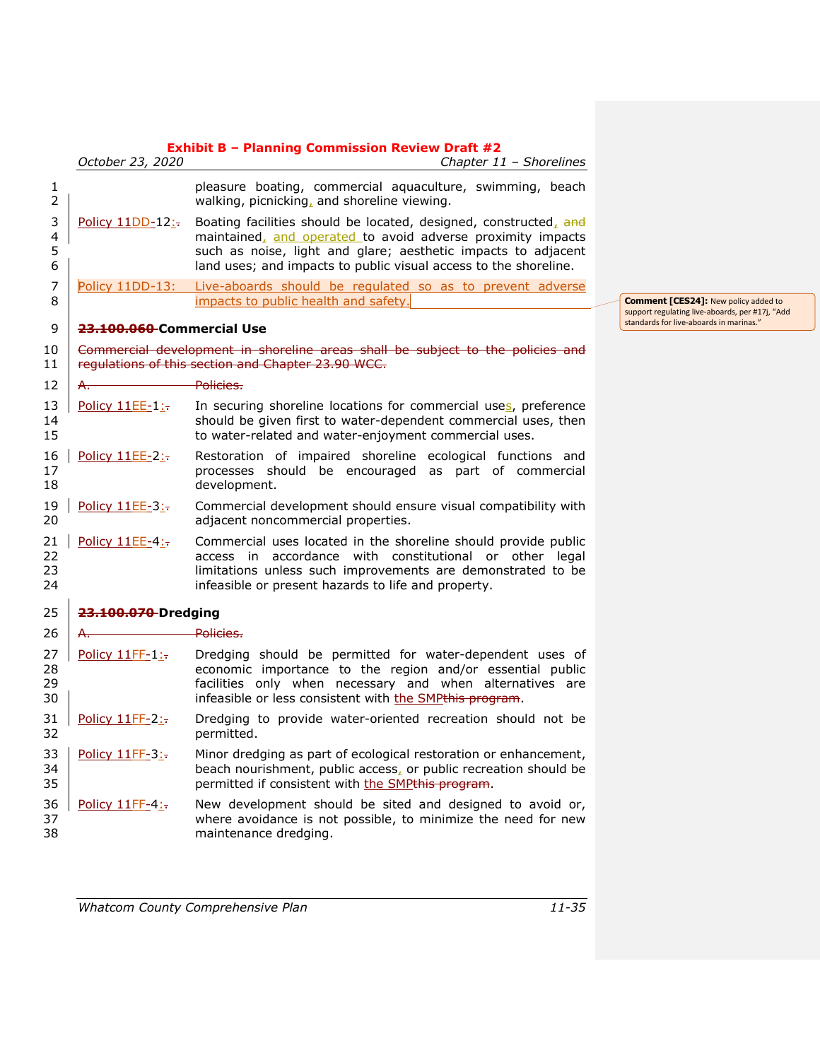pleasure boating, commercial aquaculture, swimming, beach walking, picnicking, and shoreline viewing.

Policy 11DD-12: Boating facilities should be located, designed, constructed, ~~and~~ maintained, and operated to avoid adverse proximity impacts such as noise, light and glare; aesthetic impacts to adjacent land uses; and impacts to public visual access to the shoreline.

Policy 11DD-13: Live-aboards should be regulated so as to prevent adverse impacts to public health and safety.

Comment [CES24]: New policy added to support regulating live-aboards, per #17j, "Add standards for live-aboards in marinas."

### ~~23.100.060~~ Commercial Use

~~Commercial development in shoreline areas shall be subject to the policies and regulations of this section and Chapter 23.90 WCC.~~

~~A. Policies.~~

Policy 11EE-1: In securing shoreline locations for commercial uses, preference should be given first to water-dependent commercial uses, then to water-related and water-enjoyment commercial uses.

Policy 11EE-2: Restoration of impaired shoreline ecological functions and processes should be encouraged as part of commercial development.

Policy 11EE-3: Commercial development should ensure visual compatibility with adjacent noncommercial properties.

Policy 11EE-4: Commercial uses located in the shoreline should provide public access in accordance with constitutional or other legal limitations unless such improvements are demonstrated to be infeasible or present hazards to life and property.

### ~~23.100.070~~ Dredging

~~A. Policies.~~

Policy 11FF-1: Dredging should be permitted for water-dependent uses of economic importance to the region and/or essential public facilities only when necessary and when alternatives are infeasible or less consistent with the SMP~~this program~~.

Policy 11FF-2: Dredging to provide water-oriented recreation should not be permitted.

Policy 11FF-3: Minor dredging as part of ecological restoration or enhancement, beach nourishment, public access, or public recreation should be permitted if consistent with the SMP~~this program~~.

Policy 11FF-4: New development should be sited and designed to avoid or, where avoidance is not possible, to minimize the need for new maintenance dredging.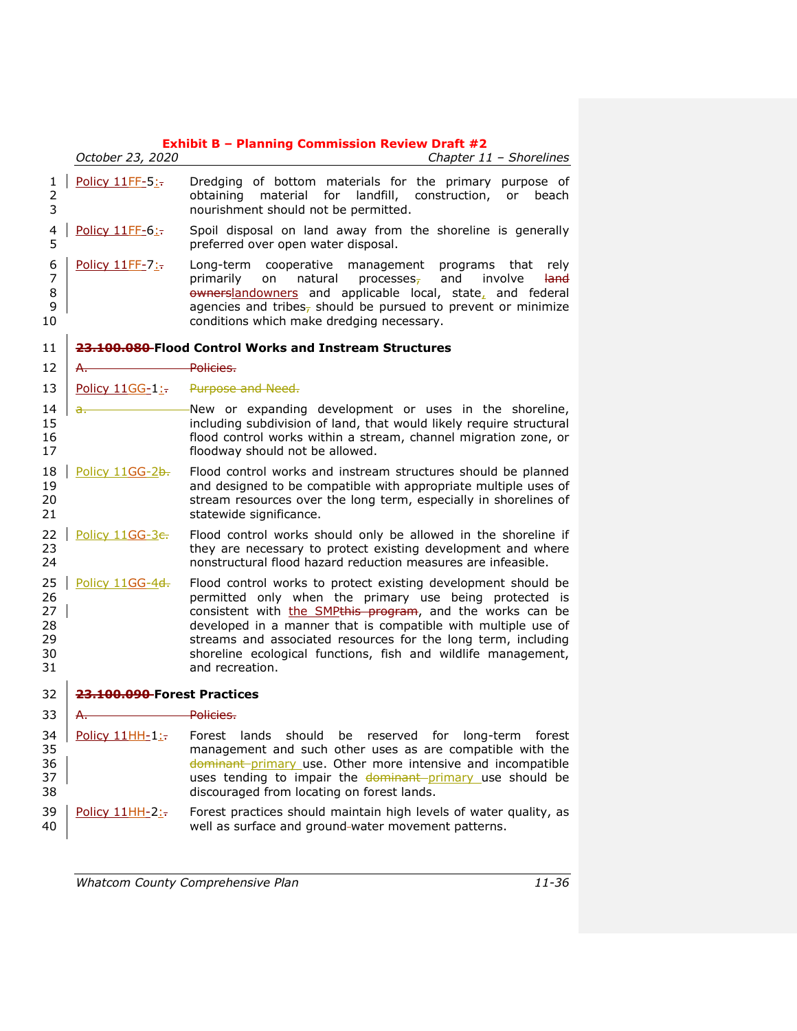Policy 11FF-5: Dredging of bottom materials for the primary purpose of obtaining material for landfill, construction, or beach nourishment should not be permitted.

Policy 11FF-6: Spoil disposal on land away from the shoreline is generally preferred over open water disposal.

Policy 11FF-7: Long-term cooperative management programs that rely primarily on natural processes and involve landowners and applicable local, state, and federal agencies and tribes should be pursued to prevent or minimize conditions which make dredging necessary.

### Flood Control Works and Instream Structures

Policy 11GG-1: New or expanding development or uses in the shoreline, including subdivision of land, that would likely require structural flood control works within a stream, channel migration zone, or floodway should not be allowed.

Policy 11GG-2 Flood control works and instream structures should be planned and designed to be compatible with appropriate multiple uses of stream resources over the long term, especially in shorelines of statewide significance.

Policy 11GG-3 Flood control works should only be allowed in the shoreline if they are necessary to protect existing development and where nonstructural flood hazard reduction measures are infeasible.

Policy 11GG-4 Flood control works to protect existing development should be permitted only when the primary use being protected is consistent with the SMP, and the works can be developed in a manner that is compatible with multiple use of streams and associated resources for the long term, including shoreline ecological functions, fish and wildlife management, and recreation.

### Forest Practices

Policy 11HH-1: Forest lands should be reserved for long-term forest management and such other uses as are compatible with the primary use. Other more intensive and incompatible uses tending to impair the primary use should be discouraged from locating on forest lands.

Policy 11HH-2: Forest practices should maintain high levels of water quality, as well as surface and groundwater movement patterns.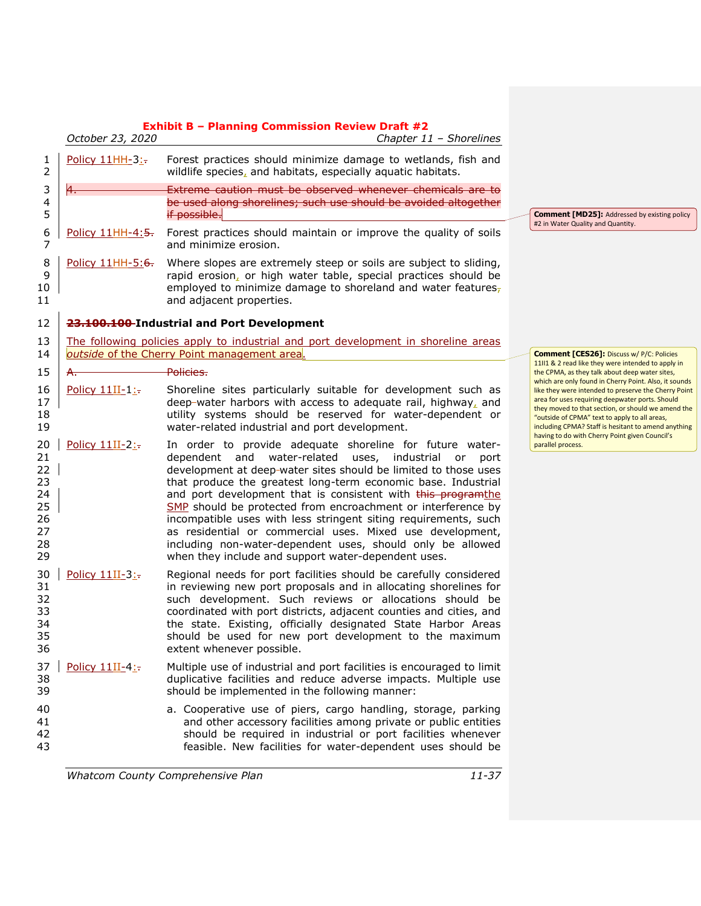Policy 11HH-3: Forest practices should minimize damage to wetlands, fish and wildlife species, and habitats, especially aquatic habitats.

~~4. Extreme caution must be observed whenever chemicals are to be used along shorelines; such use should be avoided altogether if possible.~~

Comment [MD25]: Addressed by existing policy #2 in Water Quality and Quantity.

Policy 11HH-4: Forest practices should maintain or improve the quality of soils and minimize erosion.

Policy 11HH-5: Where slopes are extremely steep or soils are subject to sliding, rapid erosion, or high water table, special practices should be employed to minimize damage to shoreland and water features and adjacent properties.

## ~~23.100.100~~ Industrial and Port Development

The following policies apply to industrial and port development in shoreline areas *outside* of the Cherry Point management area.

Comment [CES26]: Discuss w/ P/C: Policies 11II1 & 2 read like they were intended to apply in the CPMA, as they talk about deep water sites, which are only found in Cherry Point. Also, it sounds like they were intended to preserve the Cherry Point area for uses requiring deepwater ports. Should they moved to that section, or should we amend the "outside of CPMA" text to apply to all areas, including CPMA? Staff is hesitant to amend anything having to do with Cherry Point given Council's parallel process.

~~A. Policies.~~

Policy 11II-1: Shoreline sites particularly suitable for development such as deepwater harbors with access to adequate rail, highway, and utility systems should be reserved for water-dependent or water-related industrial and port development.

Policy 11II-2: In order to provide adequate shoreline for future water-dependent and water-related uses, industrial or port development at deepwater sites should be limited to those uses that produce the greatest long-term economic base. Industrial and port development that is consistent with ~~this program~~the SMP should be protected from encroachment or interference by incompatible uses with less stringent siting requirements, such as residential or commercial uses. Mixed use development, including non-water-dependent uses, should only be allowed when they include and support water-dependent uses.

Policy 11II-3: Regional needs for port facilities should be carefully considered in reviewing new port proposals and in allocating shorelines for such development. Such reviews or allocations should be coordinated with port districts, adjacent counties and cities, and the state. Existing, officially designated State Harbor Areas should be used for new port development to the maximum extent whenever possible.

Policy 11II-4: Multiple use of industrial and port facilities is encouraged to limit duplicative facilities and reduce adverse impacts. Multiple use should be implemented in the following manner:

a. Cooperative use of piers, cargo handling, storage, parking and other accessory facilities among private or public entities should be required in industrial or port facilities whenever feasible. New facilities for water-dependent uses should be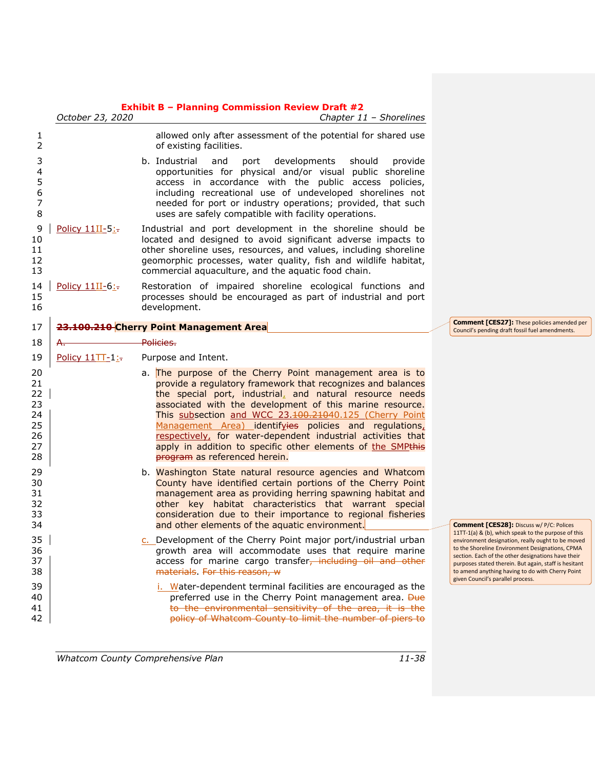allowed only after assessment of the potential for shared use of existing facilities.

b. Industrial and port developments should provide opportunities for physical and/or visual public shoreline access in accordance with the public access policies, including recreational use of undeveloped shorelines not needed for port or industry operations; provided, that such uses are safely compatible with facility operations.

Policy 11II-5:. Industrial and port development in the shoreline should be located and designed to avoid significant adverse impacts to other shoreline uses, resources, and values, including shoreline geomorphic processes, water quality, fish and wildlife habitat, commercial aquaculture, and the aquatic food chain.

Policy 11II-6:. Restoration of impaired shoreline ecological functions and processes should be encouraged as part of industrial and port development.

## ~~23.100.210~~ Cherry Point Management Area

~~A. Policies.~~

Policy 11TT-1:. Purpose and Intent.

a. The purpose of the Cherry Point management area is to provide a regulatory framework that recognizes and balances the special port, industrial, and natural resource needs associated with the development of this marine resource. This subsection and WCC 23.~~100.210~~40.125 (Cherry Point Management Area) identify~~ies~~ policies and regulations, respectively, for water-dependent industrial activities that apply in addition to specific other elements of the SMP~~this program~~ as referenced herein.

b. Washington State natural resource agencies and Whatcom County have identified certain portions of the Cherry Point management area as providing herring spawning habitat and other key habitat characteristics that warrant special consideration due to their importance to regional fisheries and other elements of the aquatic environment.

c. Development of the Cherry Point major port/industrial urban growth area will accommodate uses that require marine access for marine cargo transfer~~, including oil and other materials~~. ~~For this reason, w~~

i. Water-dependent terminal facilities are encouraged as the preferred use in the Cherry Point management area. ~~Due to the environmental sensitivity of the area, it is the policy of Whatcom County to limit the number of piers to~~

**Comment [CES27]:** These policies amended per Council's pending draft fossil fuel amendments.

**Comment [CES28]:** Discuss w/ P/C: Polices 11TT-1(a) & (b), which speak to the purpose of this environment designation, really ought to be moved to the Shoreline Environment Designations, CPMA section. Each of the other designations have their purposes stated therein. But again, staff is hesitant to amend anything having to do with Cherry Point given Council's parallel process.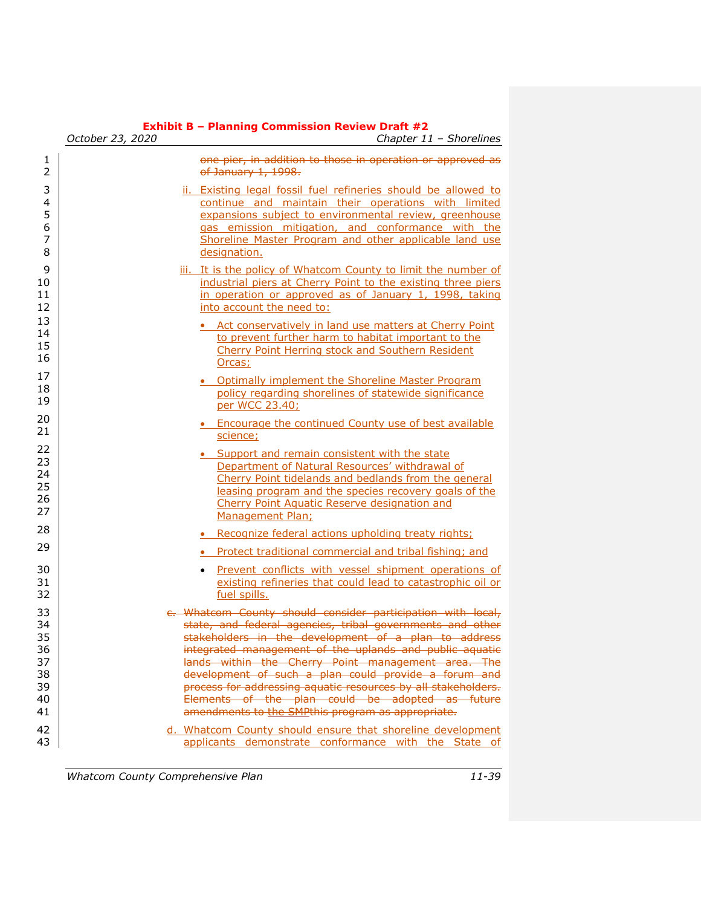one pier, in addition to those in operation or approved as of January 1, 1998.

ii. Existing legal fossil fuel refineries should be allowed to continue and maintain their operations with limited expansions subject to environmental review, greenhouse gas emission mitigation, and conformance with the Shoreline Master Program and other applicable land use designation.

iii. It is the policy of Whatcom County to limit the number of industrial piers at Cherry Point to the existing three piers in operation or approved as of January 1, 1998, taking into account the need to:

- Act conservatively in land use matters at Cherry Point to prevent further harm to habitat important to the Cherry Point Herring stock and Southern Resident Orcas;
- Optimally implement the Shoreline Master Program policy regarding shorelines of statewide significance per WCC 23.40;
- Encourage the continued County use of best available science;
- Support and remain consistent with the state Department of Natural Resources' withdrawal of Cherry Point tidelands and bedlands from the general leasing program and the species recovery goals of the Cherry Point Aquatic Reserve designation and Management Plan;
- Recognize federal actions upholding treaty rights;
- Protect traditional commercial and tribal fishing; and
- Prevent conflicts with vessel shipment operations of existing refineries that could lead to catastrophic oil or fuel spills.

c. Whatcom County should consider participation with local, state, and federal agencies, tribal governments and other stakeholders in the development of a plan to address integrated management of the uplands and public aquatic lands within the Cherry Point management area. The development of such a plan could provide a forum and process for addressing aquatic resources by all stakeholders. Elements of the plan could be adopted as future amendments to the SMPthis program as appropriate.

d. Whatcom County should ensure that shoreline development applicants demonstrate conformance with the State of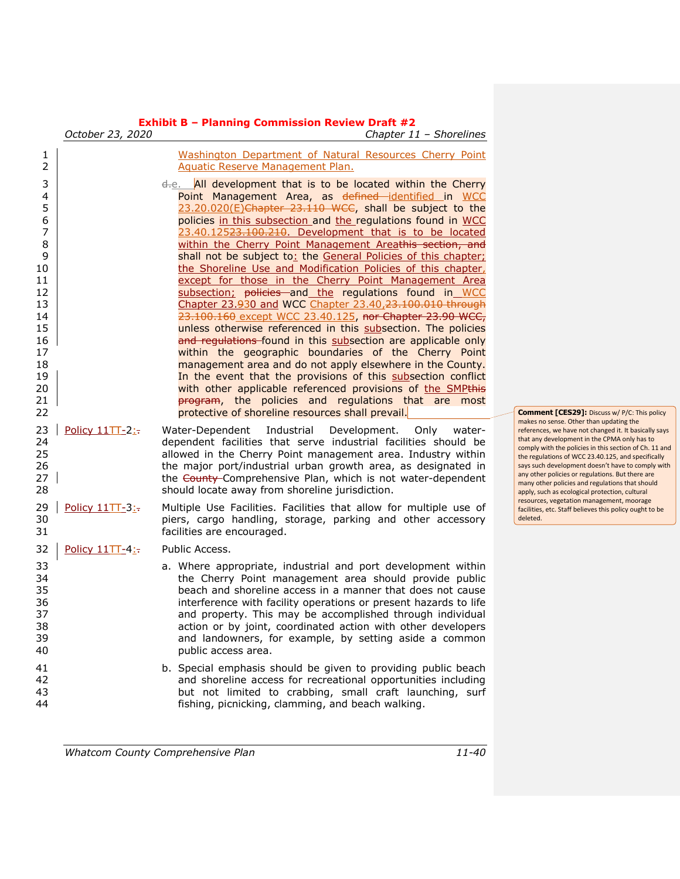Washington Department of Natural Resources Cherry Point Aquatic Reserve Management Plan.

d.e. All development that is to be located within the Cherry Point Management Area, as defined identified in WCC 23.20.020(E)Chapter 23.110 WCC, shall be subject to the policies in this subsection and the regulations found in WCC 23.40.12523.100.210. Development that is to be located within the Cherry Point Management Areathis section, and shall not be subject to: the General Policies of this chapter; the Shoreline Use and Modification Policies of this chapter, except for those in the Cherry Point Management Area subsection; policies and the regulations found in WCC Chapter 23.930 and WCC Chapter 23.40,23.100.010 through 23.100.160 except WCC 23.40.125, nor Chapter 23.90 WCC, unless otherwise referenced in this subsection. The policies and regulations found in this subsection are applicable only within the geographic boundaries of the Cherry Point management area and do not apply elsewhere in the County. In the event that the provisions of this subsection conflict with other applicable referenced provisions of the SMPthis program, the policies and regulations that are most protective of shoreline resources shall prevail.

Comment [CES29]: Discuss w/ P/C: This policy makes no sense. Other than updating the references, we have not changed it. It basically says that any development in the CPMA only has to comply with the policies in this section of Ch. 11 and the regulations of WCC 23.40.125, and specifically says such development doesn't have to comply with any other policies or regulations. But there are many other policies and regulations that should apply, such as ecological protection, cultural resources, vegetation management, moorage facilities, etc. Staff believes this policy ought to be deleted.

Policy 11TT-2:. Water-Dependent Industrial Development. Only water-dependent facilities that serve industrial facilities should be allowed in the Cherry Point management area. Industry within the major port/industrial urban growth area, as designated in the County Comprehensive Plan, which is not water-dependent should locate away from shoreline jurisdiction.

Policy 11TT-3:. Multiple Use Facilities. Facilities that allow for multiple use of piers, cargo handling, storage, parking and other accessory facilities are encouraged.

Policy 11TT-4:. Public Access.

a. Where appropriate, industrial and port development within the Cherry Point management area should provide public beach and shoreline access in a manner that does not cause interference with facility operations or present hazards to life and property. This may be accomplished through individual action or by joint, coordinated action with other developers and landowners, for example, by setting aside a common public access area.

b. Special emphasis should be given to providing public beach and shoreline access for recreational opportunities including but not limited to crabbing, small craft launching, surf fishing, picnicking, clamming, and beach walking.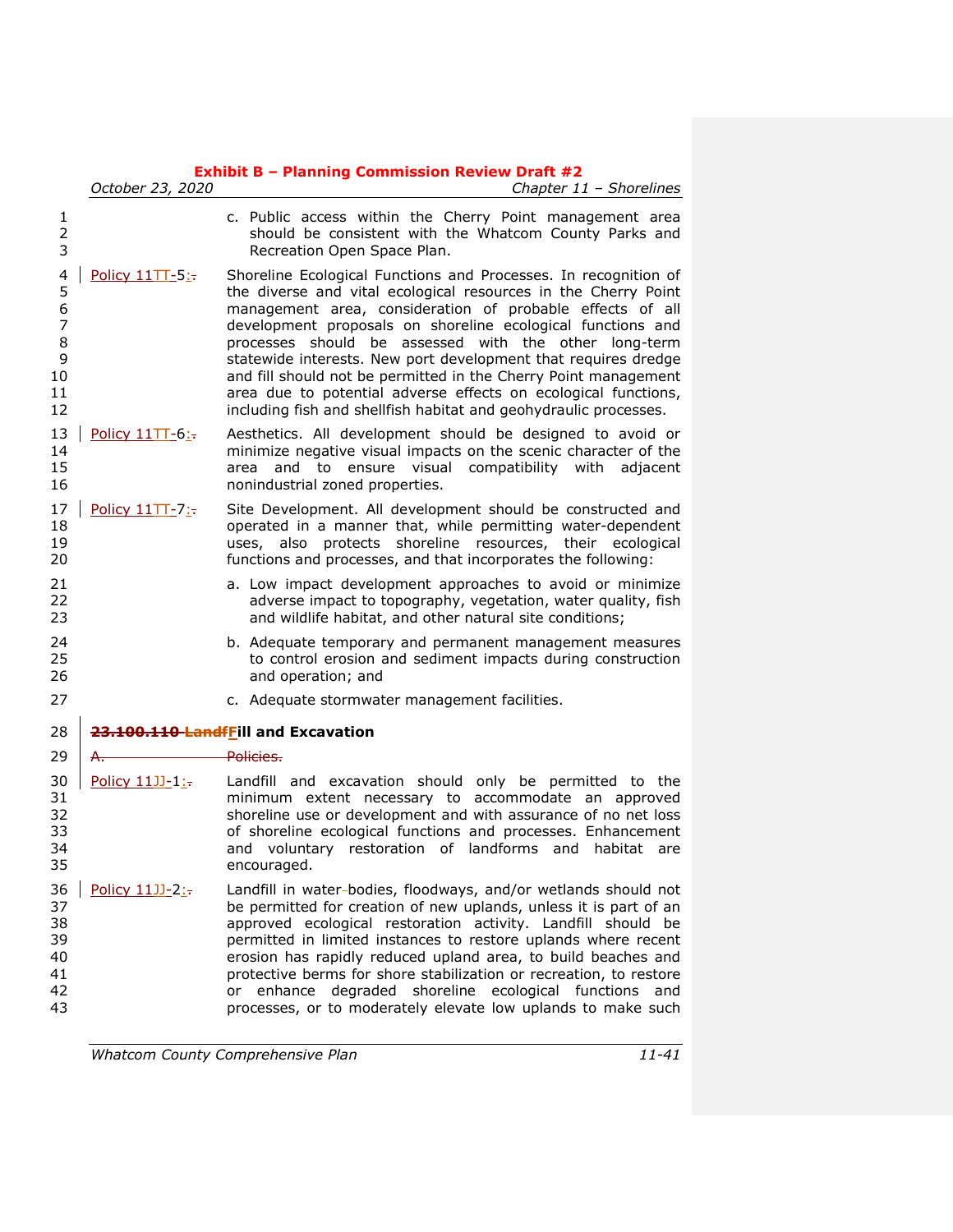c. Public access within the Cherry Point management area should be consistent with the Whatcom County Parks and Recreation Open Space Plan.

Policy 11TT-5: Shoreline Ecological Functions and Processes. In recognition of the diverse and vital ecological resources in the Cherry Point management area, consideration of probable effects of all development proposals on shoreline ecological functions and processes should be assessed with the other long-term statewide interests. New port development that requires dredge and fill should not be permitted in the Cherry Point management area due to potential adverse effects on ecological functions, including fish and shellfish habitat and geohydraulic processes.

Policy 11TT-6: Aesthetics. All development should be designed to avoid or minimize negative visual impacts on the scenic character of the area and to ensure visual compatibility with adjacent nonindustrial zoned properties.

Policy 11TT-7: Site Development. All development should be constructed and operated in a manner that, while permitting water-dependent uses, also protects shoreline resources, their ecological functions and processes, and that incorporates the following:

a. Low impact development approaches to avoid or minimize adverse impact to topography, vegetation, water quality, fish and wildlife habitat, and other natural site conditions;

b. Adequate temporary and permanent management measures to control erosion and sediment impacts during construction and operation; and

c. Adequate stormwater management facilities.

## ~~23.100.110 Landf~~Fill and Excavation

~~A. Policies.~~

Policy 11JJ-1: Landfill and excavation should only be permitted to the minimum extent necessary to accommodate an approved shoreline use or development and with assurance of no net loss of shoreline ecological functions and processes. Enhancement and voluntary restoration of landforms and habitat are encouraged.

Policy 11JJ-2: Landfill in waterbodies, floodways, and/or wetlands should not be permitted for creation of new uplands, unless it is part of an approved ecological restoration activity. Landfill should be permitted in limited instances to restore uplands where recent erosion has rapidly reduced upland area, to build beaches and protective berms for shore stabilization or recreation, to restore or enhance degraded shoreline ecological functions and processes, or to moderately elevate low uplands to make such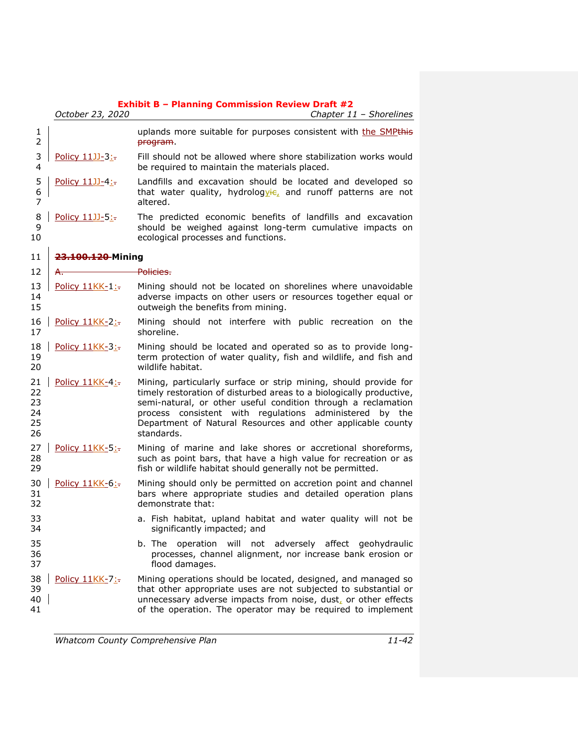uplands more suitable for purposes consistent with the SMPthis program.

Policy 11JJ-3:. Fill should not be allowed where shore stabilization works would be required to maintain the materials placed.

Policy 11JJ-4:. Landfills and excavation should be located and developed so that water quality, hydrologyic, and runoff patterns are not altered.

Policy 11JJ-5:. The predicted economic benefits of landfills and excavation should be weighed against long-term cumulative impacts on ecological processes and functions.

## 23.100.120 Mining

A. Policies.

Policy 11KK-1:. Mining should not be located on shorelines where unavoidable adverse impacts on other users or resources together equal or outweigh the benefits from mining.

Policy 11KK-2:. Mining should not interfere with public recreation on the shoreline.

Policy 11KK-3:. Mining should be located and operated so as to provide long-term protection of water quality, fish and wildlife, and fish and wildlife habitat.

Policy 11KK-4:. Mining, particularly surface or strip mining, should provide for timely restoration of disturbed areas to a biologically productive, semi-natural, or other useful condition through a reclamation process consistent with regulations administered by the Department of Natural Resources and other applicable county standards.

Policy 11KK-5:. Mining of marine and lake shores or accretional shoreforms, such as point bars, that have a high value for recreation or as fish or wildlife habitat should generally not be permitted.

Policy 11KK-6:. Mining should only be permitted on accretion point and channel bars where appropriate studies and detailed operation plans demonstrate that:

a. Fish habitat, upland habitat and water quality will not be significantly impacted; and

b. The operation will not adversely affect geohydraulic processes, channel alignment, nor increase bank erosion or flood damages.

Policy 11KK-7:. Mining operations should be located, designed, and managed so that other appropriate uses are not subjected to substantial or unnecessary adverse impacts from noise, dust, or other effects of the operation. The operator may be required to implement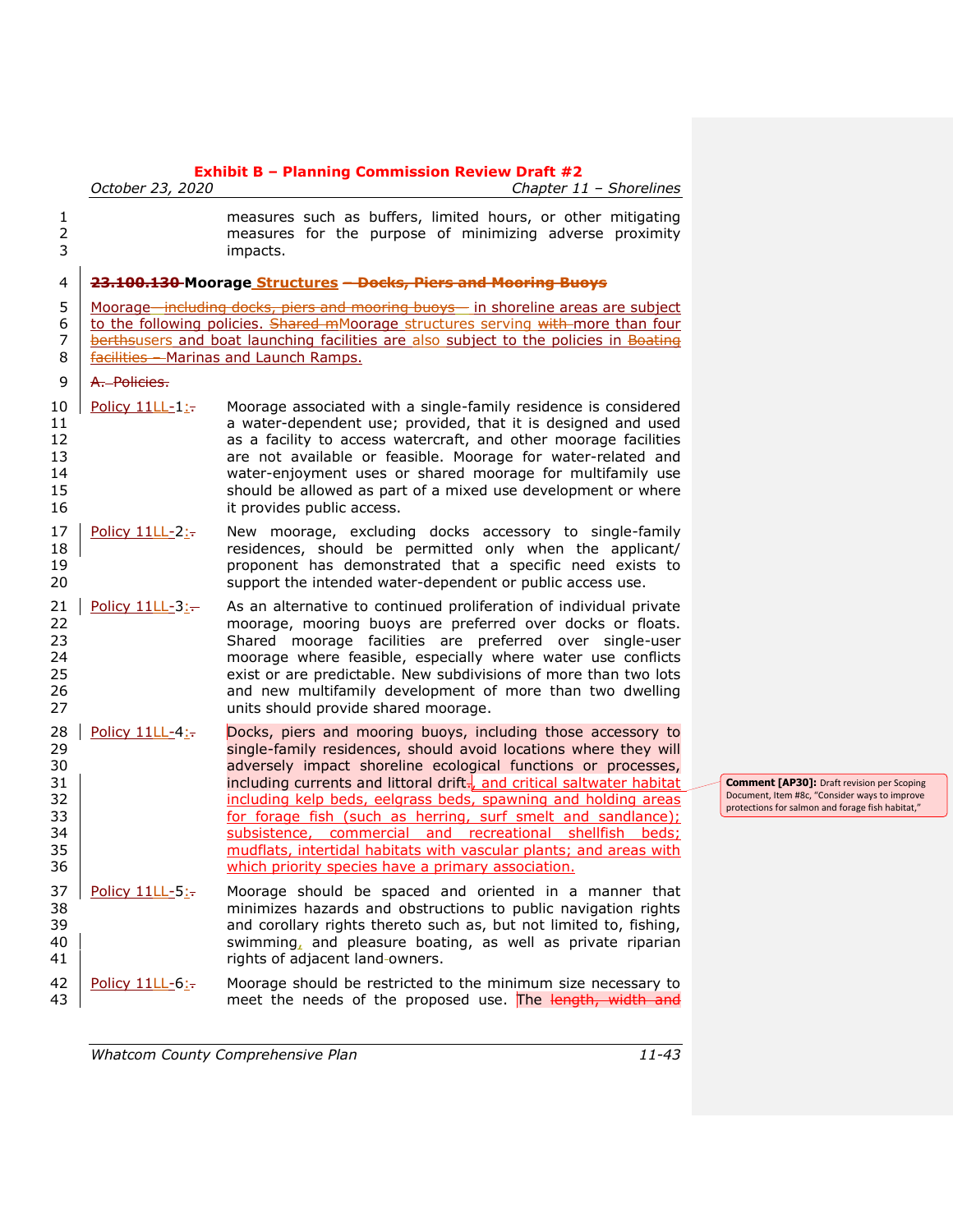measures such as buffers, limited hours, or other mitigating measures for the purpose of minimizing adverse proximity impacts.

### 23.100.130 Moorage Structures — Docks, Piers and Mooring Buoys

Moorage—including docks, piers and mooring buoys— in shoreline areas are subject to the following policies. Shared mMoorage structures serving with more than four berthsusers and boat launching facilities are also subject to the policies in Boating facilities – Marinas and Launch Ramps.

A. Policies.

Policy 11LL-1:. Moorage associated with a single-family residence is considered a water-dependent use; provided, that it is designed and used as a facility to access watercraft, and other moorage facilities are not available or feasible. Moorage for water-related and water-enjoyment uses or shared moorage for multifamily use should be allowed as part of a mixed use development or where it provides public access.

Policy 11LL-2:. New moorage, excluding docks accessory to single-family residences, should be permitted only when the applicant/ proponent has demonstrated that a specific need exists to support the intended water-dependent or public access use.

Policy 11LL-3:. As an alternative to continued proliferation of individual private moorage, mooring buoys are preferred over docks or floats. Shared moorage facilities are preferred over single-user moorage where feasible, especially where water use conflicts exist or are predictable. New subdivisions of more than two lots and new multifamily development of more than two dwelling units should provide shared moorage.

Policy 11LL-4:. Docks, piers and mooring buoys, including those accessory to single-family residences, should avoid locations where they will adversely impact shoreline ecological functions or processes, including currents and littoral drift., and critical saltwater habitat including kelp beds, eelgrass beds, spawning and holding areas for forage fish (such as herring, surf smelt and sandlance); subsistence, commercial and recreational shellfish beds; mudflats, intertidal habitats with vascular plants; and areas with which priority species have a primary association.

Policy 11LL-5:. Moorage should be spaced and oriented in a manner that minimizes hazards and obstructions to public navigation rights and corollary rights thereto such as, but not limited to, fishing, swimming, and pleasure boating, as well as private riparian rights of adjacent land-owners.

Policy 11LL-6:. Moorage should be restricted to the minimum size necessary to meet the needs of the proposed use. The length, width and

**Comment [AP30]:** Draft revision per Scoping Document, Item #8c, "Consider ways to improve protections for salmon and forage fish habitat,"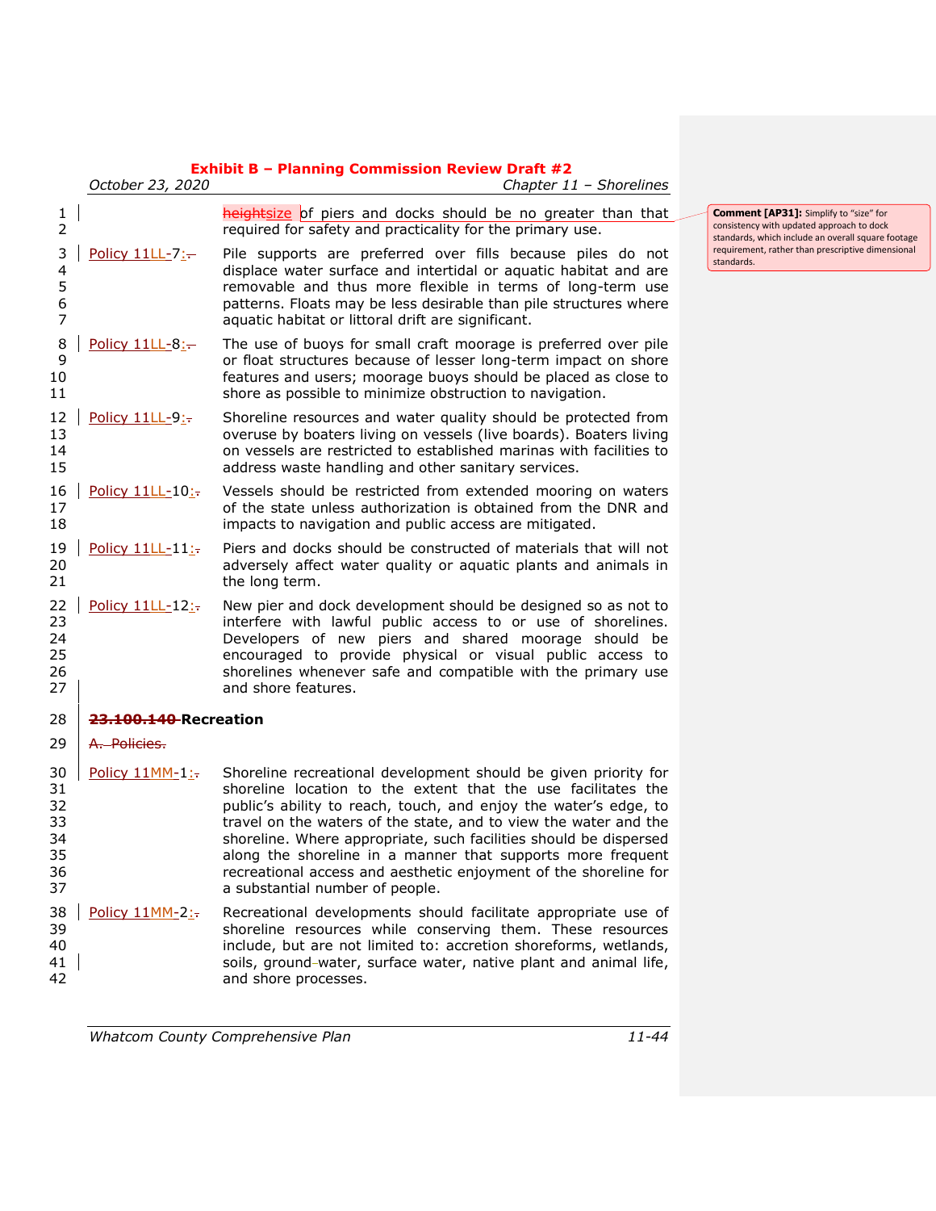heightsize of piers and docks should be no greater than that required for safety and practicality for the primary use.

Comment [AP31]: Simplify to "size" for consistency with updated approach to dock standards, which include an overall square footage requirement, rather than prescriptive dimensional standards.

Policy 11LL-7: Pile supports are preferred over fills because piles do not displace water surface and intertidal or aquatic habitat and are removable and thus more flexible in terms of long-term use patterns. Floats may be less desirable than pile structures where aquatic habitat or littoral drift are significant.

Policy 11LL-8: The use of buoys for small craft moorage is preferred over pile or float structures because of lesser long-term impact on shore features and users; moorage buoys should be placed as close to shore as possible to minimize obstruction to navigation.

Policy 11LL-9: Shoreline resources and water quality should be protected from overuse by boaters living on vessels (live boards). Boaters living on vessels are restricted to established marinas with facilities to address waste handling and other sanitary services.

Policy 11LL-10: Vessels should be restricted from extended mooring on waters of the state unless authorization is obtained from the DNR and impacts to navigation and public access are mitigated.

Policy 11LL-11: Piers and docks should be constructed of materials that will not adversely affect water quality or aquatic plants and animals in the long term.

Policy 11LL-12: New pier and dock development should be designed so as not to interfere with lawful public access to or use of shorelines. Developers of new piers and shared moorage should be encouraged to provide physical or visual public access to shorelines whenever safe and compatible with the primary use and shore features.

**~~23.100.140~~ Recreation**

~~A. Policies.~~

Policy 11MM-1: Shoreline recreational development should be given priority for shoreline location to the extent that the use facilitates the public's ability to reach, touch, and enjoy the water's edge, to travel on the waters of the state, and to view the water and the shoreline. Where appropriate, such facilities should be dispersed along the shoreline in a manner that supports more frequent recreational access and aesthetic enjoyment of the shoreline for a substantial number of people.

Policy 11MM-2: Recreational developments should facilitate appropriate use of shoreline resources while conserving them. These resources include, but are not limited to: accretion shoreforms, wetlands, soils, groundwater, surface water, native plant and animal life, and shore processes.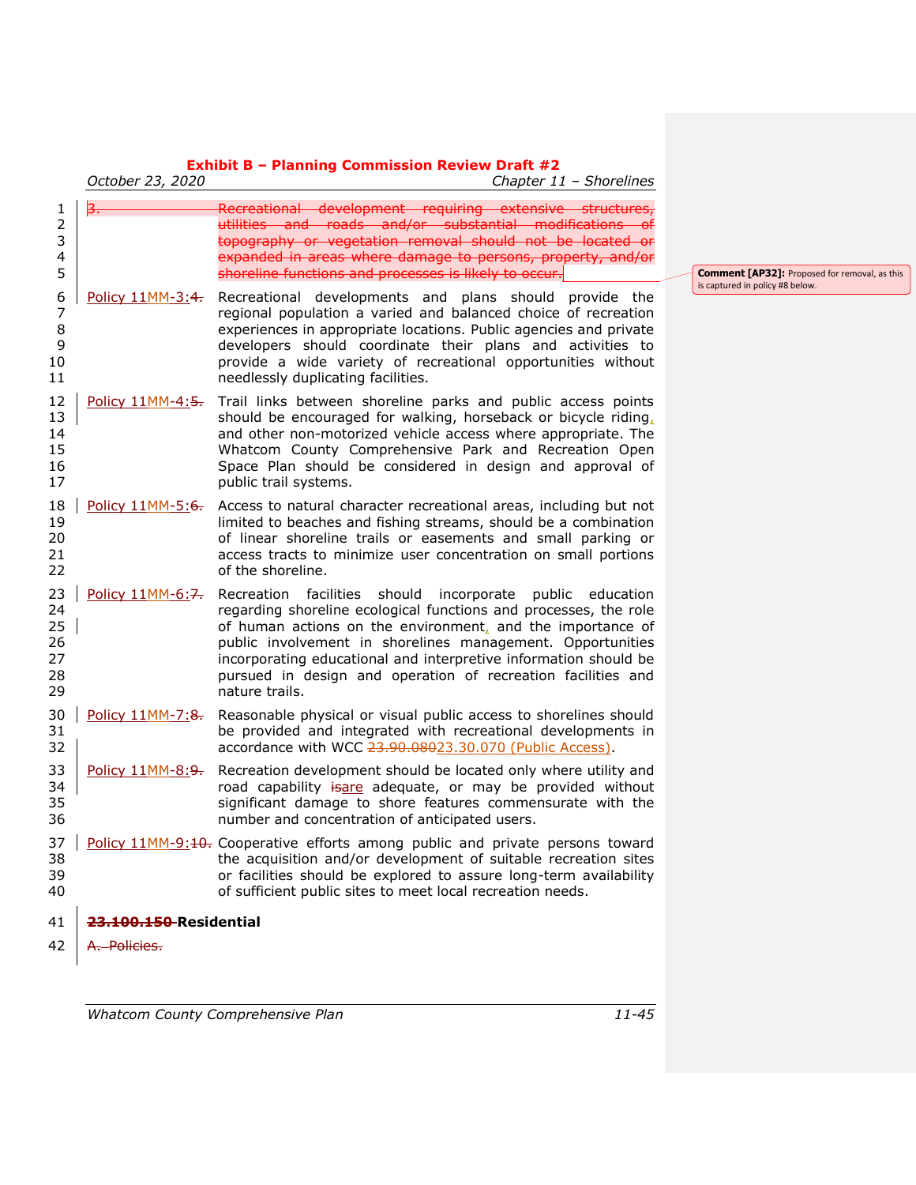~~3. Recreational development requiring extensive structures, utilities and roads and/or substantial modifications of topography or vegetation removal should not be located or expanded in areas where damage to persons, property, and/or shoreline functions and processes is likely to occur.~~

Comment [AP32]: Proposed for removal, as this is captured in policy #8 below.

Policy 11MM-3: ~~4.~~ Recreational developments and plans should provide the regional population a varied and balanced choice of recreation experiences in appropriate locations. Public agencies and private developers should coordinate their plans and activities to provide a wide variety of recreational opportunities without needlessly duplicating facilities.

Policy 11MM-4: ~~5.~~ Trail links between shoreline parks and public access points should be encouraged for walking, horseback or bicycle riding, and other non-motorized vehicle access where appropriate. The Whatcom County Comprehensive Park and Recreation Open Space Plan should be considered in design and approval of public trail systems.

Policy 11MM-5: ~~6.~~ Access to natural character recreational areas, including but not limited to beaches and fishing streams, should be a combination of linear shoreline trails or easements and small parking or access tracts to minimize user concentration on small portions of the shoreline.

Policy 11MM-6: ~~7.~~ Recreation facilities should incorporate public education regarding shoreline ecological functions and processes, the role of human actions on the environment, and the importance of public involvement in shorelines management. Opportunities incorporating educational and interpretive information should be pursued in design and operation of recreation facilities and nature trails.

Policy 11MM-7: ~~8.~~ Reasonable physical or visual public access to shorelines should be provided and integrated with recreational developments in accordance with WCC ~~23.90.080~~23.30.070 (Public Access).

Policy 11MM-8: ~~9.~~ Recreation development should be located only where utility and road capability ~~is~~are adequate, or may be provided without significant damage to shore features commensurate with the number and concentration of anticipated users.

Policy 11MM-9: ~~10.~~ Cooperative efforts among public and private persons toward the acquisition and/or development of suitable recreation sites or facilities should be explored to assure long-term availability of sufficient public sites to meet local recreation needs.

**~~23.100.150~~ Residential**

~~A. Policies.~~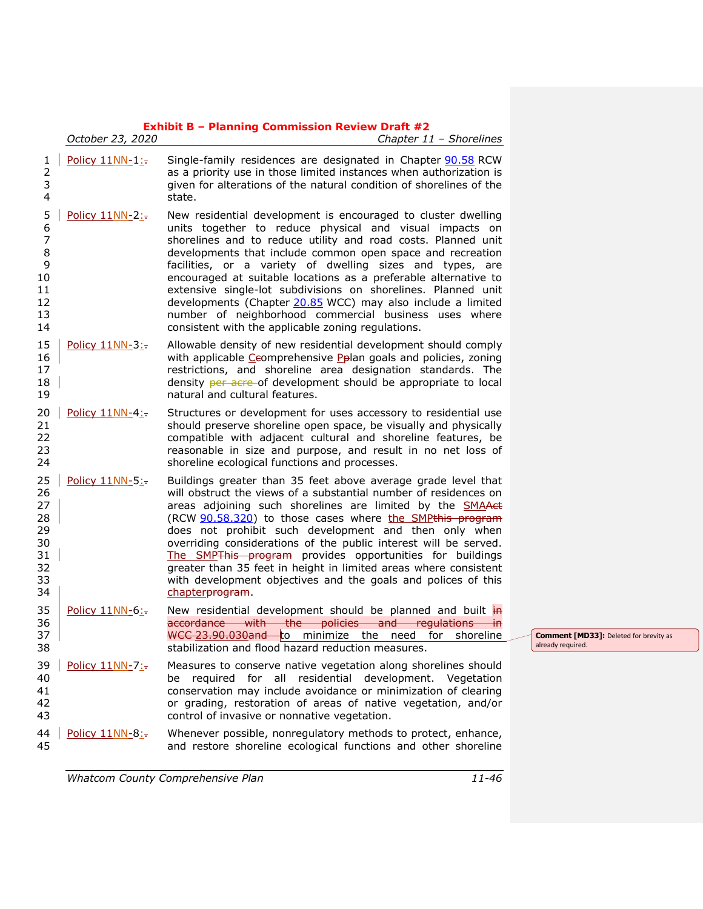Policy 11NN-1: Single-family residences are designated in Chapter 90.58 RCW as a priority use in those limited instances when authorization is given for alterations of the natural condition of shorelines of the state.

Policy 11NN-2: New residential development is encouraged to cluster dwelling units together to reduce physical and visual impacts on shorelines and to reduce utility and road costs. Planned unit developments that include common open space and recreation facilities, or a variety of dwelling sizes and types, are encouraged at suitable locations as a preferable alternative to extensive single-lot subdivisions on shorelines. Planned unit developments (Chapter 20.85 WCC) may also include a limited number of neighborhood commercial business uses where consistent with the applicable zoning regulations.

Policy 11NN-3: Allowable density of new residential development should comply with applicable Comprehensive Plan goals and policies, zoning restrictions, and shoreline area designation standards. The density of development should be appropriate to local natural and cultural features.

Policy 11NN-4: Structures or development for uses accessory to residential use should preserve shoreline open space, be visually and physically compatible with adjacent cultural and shoreline features, be reasonable in size and purpose, and result in no net loss of shoreline ecological functions and processes.

Policy 11NN-5: Buildings greater than 35 feet above average grade level that will obstruct the views of a substantial number of residences on areas adjoining such shorelines are limited by the SMA (RCW 90.58.320) to those cases where the SMP does not prohibit such development and then only when overriding considerations of the public interest will be served. The SMP provides opportunities for buildings greater than 35 feet in height in limited areas where consistent with development objectives and the goals and polices of this chapter.

Policy 11NN-6: New residential development should be planned and built to minimize the need for shoreline stabilization and flood hazard reduction measures.

Policy 11NN-7: Measures to conserve native vegetation along shorelines should be required for all residential development. Vegetation conservation may include avoidance or minimization of clearing or grading, restoration of areas of native vegetation, and/or control of invasive or nonnative vegetation.

Policy 11NN-8: Whenever possible, nonregulatory methods to protect, enhance, and restore shoreline ecological functions and other shoreline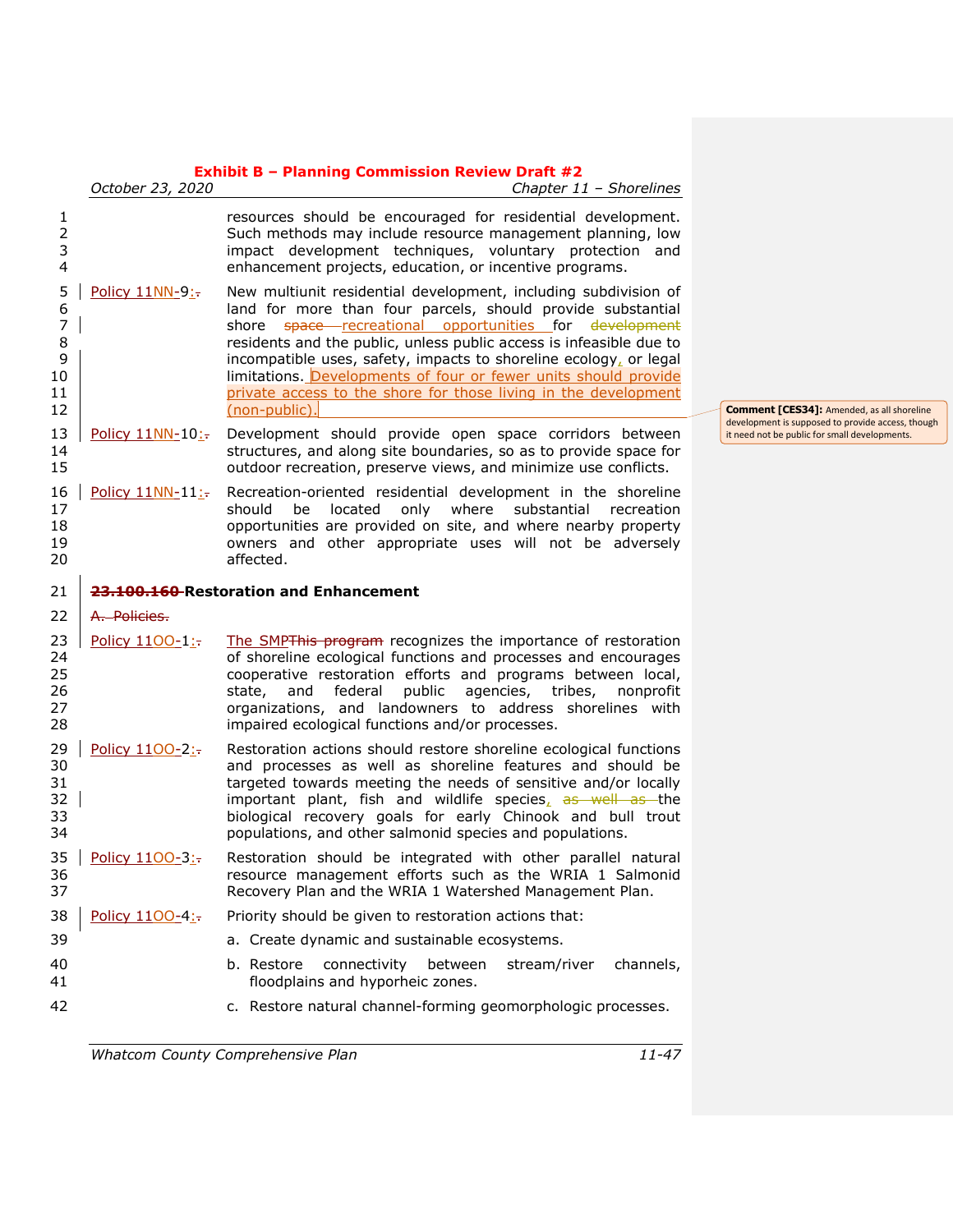resources should be encouraged for residential development. Such methods may include resource management planning, low impact development techniques, voluntary protection and enhancement projects, education, or incentive programs.

Policy 11NN-9: New multiunit residential development, including subdivision of land for more than four parcels, should provide substantial shore recreational opportunities for residents and the public, unless public access is infeasible due to incompatible uses, safety, impacts to shoreline ecology, or legal limitations. Developments of four or fewer units should provide private access to the shore for those living in the development (non-public).

Comment [CES34]: Amended, as all shoreline development is supposed to provide access, though it need not be public for small developments.

Policy 11NN-10: Development should provide open space corridors between structures, and along site boundaries, so as to provide space for outdoor recreation, preserve views, and minimize use conflicts.

Policy 11NN-11: Recreation-oriented residential development in the shoreline should be located only where substantial recreation opportunities are provided on site, and where nearby property owners and other appropriate uses will not be adversely affected.

## Restoration and Enhancement

Policy 11OO-1: The SMP recognizes the importance of restoration of shoreline ecological functions and processes and encourages cooperative restoration efforts and programs between local, state, and federal public agencies, tribes, nonprofit organizations, and landowners to address shorelines with impaired ecological functions and/or processes.

Policy 11OO-2: Restoration actions should restore shoreline ecological functions and processes as well as shoreline features and should be targeted towards meeting the needs of sensitive and/or locally important plant, fish and wildlife species, the biological recovery goals for early Chinook and bull trout populations, and other salmonid species and populations.

Policy 11OO-3: Restoration should be integrated with other parallel natural resource management efforts such as the WRIA 1 Salmonid Recovery Plan and the WRIA 1 Watershed Management Plan.

Policy 11OO-4: Priority should be given to restoration actions that:

a. Create dynamic and sustainable ecosystems.

b. Restore connectivity between stream/river channels, floodplains and hyporheic zones.

c. Restore natural channel-forming geomorphologic processes.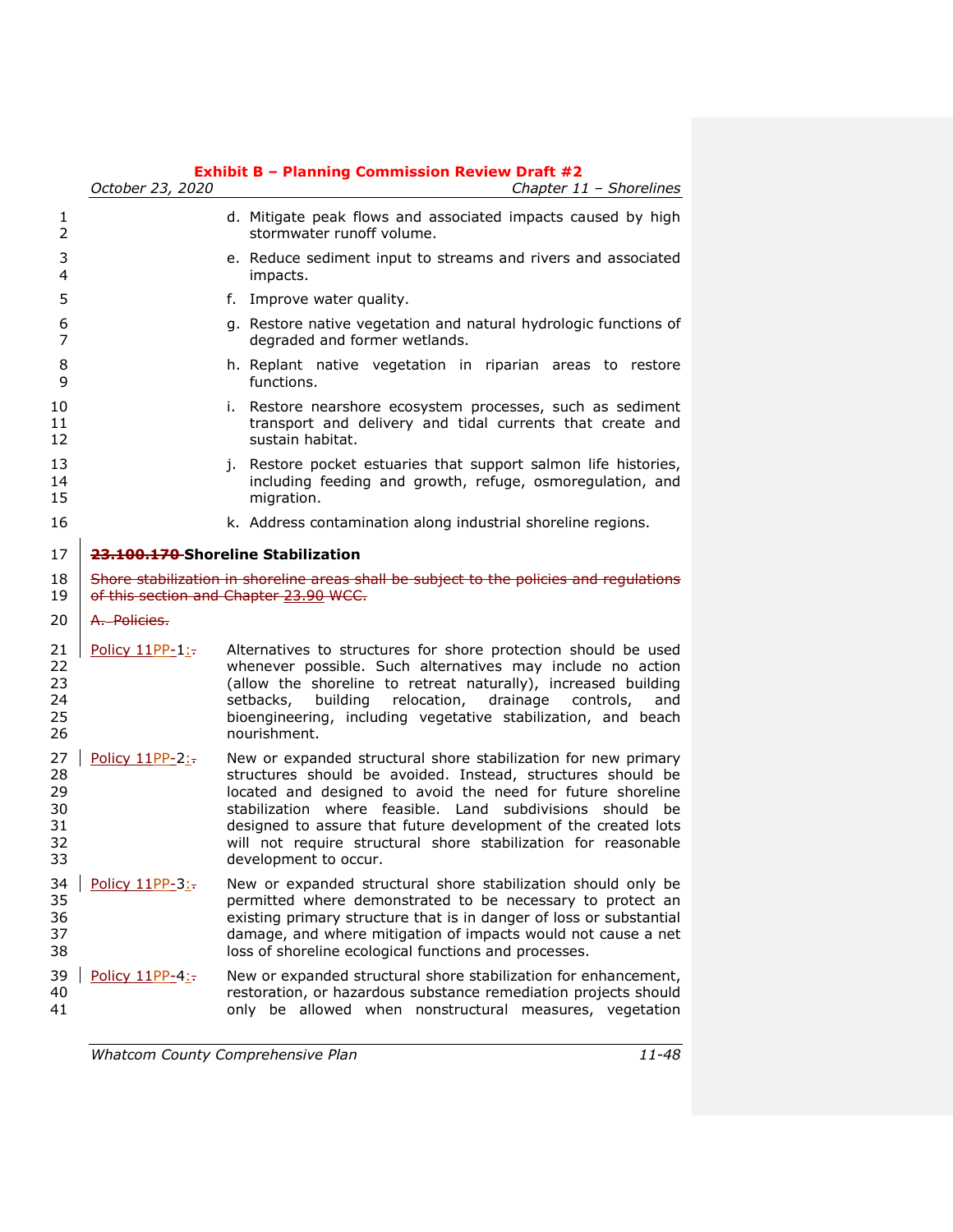d. Mitigate peak flows and associated impacts caused by high stormwater runoff volume.

e. Reduce sediment input to streams and rivers and associated impacts.

f. Improve water quality.

g. Restore native vegetation and natural hydrologic functions of degraded and former wetlands.

h. Replant native vegetation in riparian areas to restore functions.

i. Restore nearshore ecosystem processes, such as sediment transport and delivery and tidal currents that create and sustain habitat.

j. Restore pocket estuaries that support salmon life histories, including feeding and growth, refuge, osmoregulation, and migration.

k. Address contamination along industrial shoreline regions.

**~~23.100.170~~ Shoreline Stabilization**

~~Shore stabilization in shoreline areas shall be subject to the policies and regulations of this section and Chapter 23.90 WCC.~~

~~A. Policies.~~

Policy 11PP-1: Alternatives to structures for shore protection should be used whenever possible. Such alternatives may include no action (allow the shoreline to retreat naturally), increased building setbacks, building relocation, drainage controls, and bioengineering, including vegetative stabilization, and beach nourishment.

Policy 11PP-2: New or expanded structural shore stabilization for new primary structures should be avoided. Instead, structures should be located and designed to avoid the need for future shoreline stabilization where feasible. Land subdivisions should be designed to assure that future development of the created lots will not require structural shore stabilization for reasonable development to occur.

Policy 11PP-3: New or expanded structural shore stabilization should only be permitted where demonstrated to be necessary to protect an existing primary structure that is in danger of loss or substantial damage, and where mitigation of impacts would not cause a net loss of shoreline ecological functions and processes.

Policy 11PP-4: New or expanded structural shore stabilization for enhancement, restoration, or hazardous substance remediation projects should only be allowed when nonstructural measures, vegetation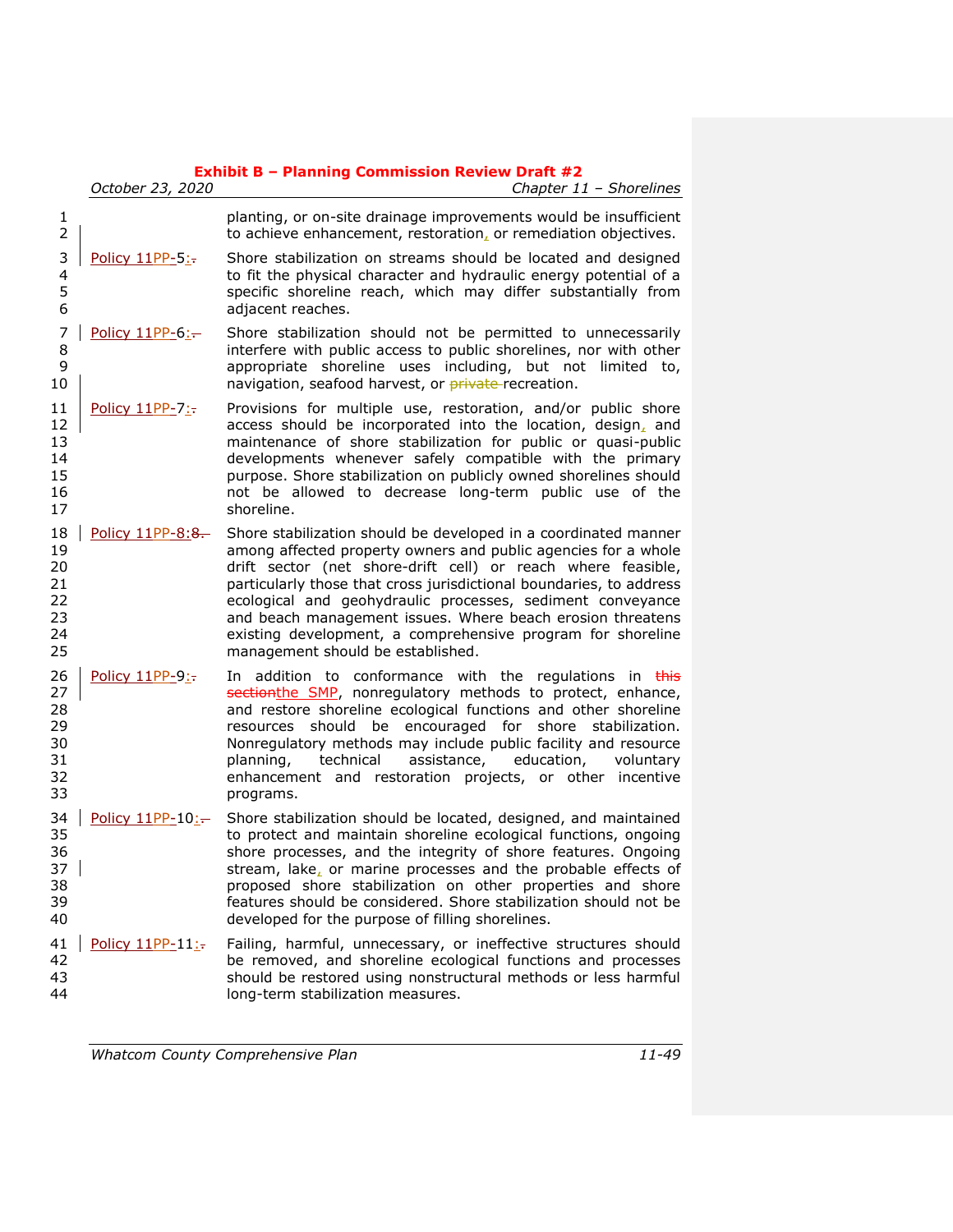planting, or on-site drainage improvements would be insufficient to achieve enhancement, restoration, or remediation objectives.

Policy 11PP-5: Shore stabilization on streams should be located and designed to fit the physical character and hydraulic energy potential of a specific shoreline reach, which may differ substantially from adjacent reaches.

Policy 11PP-6: Shore stabilization should not be permitted to unnecessarily interfere with public access to public shorelines, nor with other appropriate shoreline uses including, but not limited to, navigation, seafood harvest, or ~~private~~ recreation.

Policy 11PP-7: Provisions for multiple use, restoration, and/or public shore access should be incorporated into the location, design, and maintenance of shore stabilization for public or quasi-public developments whenever safely compatible with the primary purpose. Shore stabilization on publicly owned shorelines should not be allowed to decrease long-term public use of the shoreline.

Policy 11PP-8: Shore stabilization should be developed in a coordinated manner among affected property owners and public agencies for a whole drift sector (net shore-drift cell) or reach where feasible, particularly those that cross jurisdictional boundaries, to address ecological and geohydraulic processes, sediment conveyance and beach management issues. Where beach erosion threatens existing development, a comprehensive program for shoreline management should be established.

Policy 11PP-9: In addition to conformance with the regulations in ~~this section~~the SMP, nonregulatory methods to protect, enhance, and restore shoreline ecological functions and other shoreline resources should be encouraged for shore stabilization. Nonregulatory methods may include public facility and resource planning, technical assistance, education, voluntary enhancement and restoration projects, or other incentive programs.

Policy 11PP-10: Shore stabilization should be located, designed, and maintained to protect and maintain shoreline ecological functions, ongoing shore processes, and the integrity of shore features. Ongoing stream, lake, or marine processes and the probable effects of proposed shore stabilization on other properties and shore features should be considered. Shore stabilization should not be developed for the purpose of filling shorelines.

Policy 11PP-11: Failing, harmful, unnecessary, or ineffective structures should be removed, and shoreline ecological functions and processes should be restored using nonstructural methods or less harmful long-term stabilization measures.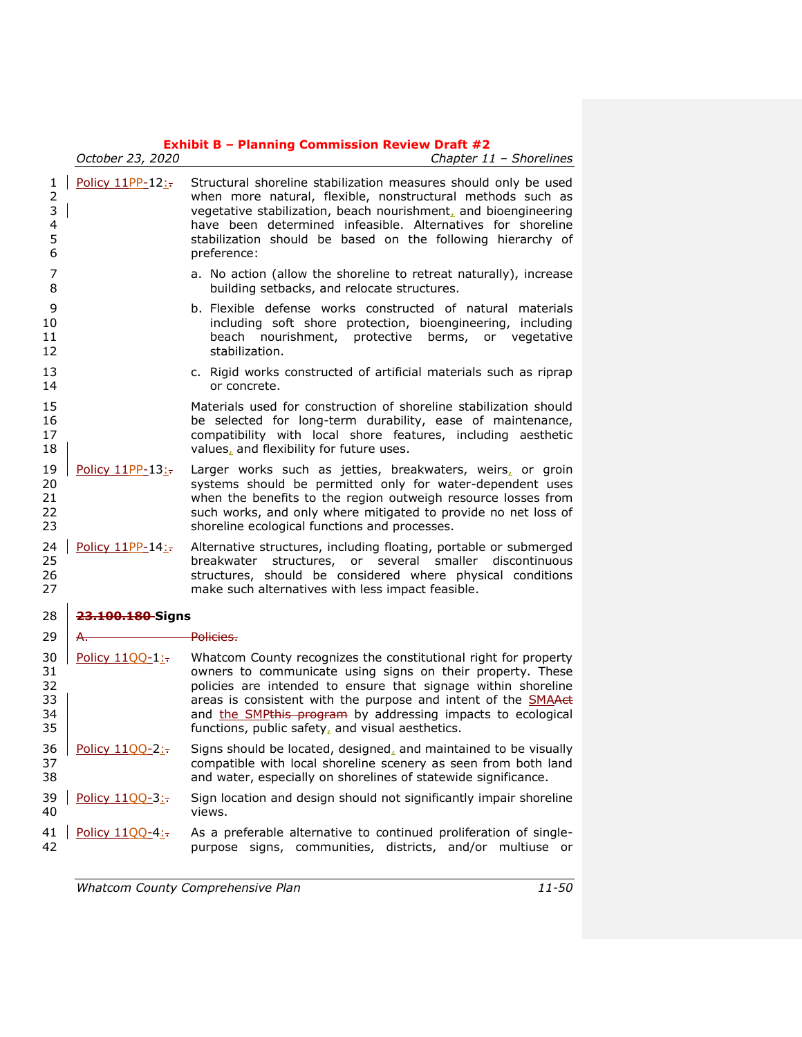Policy 11PP-12: Structural shoreline stabilization measures should only be used when more natural, flexible, nonstructural methods such as vegetative stabilization, beach nourishment, and bioengineering have been determined infeasible. Alternatives for shoreline stabilization should be based on the following hierarchy of preference:

a. No action (allow the shoreline to retreat naturally), increase building setbacks, and relocate structures.

b. Flexible defense works constructed of natural materials including soft shore protection, bioengineering, including beach nourishment, protective berms, or vegetative stabilization.

c. Rigid works constructed of artificial materials such as riprap or concrete.

Materials used for construction of shoreline stabilization should be selected for long-term durability, ease of maintenance, compatibility with local shore features, including aesthetic values, and flexibility for future uses.

Policy 11PP-13: Larger works such as jetties, breakwaters, weirs, or groin systems should be permitted only for water-dependent uses when the benefits to the region outweigh resource losses from such works, and only where mitigated to provide no net loss of shoreline ecological functions and processes.

Policy 11PP-14: Alternative structures, including floating, portable or submerged breakwater structures, or several smaller discontinuous structures, should be considered where physical conditions make such alternatives with less impact feasible.

## ~~23.100.180~~ Signs

~~A. Policies.~~

Policy 11QQ-1: Whatcom County recognizes the constitutional right for property owners to communicate using signs on their property. These policies are intended to ensure that signage within shoreline areas is consistent with the purpose and intent of the SMA~~Act~~ and the SMP~~this program~~ by addressing impacts to ecological functions, public safety, and visual aesthetics.

Policy 11QQ-2: Signs should be located, designed, and maintained to be visually compatible with local shoreline scenery as seen from both land and water, especially on shorelines of statewide significance.

Policy 11QQ-3: Sign location and design should not significantly impair shoreline views.

Policy 11QQ-4: As a preferable alternative to continued proliferation of single-purpose signs, communities, districts, and/or multiuse or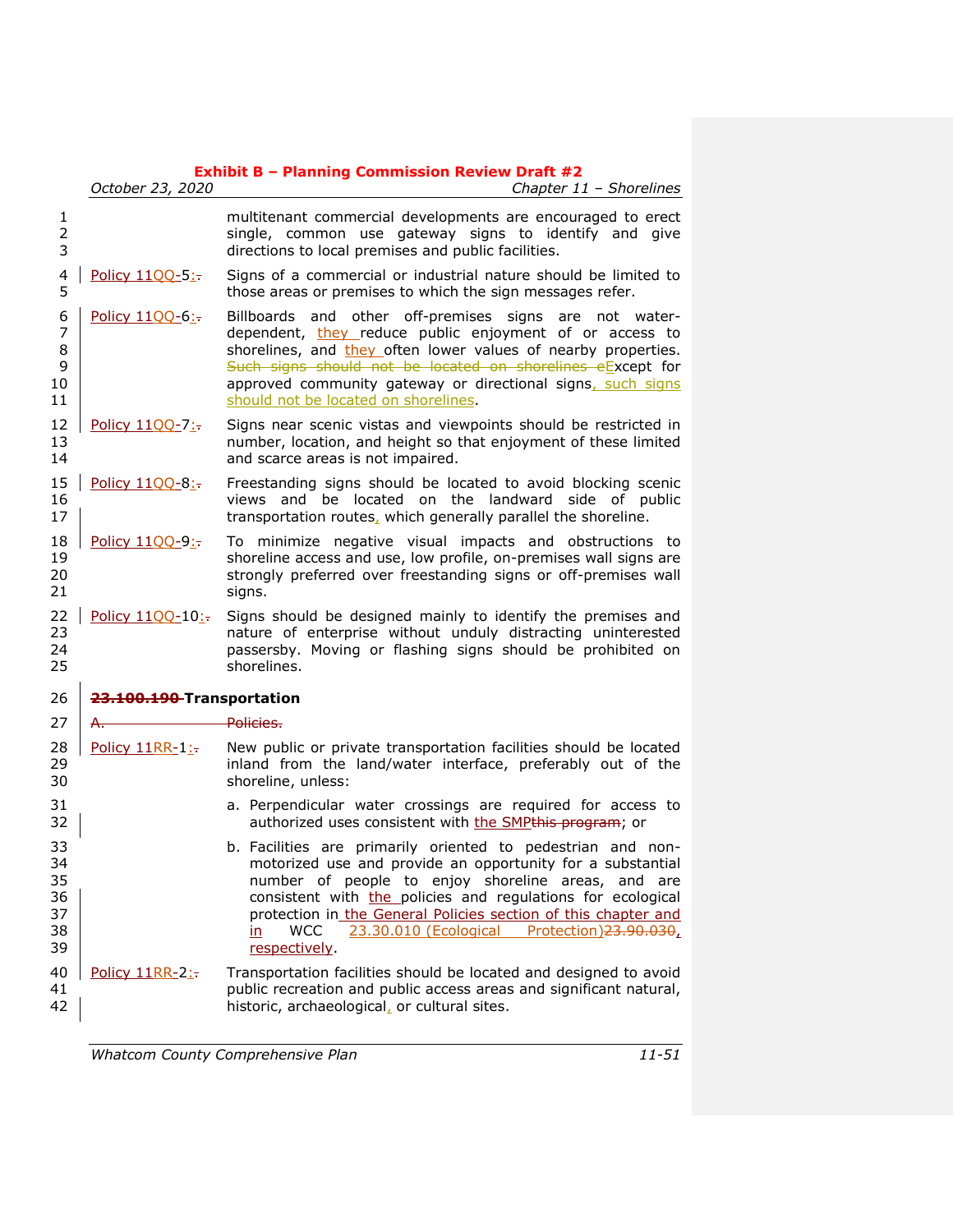multitenant commercial developments are encouraged to erect single, common use gateway signs to identify and give directions to local premises and public facilities.

Policy 11QQ-5: Signs of a commercial or industrial nature should be limited to those areas or premises to which the sign messages refer.

Policy 11QQ-6: Billboards and other off-premises signs are not water-dependent, they reduce public enjoyment of or access to shorelines, and they often lower values of nearby properties. Except for approved community gateway or directional signs, such signs should not be located on shorelines.

Policy 11QQ-7: Signs near scenic vistas and viewpoints should be restricted in number, location, and height so that enjoyment of these limited and scarce areas is not impaired.

Policy 11QQ-8: Freestanding signs should be located to avoid blocking scenic views and be located on the landward side of public transportation routes, which generally parallel the shoreline.

Policy 11QQ-9: To minimize negative visual impacts and obstructions to shoreline access and use, low profile, on-premises wall signs are strongly preferred over freestanding signs or off-premises wall signs.

Policy 11QQ-10: Signs should be designed mainly to identify the premises and nature of enterprise without unduly distracting uninterested passersby. Moving or flashing signs should be prohibited on shorelines.

**Transportation**

Policy 11RR-1: New public or private transportation facilities should be located inland from the land/water interface, preferably out of the shoreline, unless:

a. Perpendicular water crossings are required for access to authorized uses consistent with the SMP; or

b. Facilities are primarily oriented to pedestrian and non-motorized use and provide an opportunity for a substantial number of people to enjoy shoreline areas, and are consistent with the policies and regulations for ecological protection in the General Policies section of this chapter and in WCC 23.30.010 (Ecological Protection), respectively.

Policy 11RR-2: Transportation facilities should be located and designed to avoid public recreation and public access areas and significant natural, historic, archaeological, or cultural sites.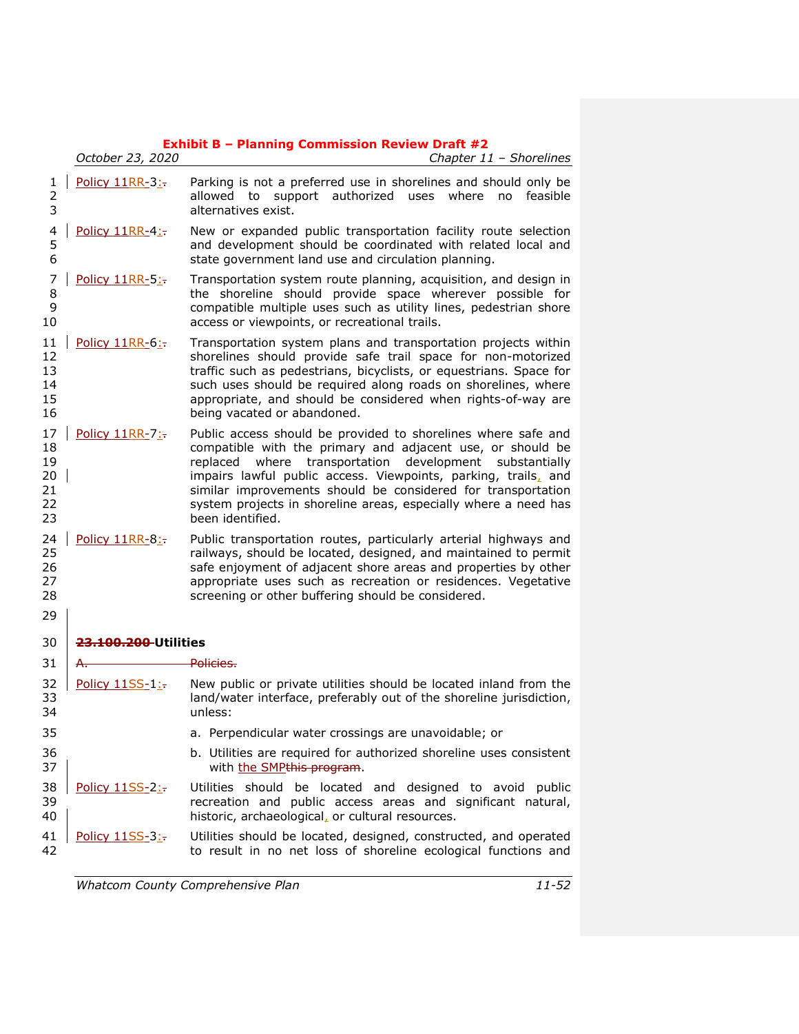Policy 11RR-3: Parking is not a preferred use in shorelines and should only be allowed to support authorized uses where no feasible alternatives exist.

Policy 11RR-4: New or expanded public transportation facility route selection and development should be coordinated with related local and state government land use and circulation planning.

Policy 11RR-5: Transportation system route planning, acquisition, and design in the shoreline should provide space wherever possible for compatible multiple uses such as utility lines, pedestrian shore access or viewpoints, or recreational trails.

Policy 11RR-6: Transportation system plans and transportation projects within shorelines should provide safe trail space for non-motorized traffic such as pedestrians, bicyclists, or equestrians. Space for such uses should be required along roads on shorelines, where appropriate, and should be considered when rights-of-way are being vacated or abandoned.

Policy 11RR-7: Public access should be provided to shorelines where safe and compatible with the primary and adjacent use, or should be replaced where transportation development substantially impairs lawful public access. Viewpoints, parking, trails, and similar improvements should be considered for transportation system projects in shoreline areas, especially where a need has been identified.

Policy 11RR-8: Public transportation routes, particularly arterial highways and railways, should be located, designed, and maintained to permit safe enjoyment of adjacent shore areas and properties by other appropriate uses such as recreation or residences. Vegetative screening or other buffering should be considered.

### ~~23.100.200~~ Utilities

~~A. Policies.~~

Policy 11SS-1: New public or private utilities should be located inland from the land/water interface, preferably out of the shoreline jurisdiction, unless:

a. Perpendicular water crossings are unavoidable; or

b. Utilities are required for authorized shoreline uses consistent with the SMP~~this program~~.

Policy 11SS-2: Utilities should be located and designed to avoid public recreation and public access areas and significant natural, historic, archaeological, or cultural resources.

Policy 11SS-3: Utilities should be located, designed, constructed, and operated to result in no net loss of shoreline ecological functions and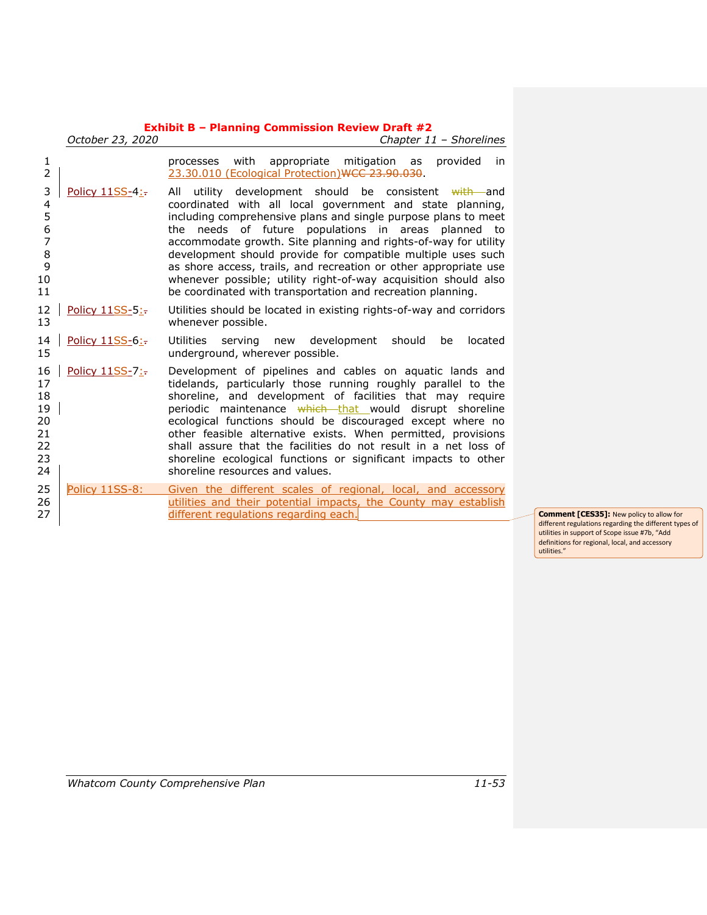processes with appropriate mitigation as provided in 23.30.010 (Ecological Protection)~~WCC 23.90.030~~.

Policy 11SS-4: All utility development should be consistent ~~with~~ and coordinated with all local government and state planning, including comprehensive plans and single purpose plans to meet the needs of future populations in areas planned to accommodate growth. Site planning and rights-of-way for utility development should provide for compatible multiple uses such as shore access, trails, and recreation or other appropriate use whenever possible; utility right-of-way acquisition should also be coordinated with transportation and recreation planning.

Policy 11SS-5: Utilities should be located in existing rights-of-way and corridors whenever possible.

Policy 11SS-6: Utilities serving new development should be located underground, wherever possible.

Policy 11SS-7: Development of pipelines and cables on aquatic lands and tidelands, particularly those running roughly parallel to the shoreline, and development of facilities that may require periodic maintenance ~~which~~ that would disrupt shoreline ecological functions should be discouraged except where no other feasible alternative exists. When permitted, provisions shall assure that the facilities do not result in a net loss of shoreline ecological functions or significant impacts to other shoreline resources and values.

Policy 11SS-8: Given the different scales of regional, local, and accessory utilities and their potential impacts, the County may establish different regulations regarding each.

**Comment [CES35]:** New policy to allow for different regulations regarding the different types of utilities in support of Scope issue #7b, "Add definitions for regional, local, and accessory utilities."